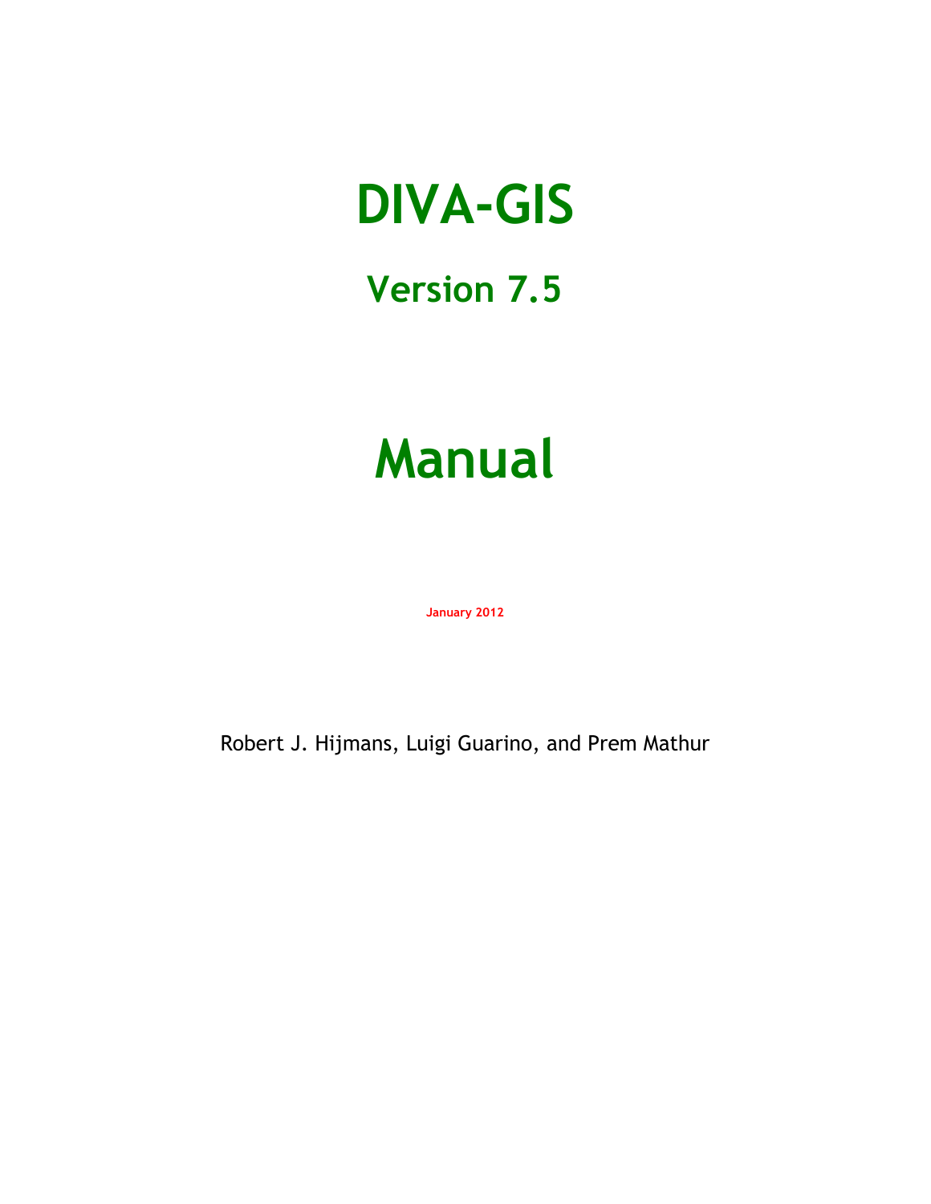# DIVA-GIS

## Version 7.5

# Manual

**January 2012**

Robert J. Hijmans, Luigi Guarino, and Prem Mathur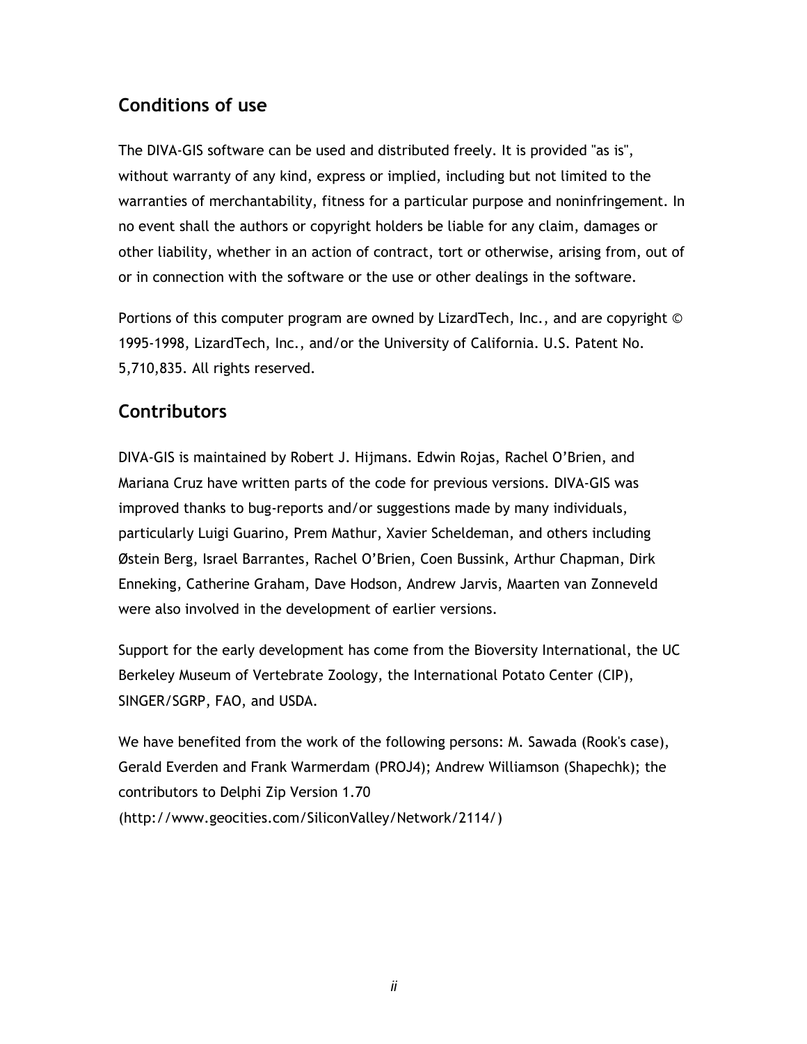## Conditions of use

The DIVA-GIS software can be used and distributed freely. It is provided "as is", without warranty of any kind, express or implied, including but not limited to the warranties of merchantability, fitness for a particular purpose and noninfringement. In no event shall the authors or copyright holders be liable for any claim, damages or other liability, whether in an action of contract, tort or otherwise, arising from, out of or in connection with the software or the use or other dealings in the software.

Portions of this computer program are owned by LizardTech, Inc., and are copyright © 1995-1998, LizardTech, Inc., and/or the University of California. U.S. Patent No. 5,710,835. All rights reserved.

## Contributors

DIVA-GIS is maintained by Robert J. Hijmans. Edwin Rojas, Rachel O'Brien, and Mariana Cruz have written parts of the code for previous versions. DIVA-GIS was improved thanks to bug-reports and/or suggestions made by many individuals, particularly Luigi Guarino, Prem Mathur, Xavier Scheldeman, and others including Østein Berg, Israel Barrantes, Rachel O'Brien, Coen Bussink, Arthur Chapman, Dirk Enneking, Catherine Graham, Dave Hodson, Andrew Jarvis, Maarten van Zonneveld were also involved in the development of earlier versions.

Support for the early development has come from the Bioversity International, the UC Berkeley Museum of Vertebrate Zoology, the International Potato Center (CIP), SINGER/SGRP, FAO, and USDA.

We have benefited from the work of the following persons: M. Sawada (Rook's case), Gerald Everden and Frank Warmerdam (PROJ4); Andrew Williamson (Shapechk); the contributors to Delphi Zip Version 1.70 (http://www.geocities.com/SiliconValley/Network/2114/)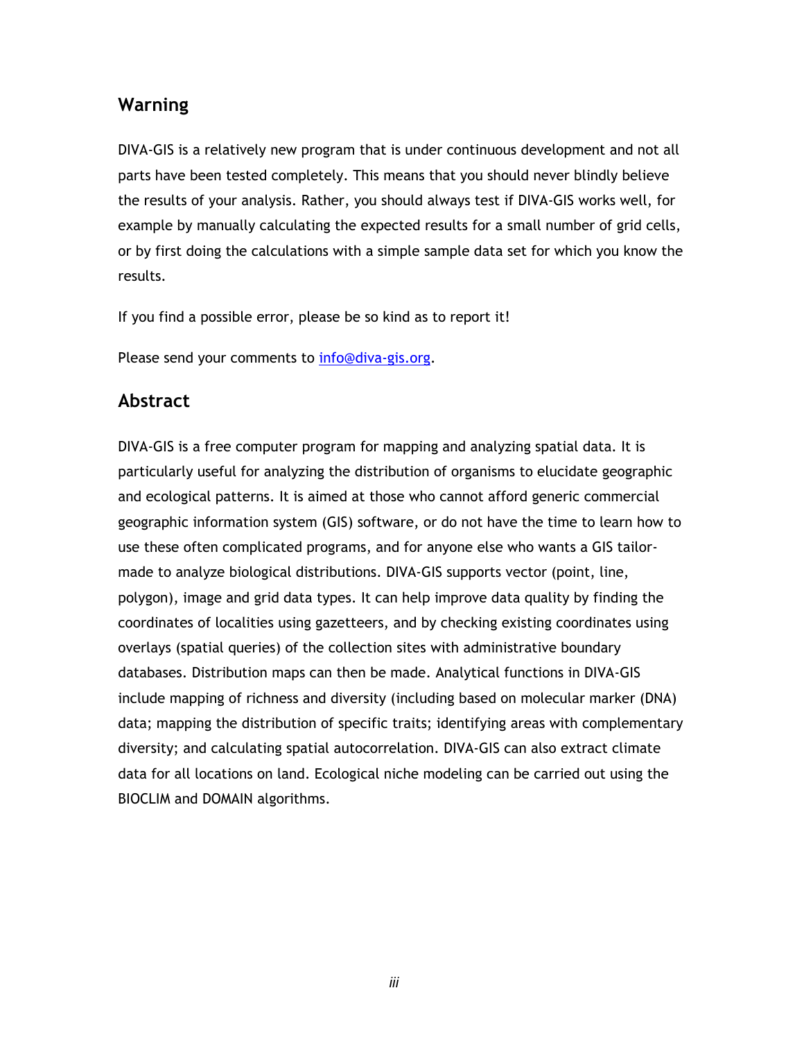## Warning

DIVA-GIS is a relatively new program that is under continuous development and not all parts have been tested completely. This means that you should never blindly believe the results of your analysis. Rather, you should always test if DIVA-GIS works well, for example by manually calculating the expected results for a small number of grid cells, or by first doing the calculations with a simple sample data set for which you know the results.

If you find a possible error, please be so kind as to report it!

Please send your comments to info@diva-gis.org.

## Abstract

DIVA-GIS is a free computer program for mapping and analyzing spatial data. It is particularly useful for analyzing the distribution of organisms to elucidate geographic and ecological patterns. It is aimed at those who cannot afford generic commercial geographic information system (GIS) software, or do not have the time to learn how to use these often complicated programs, and for anyone else who wants a GIS tailor-made to analyze biological distributions. DIVA-GIS supports vector (point, line, polygon), image and grid data types. It can help improve data quality by finding the coordinates of localities using gazetteers, and by checking existing coordinates using overlays (spatial queries) of the collection sites with administrative boundary databases. Distribution maps can then be made. Analytical functions in DIVA-GIS include mapping of richness and diversity (including based on molecular marker (DNA) data; mapping the distribution of specific traits; identifying areas with complementary diversity; and calculating spatial autocorrelation. DIVA-GIS can also extract climate data for all locations on land. Ecological niche modeling can be carried out using the BIOCLIM and DOMAIN algorithms.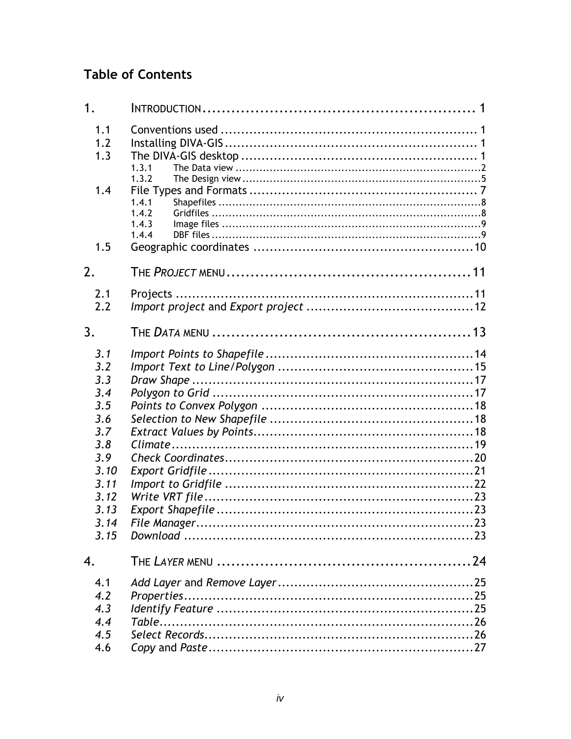## Table of Contents

| | | |
|---|---|---|
| 1. | INTRODUCTION | 1 |
| 1.1 | Conventions used | 1 |
| 1.2 | Installing DIVA-GIS | 1 |
| 1.3 | The DIVA-GIS desktop | 1 |
| 1.3.1 | The Data view | 2 |
| 1.3.2 | The Design view | 5 |
| 1.4 | File Types and Formats | 7 |
| 1.4.1 | Shapefiles | 8 |
| 1.4.2 | Gridfiles | 8 |
| 1.4.3 | Image files | 9 |
| 1.4.4 | DBF files | 9 |
| 1.5 | Geographic coordinates | 10 |
| 2. | THE *PROJECT* MENU | 11 |
| 2.1 | Projects | 11 |
| 2.2 | *Import project* and *Export project* | 12 |
| 3. | THE *DATA* MENU | 13 |
| *3.1* | *Import Points to Shapefile* | 14 |
| *3.2* | *Import Text to Line/Polygon* | 15 |
| *3.3* | *Draw Shape* | 17 |
| *3.4* | *Polygon to Grid* | 17 |
| *3.5* | *Points to Convex Polygon* | 18 |
| *3.6* | *Selection to New Shapefile* | 18 |
| *3.7* | *Extract Values by Points* | 18 |
| *3.8* | *Climate* | 19 |
| *3.9* | *Check Coordinates* | 20 |
| *3.10* | *Export Gridfile* | 21 |
| *3.11* | *Import to Gridfile* | 22 |
| *3.12* | *Write VRT file* | 23 |
| *3.13* | *Export Shapefile* | 23 |
| *3.14* | *File Manager* | 23 |
| *3.15* | *Download* | 23 |
| 4. | THE *LAYER* MENU | 24 |
| 4.1 | *Add Layer* and *Remove Layer* | 25 |
| *4.2* | *Properties* | 25 |
| *4.3* | *Identify Feature* | 25 |
| *4.4* | *Table* | 26 |
| *4.5* | *Select Records* | 26 |
| 4.6 | *Copy* and *Paste* | 27 |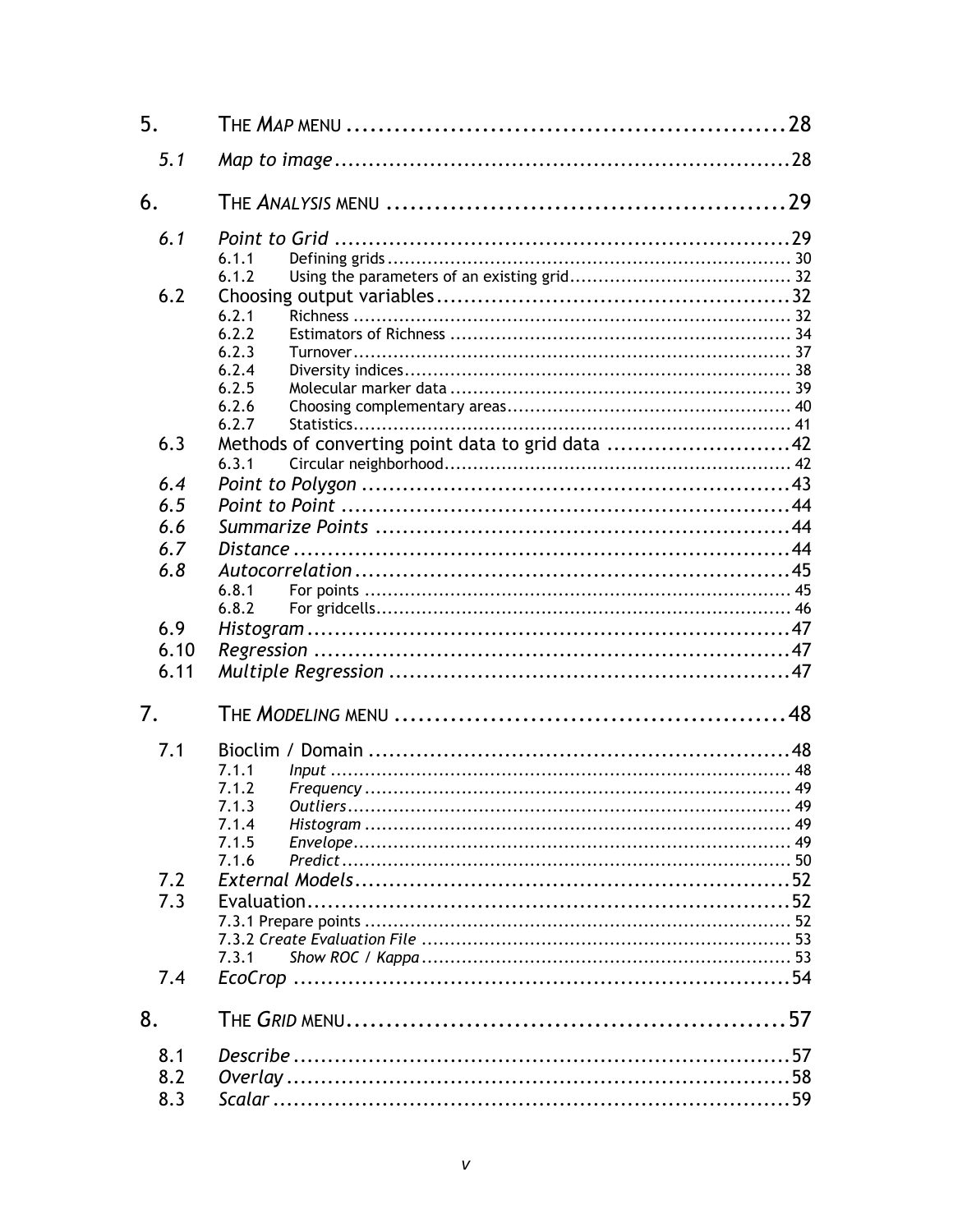| | | |
|---|---|---|
| 5. | THE *MAP* MENU | 28 |
| *5.1* | *Map to image* | 28 |
| 6. | THE *ANALYSIS* MENU | 29 |
| *6.1* | *Point to Grid* | 29 |
| | 6.1.1 Defining grids | 30 |
| | 6.1.2 Using the parameters of an existing grid | 32 |
| 6.2 | Choosing output variables | 32 |
| | 6.2.1 Richness | 32 |
| | 6.2.2 Estimators of Richness | 34 |
| | 6.2.3 Turnover | 37 |
| | 6.2.4 Diversity indices | 38 |
| | 6.2.5 Molecular marker data | 39 |
| | 6.2.6 Choosing complementary areas | 40 |
| | 6.2.7 Statistics | 41 |
| 6.3 | Methods of converting point data to grid data | 42 |
| | 6.3.1 Circular neighborhood | 42 |
| *6.4* | *Point to Polygon* | 43 |
| *6.5* | *Point to Point* | 44 |
| *6.6* | *Summarize Points* | 44 |
| *6.7* | *Distance* | 44 |
| *6.8* | *Autocorrelation* | 45 |
| | 6.8.1 For points | 45 |
| | 6.8.2 For gridcells | 46 |
| 6.9 | *Histogram* | 47 |
| 6.10 | *Regression* | 47 |
| 6.11 | *Multiple Regression* | 47 |
| 7. | THE *MODELING* MENU | 48 |
| 7.1 | Bioclim / Domain | 48 |
| | 7.1.1 *Input* | 48 |
| | 7.1.2 *Frequency* | 49 |
| | 7.1.3 *Outliers* | 49 |
| | 7.1.4 *Histogram* | 49 |
| | 7.1.5 *Envelope* | 49 |
| | 7.1.6 *Predict* | 50 |
| 7.2 | *External Models* | 52 |
| 7.3 | Evaluation | 52 |
| | 7.3.1 Prepare points | 52 |
| | 7.3.2 *Create Evaluation File* | 53 |
| | 7.3.1 *Show ROC / Kappa* | 53 |
| 7.4 | *EcoCrop* | 54 |
| 8. | THE *GRID* MENU | 57 |
| 8.1 | *Describe* | 57 |
| 8.2 | *Overlay* | 58 |
| 8.3 | *Scalar* | 59 |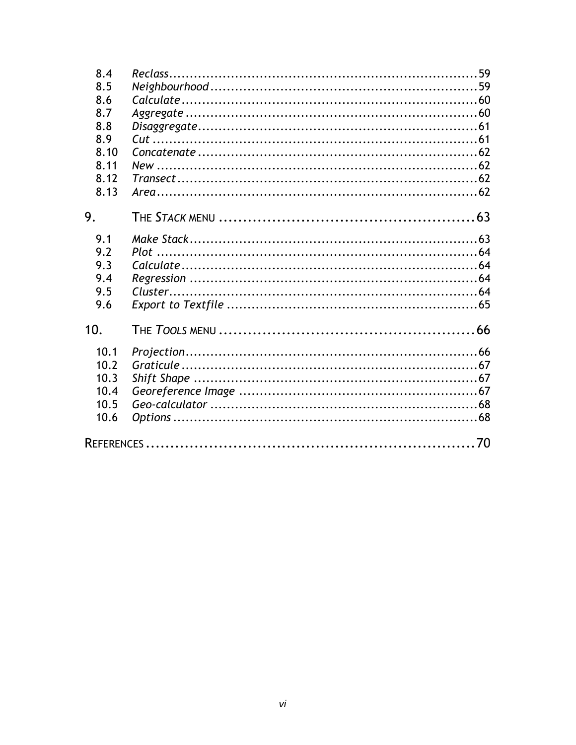| | | |
|---|---|---|
| 8.4 | *Reclass* | 59 |
| 8.5 | *Neighbourhood* | 59 |
| 8.6 | *Calculate* | 60 |
| 8.7 | *Aggregate* | 60 |
| 8.8 | *Disaggregate* | 61 |
| 8.9 | *Cut* | 61 |
| 8.10 | *Concatenate* | 62 |
| 8.11 | *New* | 62 |
| 8.12 | *Transect* | 62 |
| 8.13 | *Area* | 62 |
| **9.** | **THE *STACK* MENU** | **63** |
| 9.1 | *Make Stack* | 63 |
| 9.2 | *Plot* | 64 |
| 9.3 | *Calculate* | 64 |
| 9.4 | *Regression* | 64 |
| 9.5 | *Cluster* | 64 |
| 9.6 | *Export to Textfile* | 65 |
| **10.** | **THE *TOOLS* MENU** | **66** |
| 10.1 | *Projection* | 66 |
| 10.2 | *Graticule* | 67 |
| 10.3 | *Shift Shape* | 67 |
| 10.4 | *Georeference Image* | 67 |
| 10.5 | *Geo-calculator* | 68 |
| 10.6 | *Options* | 68 |
| **REFERENCES** | | **70** |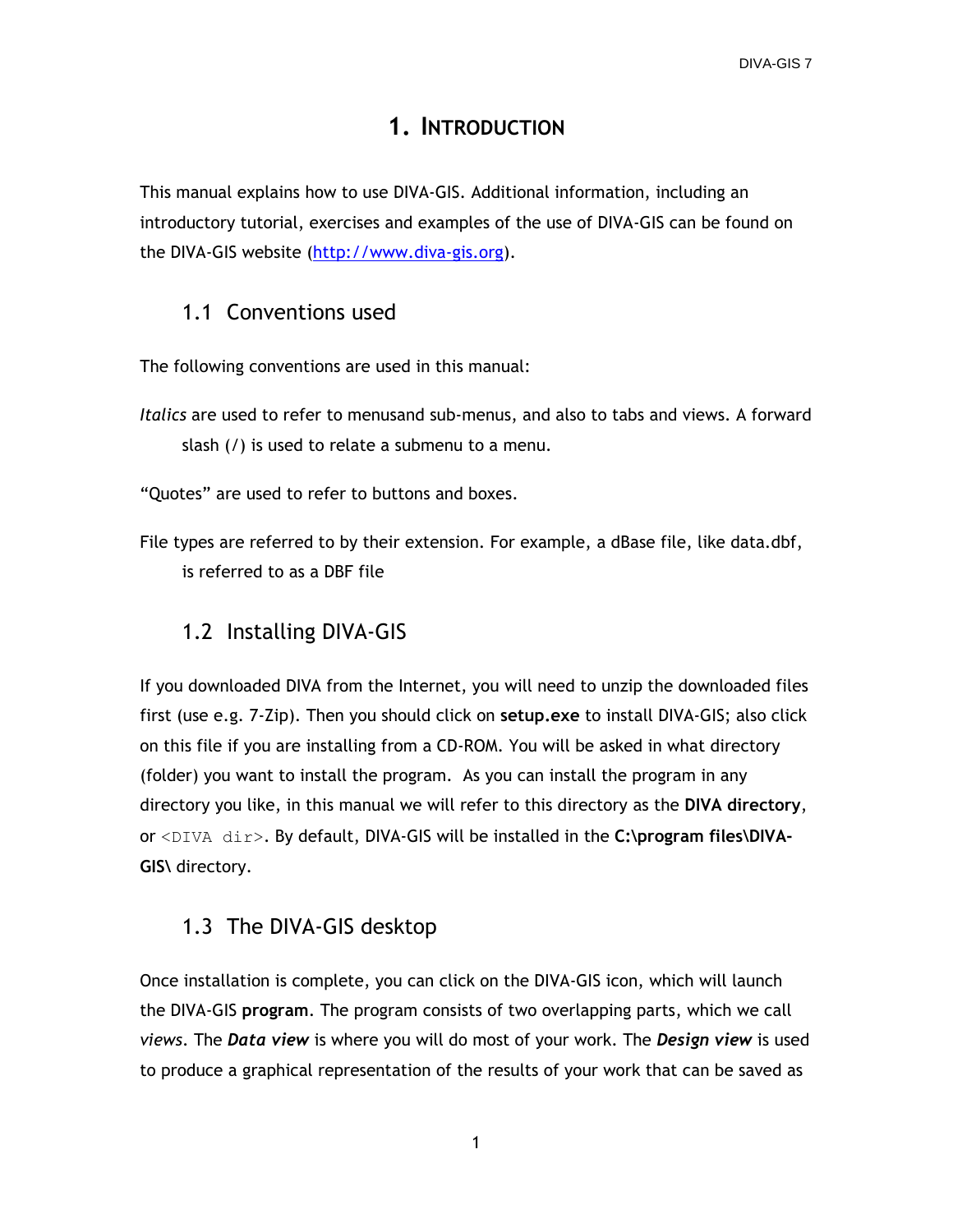# 1. INTRODUCTION

This manual explains how to use DIVA-GIS. Additional information, including an introductory tutorial, exercises and examples of the use of DIVA-GIS can be found on the DIVA-GIS website (http://www.diva-gis.org).

## 1.1 Conventions used

The following conventions are used in this manual:

*Italics* are used to refer to menusand sub-menus, and also to tabs and views. A forward slash (/) is used to relate a submenu to a menu.

"Quotes" are used to refer to buttons and boxes.

File types are referred to by their extension. For example, a dBase file, like data.dbf, is referred to as a DBF file

## 1.2 Installing DIVA-GIS

If you downloaded DIVA from the Internet, you will need to unzip the downloaded files first (use e.g. 7-Zip). Then you should click on **setup.exe** to install DIVA-GIS; also click on this file if you are installing from a CD-ROM. You will be asked in what directory (folder) you want to install the program. As you can install the program in any directory you like, in this manual we will refer to this directory as the **DIVA directory**, or `<DIVA dir>`. By default, DIVA-GIS will be installed in the **C:\program files\DIVA-GIS\** directory.

## 1.3 The DIVA-GIS desktop

Once installation is complete, you can click on the DIVA-GIS icon, which will launch the DIVA-GIS **program**. The program consists of two overlapping parts, which we call *views*. The ***Data view*** is where you will do most of your work. The ***Design view*** is used to produce a graphical representation of the results of your work that can be saved as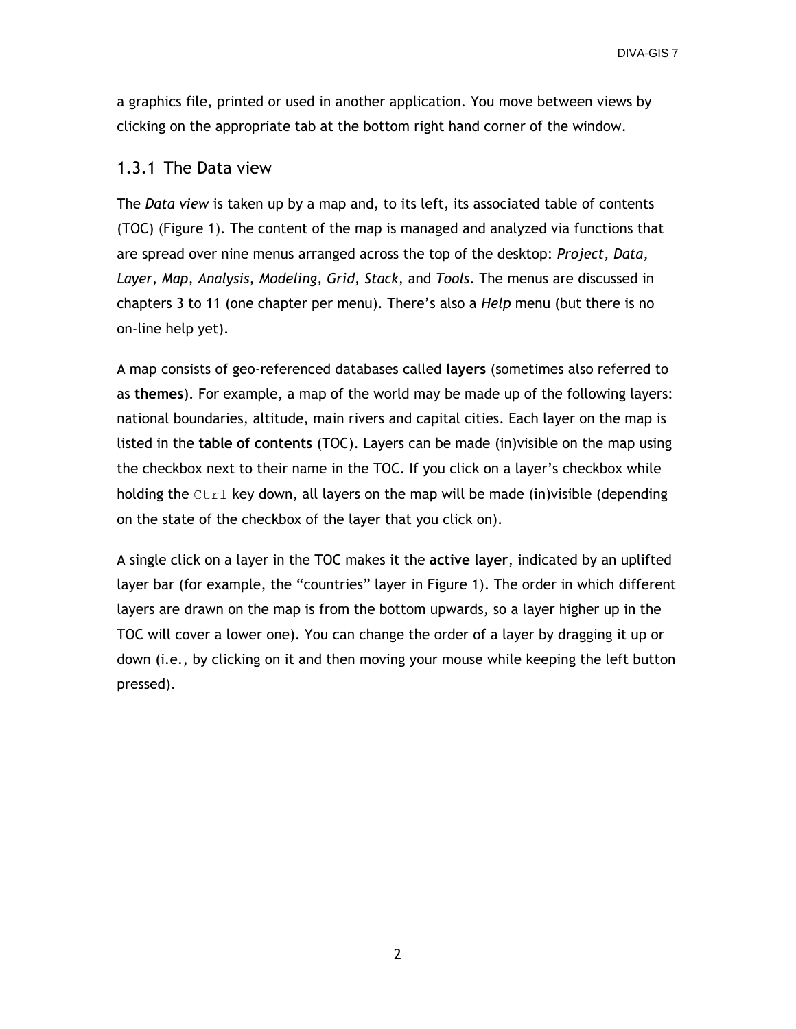a graphics file, printed or used in another application. You move between views by clicking on the appropriate tab at the bottom right hand corner of the window.

### 1.3.1 The Data view

The *Data view* is taken up by a map and, to its left, its associated table of contents (TOC) (Figure 1). The content of the map is managed and analyzed via functions that are spread over nine menus arranged across the top of the desktop: *Project, Data, Layer, Map, Analysis, Modeling, Grid, Stack,* and *Tools*. The menus are discussed in chapters 3 to 11 (one chapter per menu). There's also a *Help* menu (but there is no on-line help yet).

A map consists of geo-referenced databases called **layers** (sometimes also referred to as **themes**). For example, a map of the world may be made up of the following layers: national boundaries, altitude, main rivers and capital cities. Each layer on the map is listed in the **table of contents** (TOC). Layers can be made (in)visible on the map using the checkbox next to their name in the TOC. If you click on a layer's checkbox while holding the `Ctrl` key down, all layers on the map will be made (in)visible (depending on the state of the checkbox of the layer that you click on).

A single click on a layer in the TOC makes it the **active layer**, indicated by an uplifted layer bar (for example, the "countries" layer in Figure 1). The order in which different layers are drawn on the map is from the bottom upwards, so a layer higher up in the TOC will cover a lower one). You can change the order of a layer by dragging it up or down (i.e., by clicking on it and then moving your mouse while keeping the left button pressed).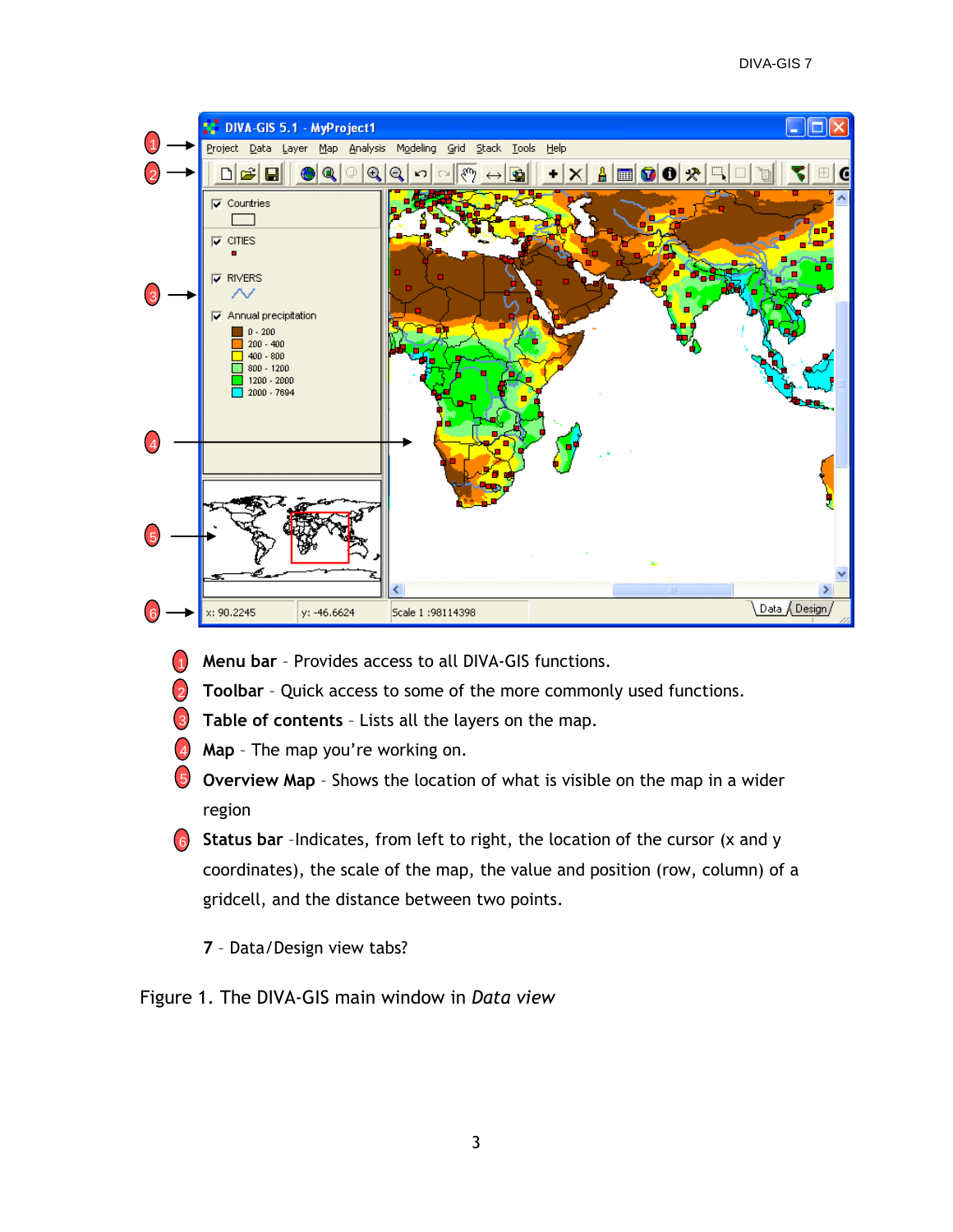1. **Menu bar** - Provides access to all DIVA-GIS functions.
2. **Toolbar** - Quick access to some of the more commonly used functions.
3. **Table of contents** - Lists all the layers on the map.
4. **Map** - The map you're working on.
5. **Overview Map** - Shows the location of what is visible on the map in a wider region
6. **Status bar** -Indicates, from left to right, the location of the cursor (x and y coordinates), the scale of the map, the value and position (row, column) of a gridcell, and the distance between two points.

**7** - Data/Design view tabs?

Figure 1. The DIVA-GIS main window in *Data view*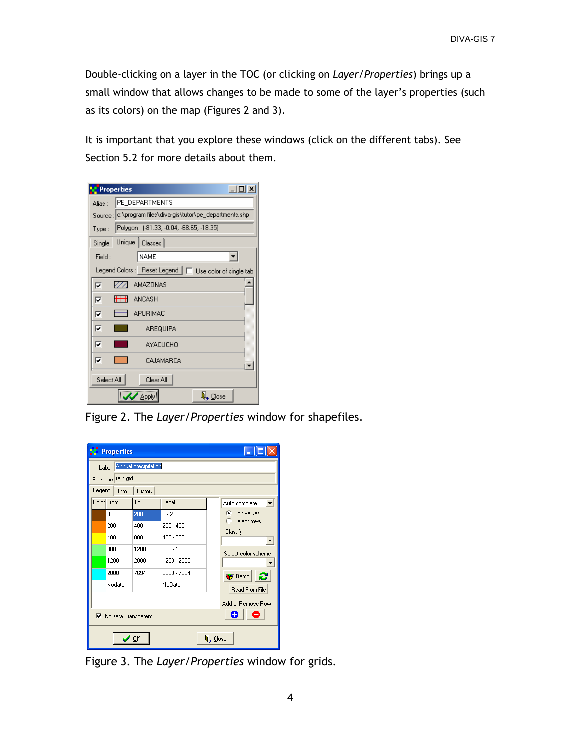Double-clicking on a layer in the TOC (or clicking on *Layer/Properties*) brings up a small window that allows changes to be made to some of the layer's properties (such as its colors) on the map (Figures 2 and 3).

It is important that you explore these windows (click on the different tabs). See Section 5.2 for more details about them.

Figure 2. The *Layer/Properties* window for shapefiles.

Figure 3. The *Layer/Properties* window for grids.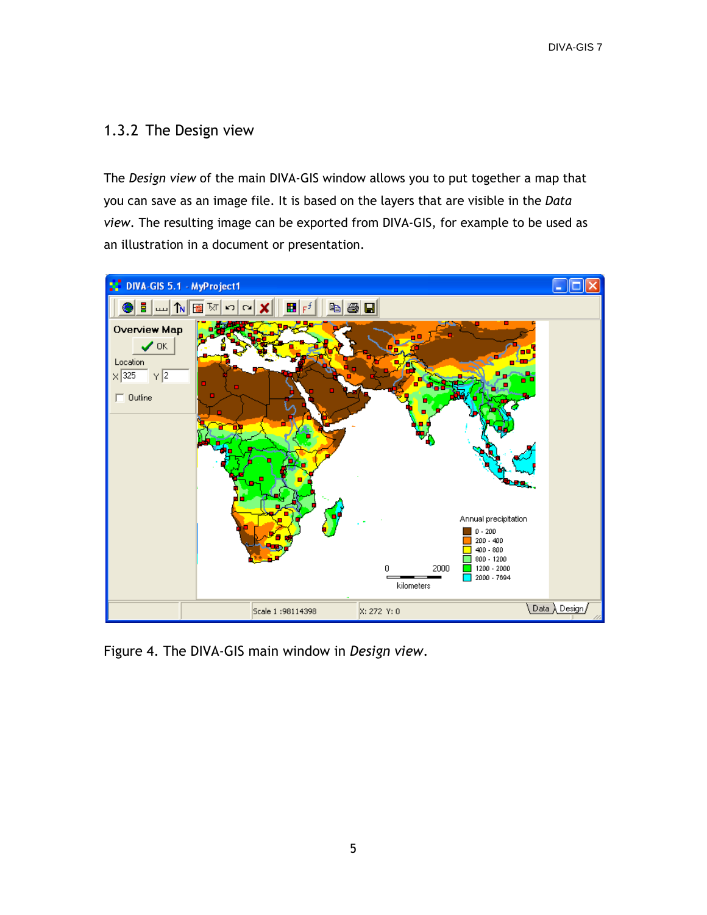### 1.3.2 The Design view

The *Design view* of the main DIVA-GIS window allows you to put together a map that you can save as an image file. It is based on the layers that are visible in the *Data view*. The resulting image can be exported from DIVA-GIS, for example to be used as an illustration in a document or presentation.

Figure 4. The DIVA-GIS main window in *Design view*.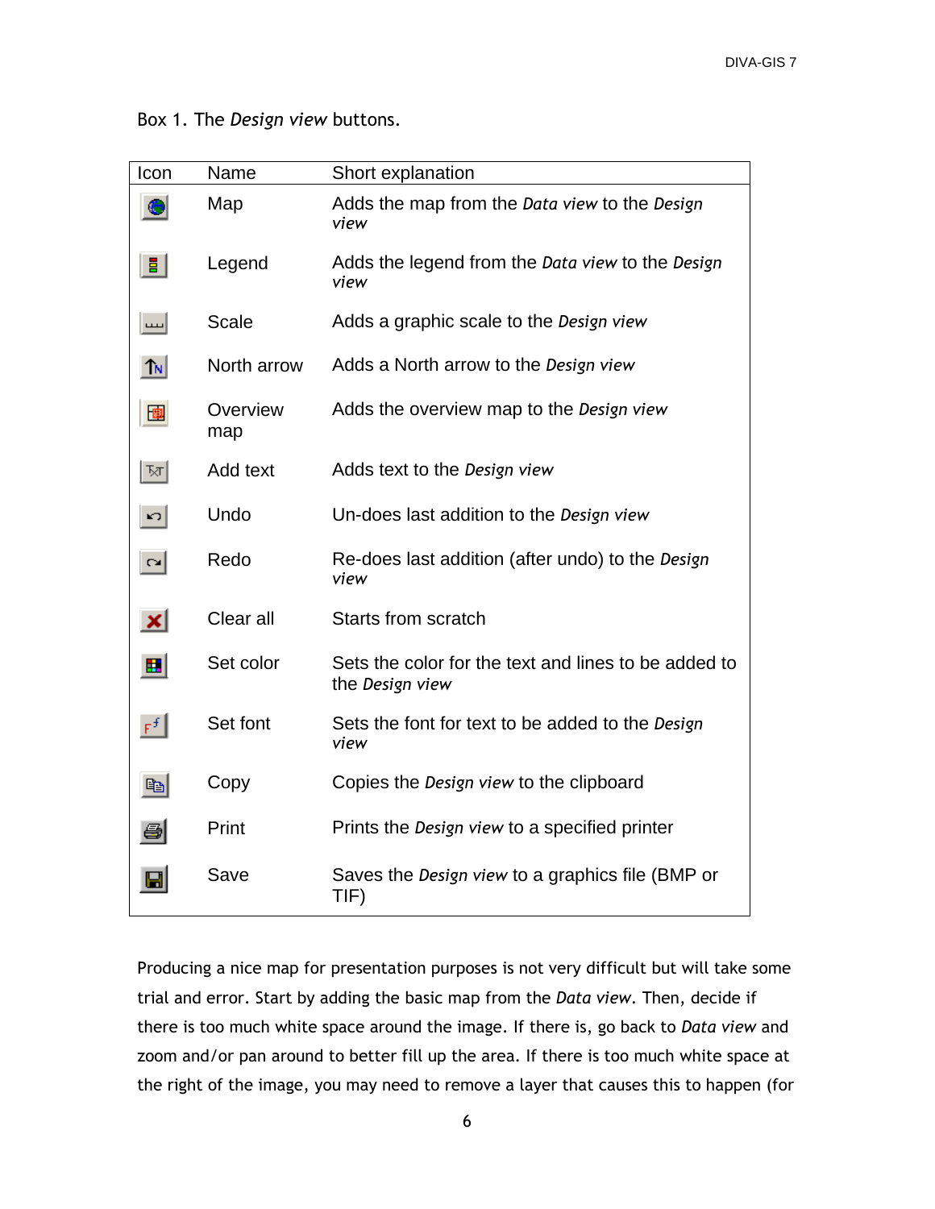Box 1. The *Design view* buttons.

| Icon | Name | Short explanation |
|---|---|---|
| | Map | Adds the map from the *Data view* to the *Design view* |
| | Legend | Adds the legend from the *Data view* to the *Design view* |
| | Scale | Adds a graphic scale to the *Design view* |
| | North arrow | Adds a North arrow to the *Design view* |
| | Overview map | Adds the overview map to the *Design view* |
| | Add text | Adds text to the *Design view* |
| | Undo | Un-does last addition to the *Design view* |
| | Redo | Re-does last addition (after undo) to the *Design view* |
| | Clear all | Starts from scratch |
| | Set color | Sets the color for the text and lines to be added to the *Design view* |
| | Set font | Sets the font for text to be added to the *Design view* |
| | Copy | Copies the *Design view* to the clipboard |
| | Print | Prints the *Design view* to a specified printer |
| | Save | Saves the *Design view* to a graphics file (BMP or TIF) |

Producing a nice map for presentation purposes is not very difficult but will take some trial and error. Start by adding the basic map from the *Data view*. Then, decide if there is too much white space around the image. If there is, go back to *Data view* and zoom and/or pan around to better fill up the area. If there is too much white space at the right of the image, you may need to remove a layer that causes this to happen (for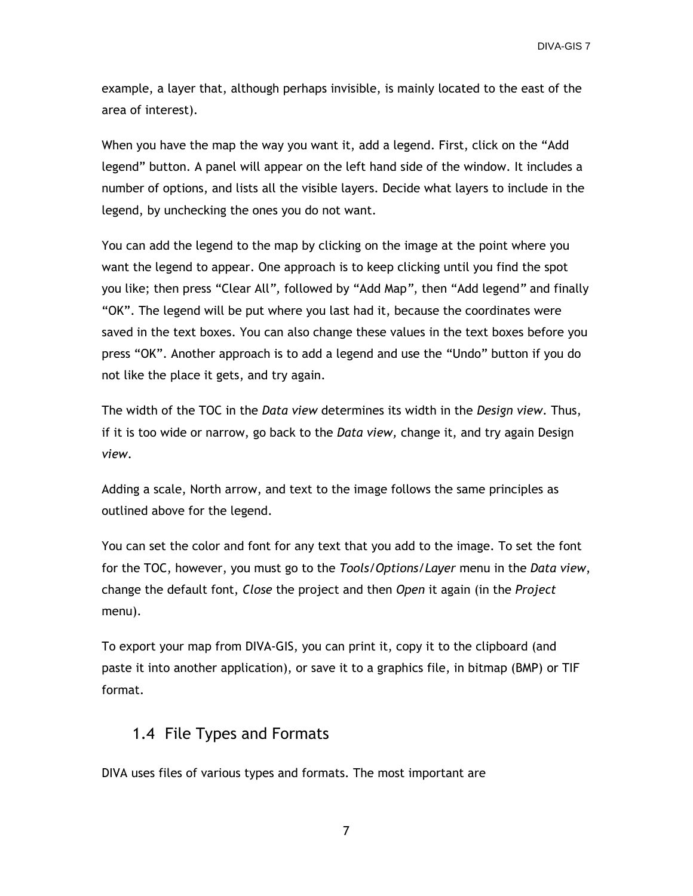example, a layer that, although perhaps invisible, is mainly located to the east of the area of interest).

When you have the map the way you want it, add a legend. First, click on the "Add legend" button. A panel will appear on the left hand side of the window. It includes a number of options, and lists all the visible layers. Decide what layers to include in the legend, by unchecking the ones you do not want.

You can add the legend to the map by clicking on the image at the point where you want the legend to appear. One approach is to keep clicking until you find the spot you like; then press "Clear All", followed by "Add Map", then "Add legend" and finally "OK". The legend will be put where you last had it, because the coordinates were saved in the text boxes. You can also change these values in the text boxes before you press "OK". Another approach is to add a legend and use the "Undo" button if you do not like the place it gets, and try again.

The width of the TOC in the *Data view* determines its width in the *Design view*. Thus, if it is too wide or narrow, go back to the *Data view,* change it, and try again Design *view*.

Adding a scale, North arrow, and text to the image follows the same principles as outlined above for the legend.

You can set the color and font for any text that you add to the image. To set the font for the TOC, however, you must go to the *Tools/Options/Layer* menu in the *Data view*, change the default font, *Close* the project and then *Open* it again (in the *Project* menu).

To export your map from DIVA-GIS, you can print it, copy it to the clipboard (and paste it into another application), or save it to a graphics file, in bitmap (BMP) or TIF format.

## 1.4 File Types and Formats

DIVA uses files of various types and formats. The most important are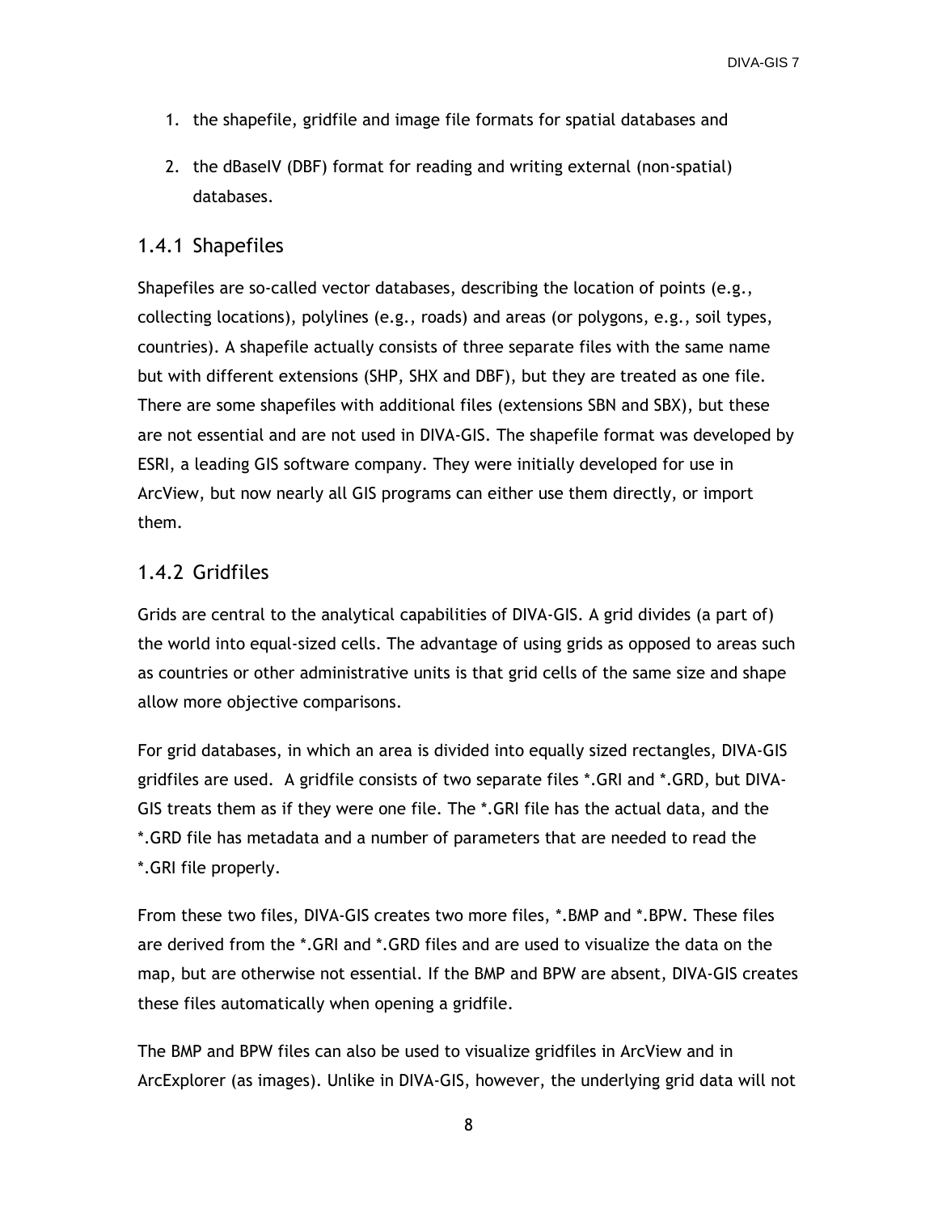1. the shapefile, gridfile and image file formats for spatial databases and
2. the dBaseIV (DBF) format for reading and writing external (non-spatial) databases.

### 1.4.1 Shapefiles

Shapefiles are so-called vector databases, describing the location of points (e.g., collecting locations), polylines (e.g., roads) and areas (or polygons, e.g., soil types, countries). A shapefile actually consists of three separate files with the same name but with different extensions (SHP, SHX and DBF), but they are treated as one file. There are some shapefiles with additional files (extensions SBN and SBX), but these are not essential and are not used in DIVA-GIS. The shapefile format was developed by ESRI, a leading GIS software company. They were initially developed for use in ArcView, but now nearly all GIS programs can either use them directly, or import them.

### 1.4.2 Gridfiles

Grids are central to the analytical capabilities of DIVA-GIS. A grid divides (a part of) the world into equal-sized cells. The advantage of using grids as opposed to areas such as countries or other administrative units is that grid cells of the same size and shape allow more objective comparisons.

For grid databases, in which an area is divided into equally sized rectangles, DIVA-GIS gridfiles are used. A gridfile consists of two separate files *.GRI and *.GRD, but DIVA-GIS treats them as if they were one file. The *.GRI file has the actual data, and the *.GRD file has metadata and a number of parameters that are needed to read the *.GRI file properly.

From these two files, DIVA-GIS creates two more files, *.BMP and *.BPW. These files are derived from the *.GRI and *.GRD files and are used to visualize the data on the map, but are otherwise not essential. If the BMP and BPW are absent, DIVA-GIS creates these files automatically when opening a gridfile.

The BMP and BPW files can also be used to visualize gridfiles in ArcView and in ArcExplorer (as images). Unlike in DIVA-GIS, however, the underlying grid data will not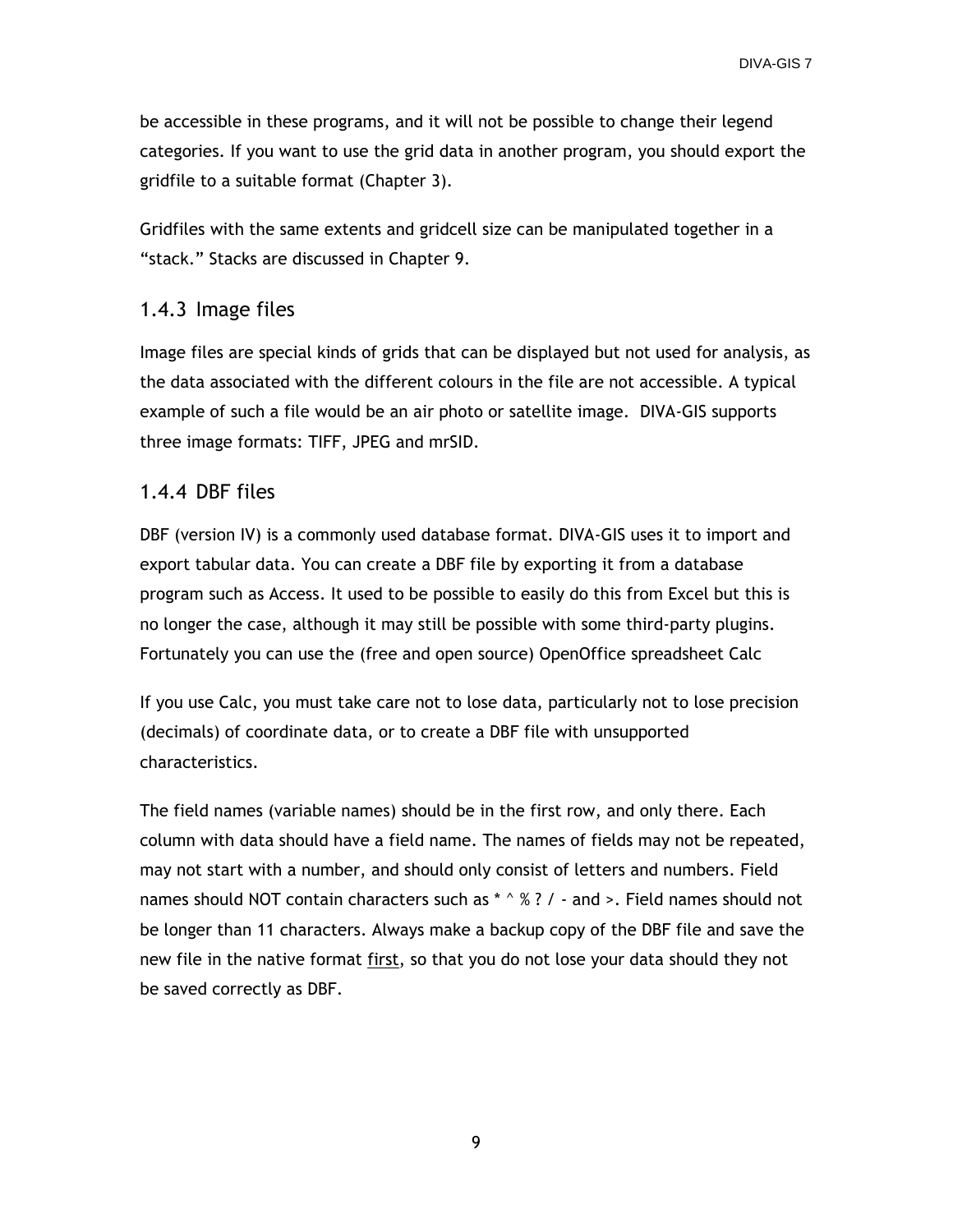be accessible in these programs, and it will not be possible to change their legend categories. If you want to use the grid data in another program, you should export the gridfile to a suitable format (Chapter 3).

Gridfiles with the same extents and gridcell size can be manipulated together in a “stack.” Stacks are discussed in Chapter 9.

### 1.4.3 Image files

Image files are special kinds of grids that can be displayed but not used for analysis, as the data associated with the different colours in the file are not accessible. A typical example of such a file would be an air photo or satellite image.  DIVA-GIS supports three image formats: TIFF, JPEG and mrSID.

### 1.4.4 DBF files

DBF (version IV) is a commonly used database format. DIVA-GIS uses it to import and export tabular data. You can create a DBF file by exporting it from a database program such as Access. It used to be possible to easily do this from Excel but this is no longer the case, although it may still be possible with some third-party plugins. Fortunately you can use the (free and open source) OpenOffice spreadsheet Calc

If you use Calc, you must take care not to lose data, particularly not to lose precision (decimals) of coordinate data, or to create a DBF file with unsupported characteristics.

The field names (variable names) should be in the first row, and only there. Each column with data should have a field name. The names of fields may not be repeated, may not start with a number, and should only consist of letters and numbers. Field names should NOT contain characters such as * ^ % ? / - and >. Field names should not be longer than 11 characters. Always make a backup copy of the DBF file and save the new file in the native format <u>first</u>, so that you do not lose your data should they not be saved correctly as DBF.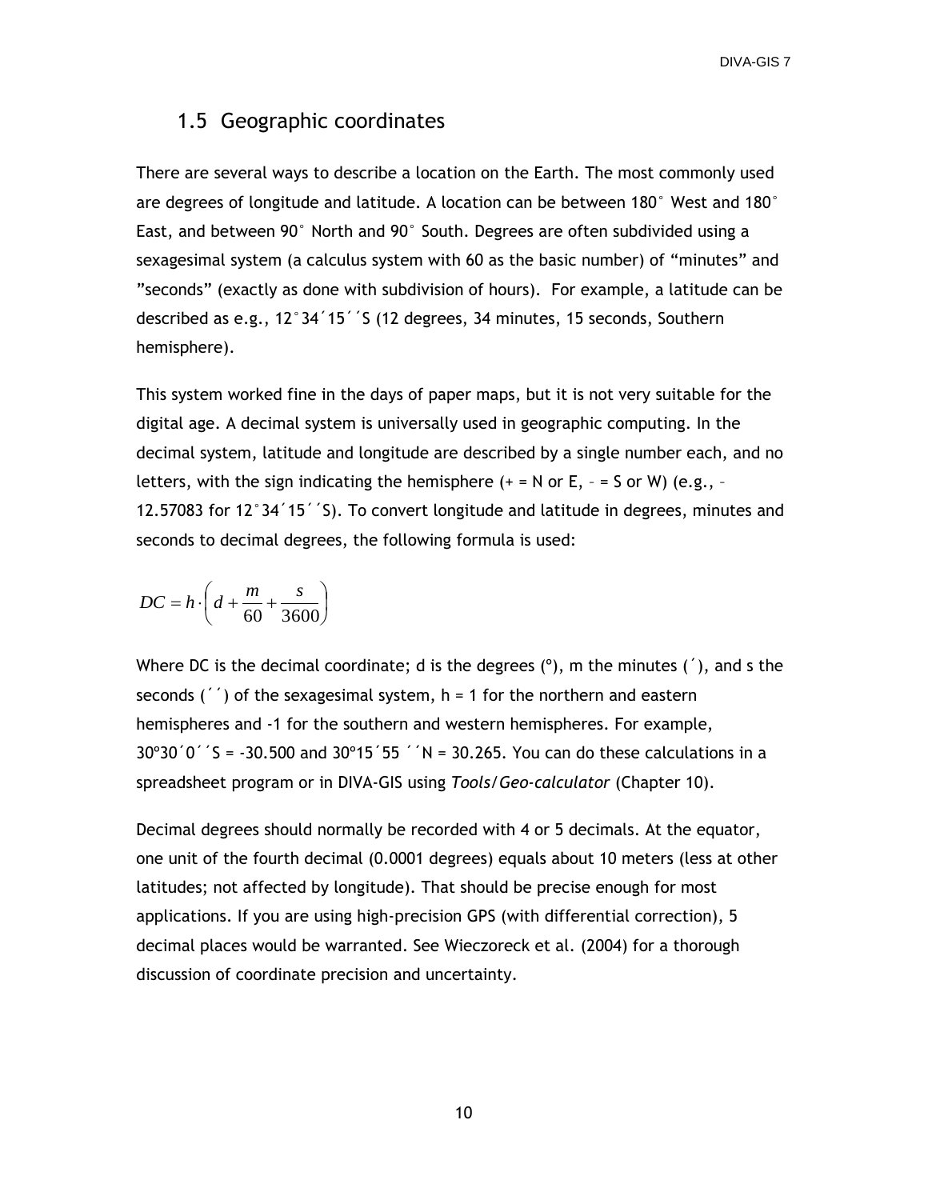## 1.5 Geographic coordinates

There are several ways to describe a location on the Earth. The most commonly used are degrees of longitude and latitude. A location can be between 180° West and 180° East, and between 90° North and 90° South. Degrees are often subdivided using a sexagesimal system (a calculus system with 60 as the basic number) of "minutes" and "seconds" (exactly as done with subdivision of hours). For example, a latitude can be described as e.g., 12°34´15´´S (12 degrees, 34 minutes, 15 seconds, Southern hemisphere).

This system worked fine in the days of paper maps, but it is not very suitable for the digital age. A decimal system is universally used in geographic computing. In the decimal system, latitude and longitude are described by a single number each, and no letters, with the sign indicating the hemisphere (+ = N or E, – = S or W) (e.g., –12.57083 for 12°34´15´´S). To convert longitude and latitude in degrees, minutes and seconds to decimal degrees, the following formula is used:

$$DC = h \cdot \left( d + \frac{m}{60} + \frac{s}{3600} \right)$$

Where DC is the decimal coordinate; d is the degrees (°), m the minutes (´), and s the seconds (´´) of the sexagesimal system, h = 1 for the northern and eastern hemispheres and -1 for the southern and western hemispheres. For example, 30°30´0´´S = -30.500 and 30°15´55 ´´N = 30.265. You can do these calculations in a spreadsheet program or in DIVA-GIS using *Tools/Geo-calculator* (Chapter 10).

Decimal degrees should normally be recorded with 4 or 5 decimals. At the equator, one unit of the fourth decimal (0.0001 degrees) equals about 10 meters (less at other latitudes; not affected by longitude). That should be precise enough for most applications. If you are using high-precision GPS (with differential correction), 5 decimal places would be warranted. See Wieczoreck et al. (2004) for a thorough discussion of coordinate precision and uncertainty.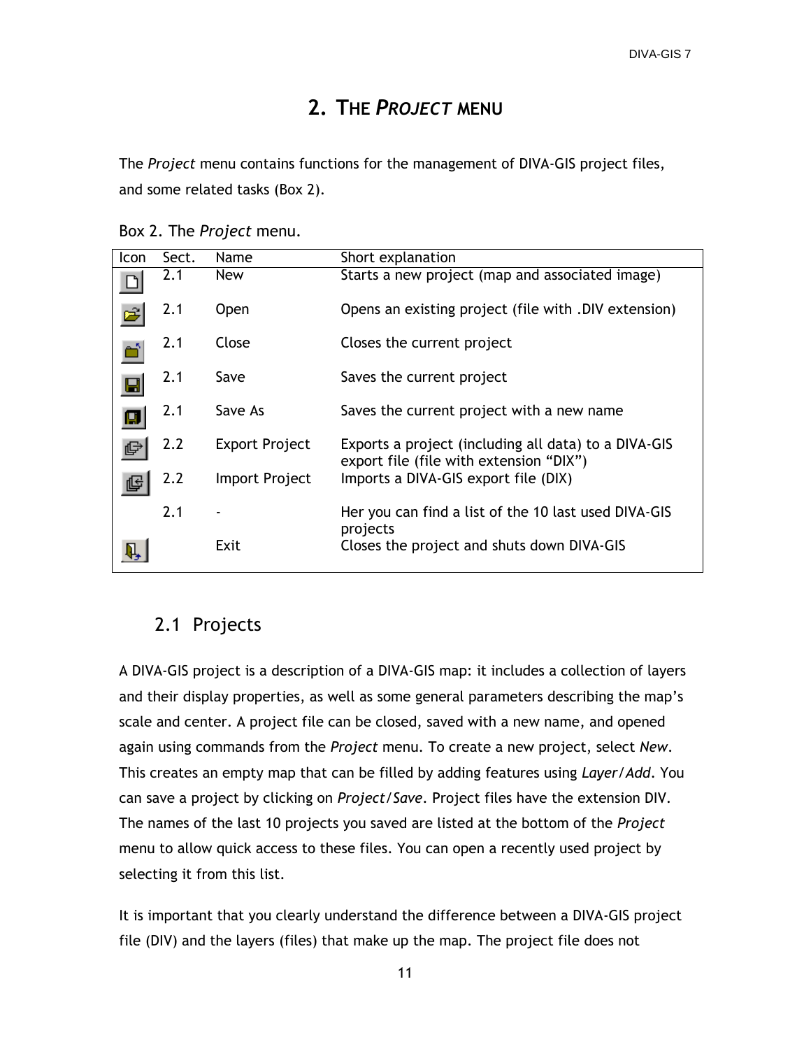# 2. THE *PROJECT* MENU

The *Project* menu contains functions for the management of DIVA-GIS project files, and some related tasks (Box 2).

Box 2. The *Project* menu.

| Icon | Sect. | Name | Short explanation |
|---|---|---|---|
| | 2.1 | New | Starts a new project (map and associated image) |
| | 2.1 | Open | Opens an existing project (file with .DIV extension) |
| | 2.1 | Close | Closes the current project |
| | 2.1 | Save | Saves the current project |
| | 2.1 | Save As | Saves the current project with a new name |
| | 2.2 | Export Project | Exports a project (including all data) to a DIVA-GIS export file (file with extension “DIX”) |
| | 2.2 | Import Project | Imports a DIVA-GIS export file (DIX) |
| | 2.1 | - | Her you can find a list of the 10 last used DIVA-GIS projects |
| | | Exit | Closes the project and shuts down DIVA-GIS |

## 2.1 Projects

A DIVA-GIS project is a description of a DIVA-GIS map: it includes a collection of layers and their display properties, as well as some general parameters describing the map’s scale and center. A project file can be closed, saved with a new name, and opened again using commands from the *Project* menu. To create a new project, select *New*. This creates an empty map that can be filled by adding features using *Layer/Add*. You can save a project by clicking on *Project/Save*. Project files have the extension DIV. The names of the last 10 projects you saved are listed at the bottom of the *Project* menu to allow quick access to these files. You can open a recently used project by selecting it from this list.

It is important that you clearly understand the difference between a DIVA-GIS project file (DIV) and the layers (files) that make up the map. The project file does not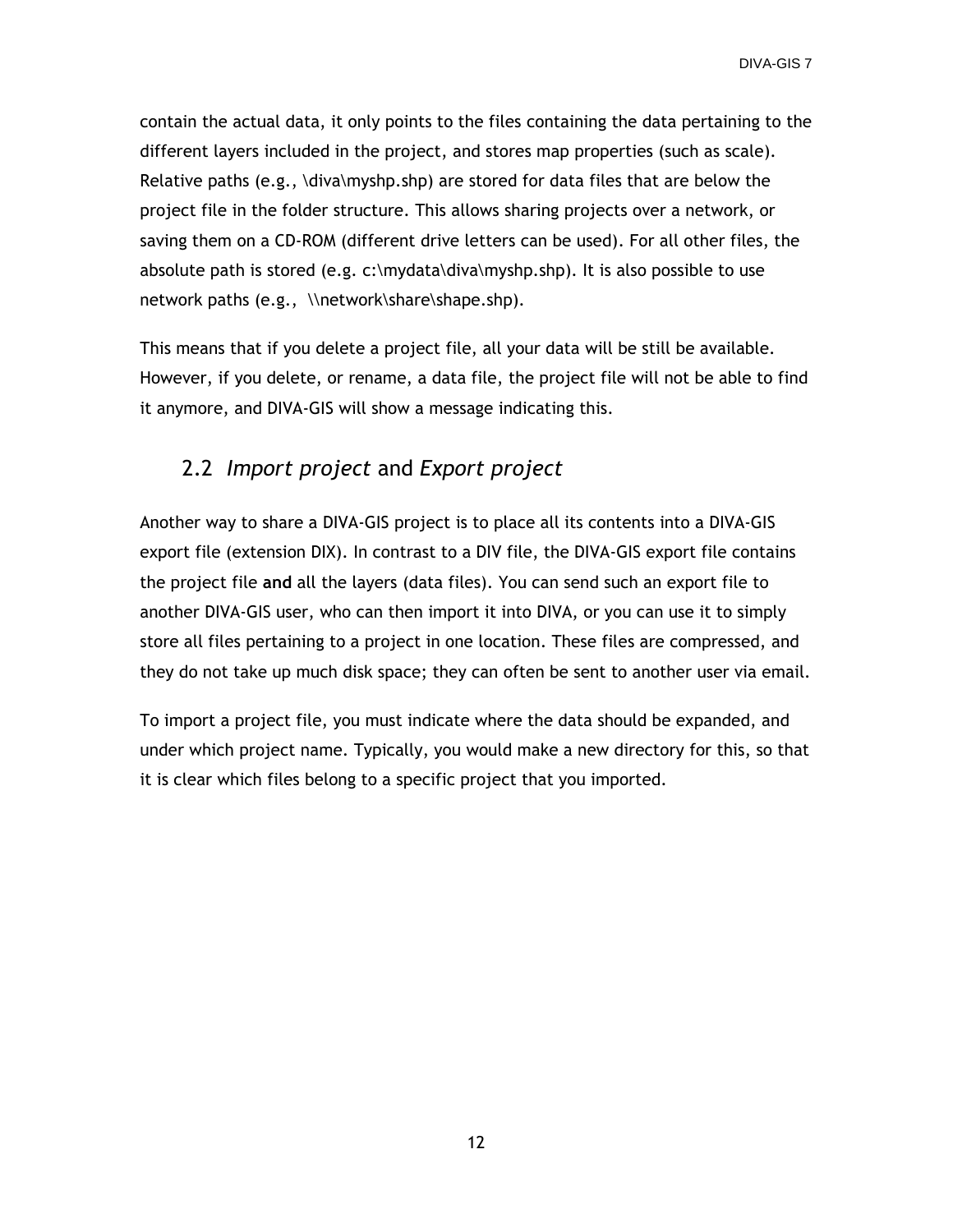contain the actual data, it only points to the files containing the data pertaining to the different layers included in the project, and stores map properties (such as scale). Relative paths (e.g., \diva\myshp.shp) are stored for data files that are below the project file in the folder structure. This allows sharing projects over a network, or saving them on a CD-ROM (different drive letters can be used). For all other files, the absolute path is stored (e.g. c:\mydata\diva\myshp.shp). It is also possible to use network paths (e.g., \\network\share\shape.shp).

This means that if you delete a project file, all your data will be still be available. However, if you delete, or rename, a data file, the project file will not be able to find it anymore, and DIVA-GIS will show a message indicating this.

## 2.2 *Import project* and *Export project*

Another way to share a DIVA-GIS project is to place all its contents into a DIVA-GIS export file (extension DIX). In contrast to a DIV file, the DIVA-GIS export file contains the project file **and** all the layers (data files). You can send such an export file to another DIVA-GIS user, who can then import it into DIVA, or you can use it to simply store all files pertaining to a project in one location. These files are compressed, and they do not take up much disk space; they can often be sent to another user via email.

To import a project file, you must indicate where the data should be expanded, and under which project name. Typically, you would make a new directory for this, so that it is clear which files belong to a specific project that you imported.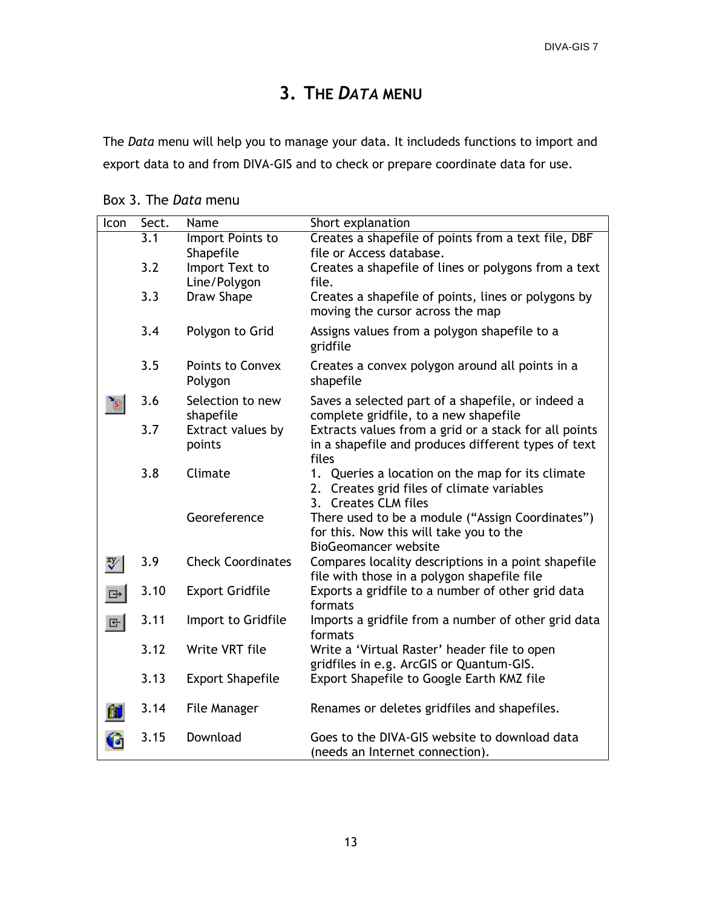# 3. THE *DATA* MENU

The *Data* menu will help you to manage your data. It includeds functions to import and export data to and from DIVA-GIS and to check or prepare coordinate data for use.

Box 3. The *Data* menu

| Icon | Sect. | Name | Short explanation |
|---|---|---|---|
| | 3.1 | Import Points to Shapefile | Creates a shapefile of points from a text file, DBF file or Access database. |
| | 3.2 | Import Text to Line/Polygon | Creates a shapefile of lines or polygons from a text file. |
| | 3.3 | Draw Shape | Creates a shapefile of points, lines or polygons by moving the cursor across the map |
| | 3.4 | Polygon to Grid | Assigns values from a polygon shapefile to a gridfile |
| | 3.5 | Points to Convex Polygon | Creates a convex polygon around all points in a shapefile |
| | 3.6 | Selection to new shapefile | Saves a selected part of a shapefile, or indeed a complete gridfile, to a new shapefile |
| | 3.7 | Extract values by points | Extracts values from a grid or a stack for all points in a shapefile and produces different types of text files |
| | 3.8 | Climate | 1. Queries a location on the map for its climate<br>2. Creates grid files of climate variables<br>3. Creates CLM files |
| | | Georeference | There used to be a module ("Assign Coordinates") for this. Now this will take you to the BioGeomancer website |
| | 3.9 | Check Coordinates | Compares locality descriptions in a point shapefile file with those in a polygon shapefile file |
| | 3.10 | Export Gridfile | Exports a gridfile to a number of other grid data formats |
| | 3.11 | Import to Gridfile | Imports a gridfile from a number of other grid data formats |
| | 3.12 | Write VRT file | Write a 'Virtual Raster' header file to open gridfiles in e.g. ArcGIS or Quantum-GIS. |
| | 3.13 | Export Shapefile | Export Shapefile to Google Earth KMZ file |
| | 3.14 | File Manager | Renames or deletes gridfiles and shapefiles. |
| | 3.15 | Download | Goes to the DIVA-GIS website to download data (needs an Internet connection). |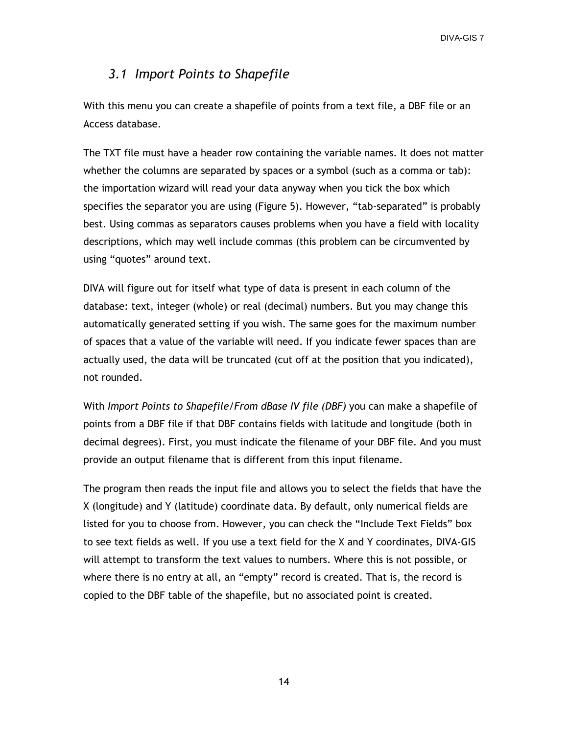## *3.1 Import Points to Shapefile*

With this menu you can create a shapefile of points from a text file, a DBF file or an Access database.

The TXT file must have a header row containing the variable names. It does not matter whether the columns are separated by spaces or a symbol (such as a comma or tab): the importation wizard will read your data anyway when you tick the box which specifies the separator you are using (Figure 5). However, "tab-separated" is probably best. Using commas as separators causes problems when you have a field with locality descriptions, which may well include commas (this problem can be circumvented by using "quotes" around text.

DIVA will figure out for itself what type of data is present in each column of the database: text, integer (whole) or real (decimal) numbers. But you may change this automatically generated setting if you wish. The same goes for the maximum number of spaces that a value of the variable will need. If you indicate fewer spaces than are actually used, the data will be truncated (cut off at the position that you indicated), not rounded.

With *Import Points to Shapefile/From dBase IV file (DBF)* you can make a shapefile of points from a DBF file if that DBF contains fields with latitude and longitude (both in decimal degrees). First, you must indicate the filename of your DBF file. And you must provide an output filename that is different from this input filename.

The program then reads the input file and allows you to select the fields that have the X (longitude) and Y (latitude) coordinate data. By default, only numerical fields are listed for you to choose from. However, you can check the "Include Text Fields" box to see text fields as well. If you use a text field for the X and Y coordinates, DIVA-GIS will attempt to transform the text values to numbers. Where this is not possible, or where there is no entry at all, an "empty" record is created. That is, the record is copied to the DBF table of the shapefile, but no associated point is created.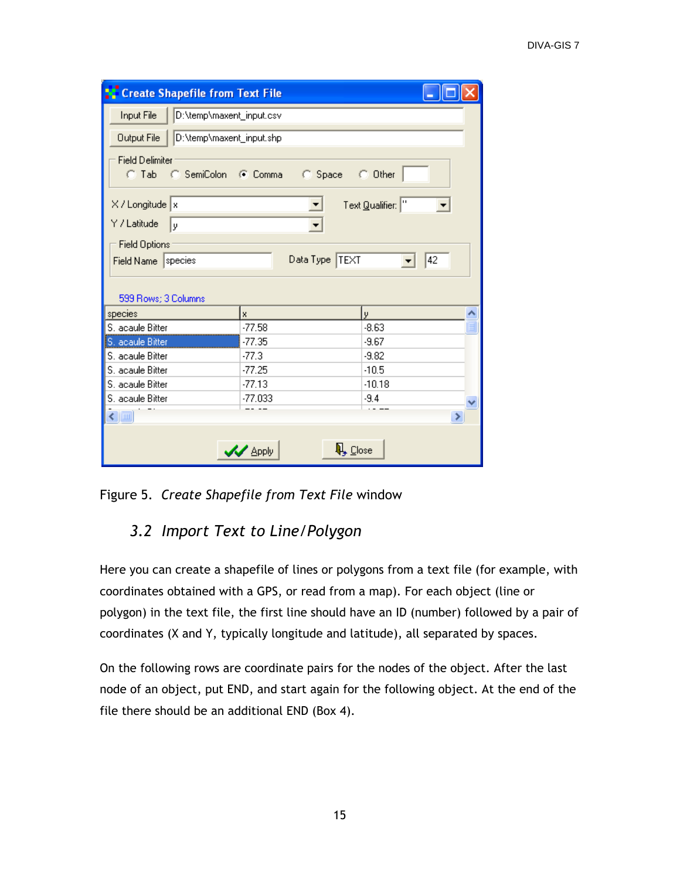Figure 5. *Create Shapefile from Text File* window

## 3.2 *Import Text to Line/Polygon*

Here you can create a shapefile of lines or polygons from a text file (for example, with coordinates obtained with a GPS, or read from a map). For each object (line or polygon) in the text file, the first line should have an ID (number) followed by a pair of coordinates (X and Y, typically longitude and latitude), all separated by spaces.

On the following rows are coordinate pairs for the nodes of the object. After the last node of an object, put END, and start again for the following object. At the end of the file there should be an additional END (Box 4).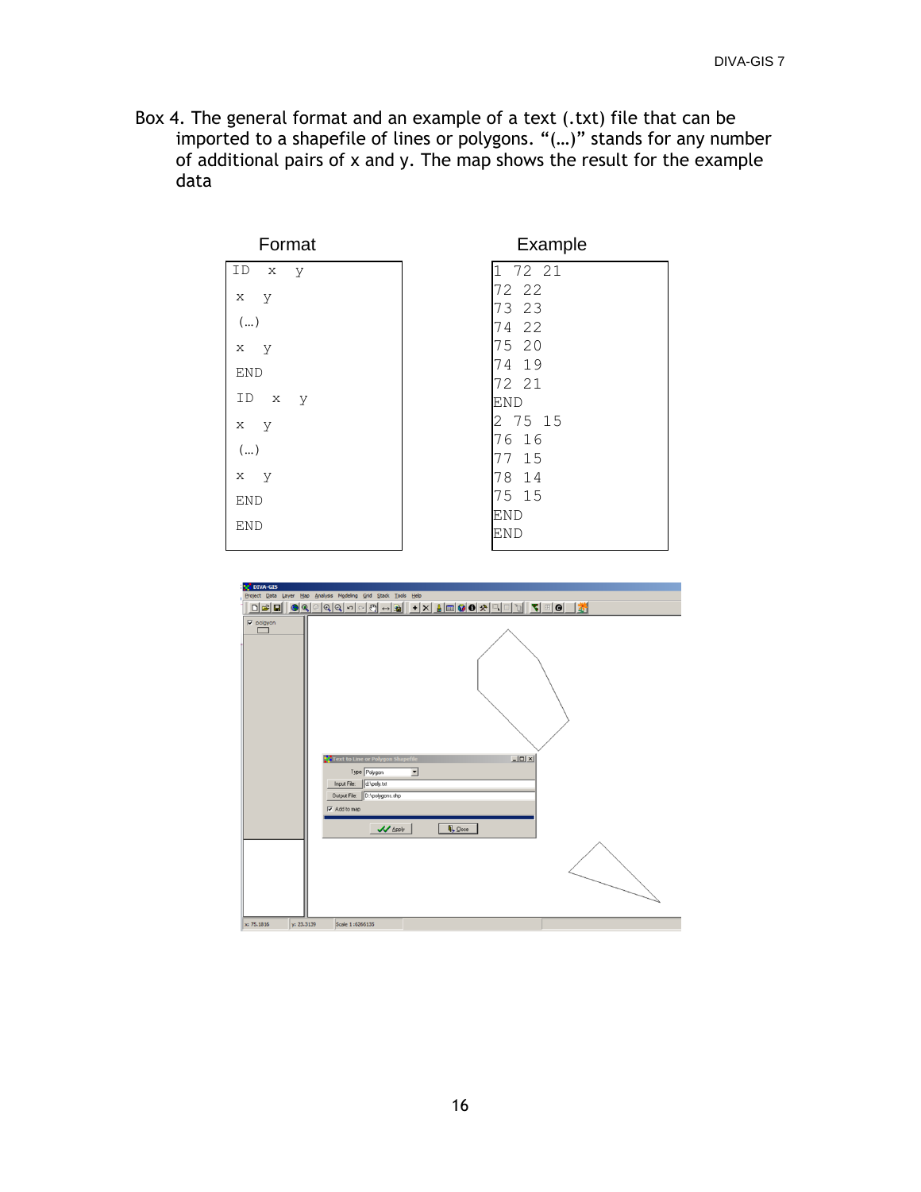Box 4. The general format and an example of a text (.txt) file that can be imported to a shapefile of lines or polygons. "(…)" stands for any number of additional pairs of x and y. The map shows the result for the example data

Format

```
ID  x  y
x  y
(…)
x  y
END
ID  x  y
x  y
(…)
x  y
END
END
```

Example

```
1 72 21
72 22
73 23
74 22
75 20
74 19
72 21
END
2 75 15
76 16
77 15
78 14
75 15
END
END
```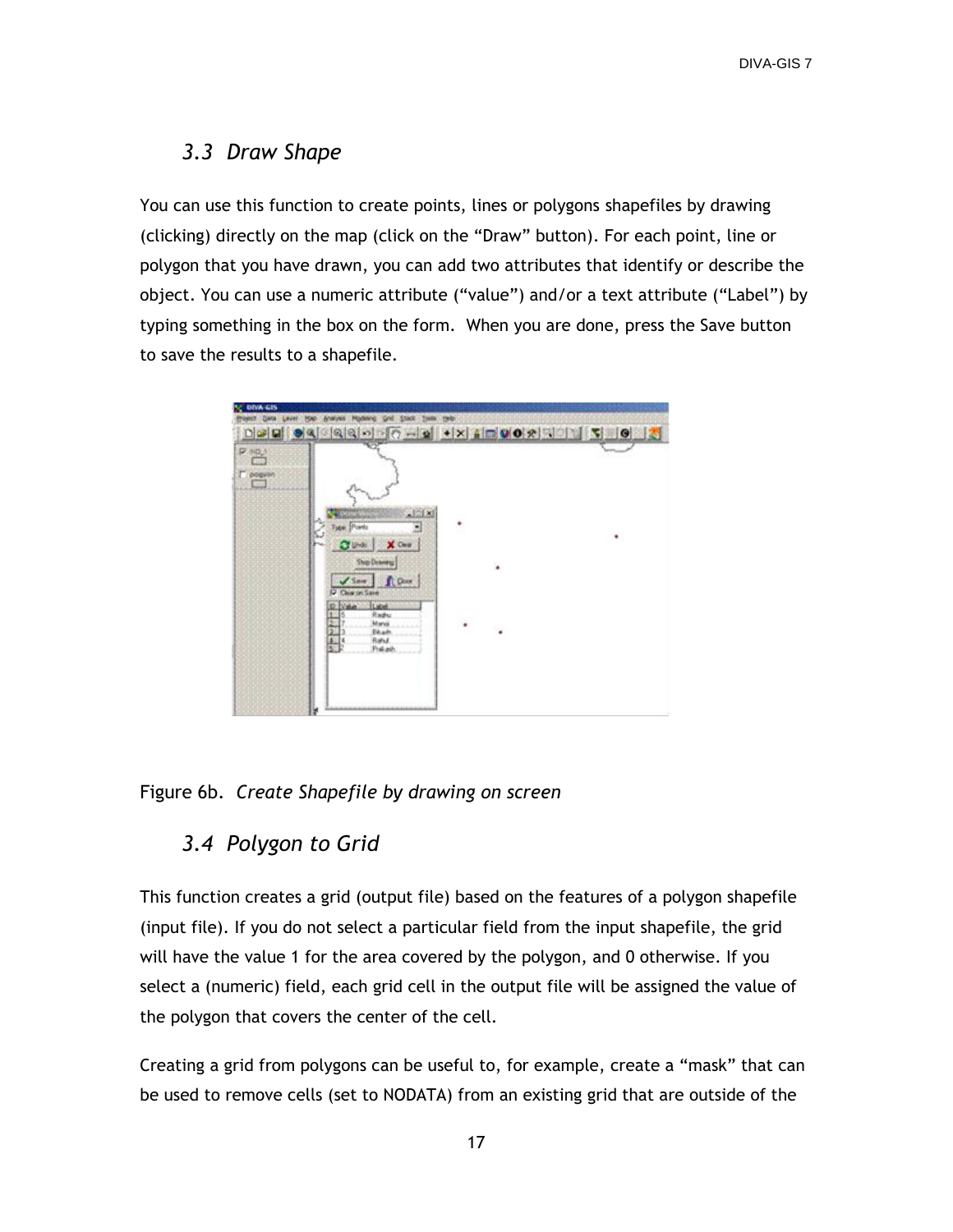## 3.3 Draw Shape

You can use this function to create points, lines or polygons shapefiles by drawing (clicking) directly on the map (click on the "Draw" button). For each point, line or polygon that you have drawn, you can add two attributes that identify or describe the object. You can use a numeric attribute ("value") and/or a text attribute ("Label") by typing something in the box on the form. When you are done, press the Save button to save the results to a shapefile.

Figure 6b. *Create Shapefile by drawing on screen*

## 3.4 Polygon to Grid

This function creates a grid (output file) based on the features of a polygon shapefile (input file). If you do not select a particular field from the input shapefile, the grid will have the value 1 for the area covered by the polygon, and 0 otherwise. If you select a (numeric) field, each grid cell in the output file will be assigned the value of the polygon that covers the center of the cell.

Creating a grid from polygons can be useful to, for example, create a "mask" that can be used to remove cells (set to NODATA) from an existing grid that are outside of the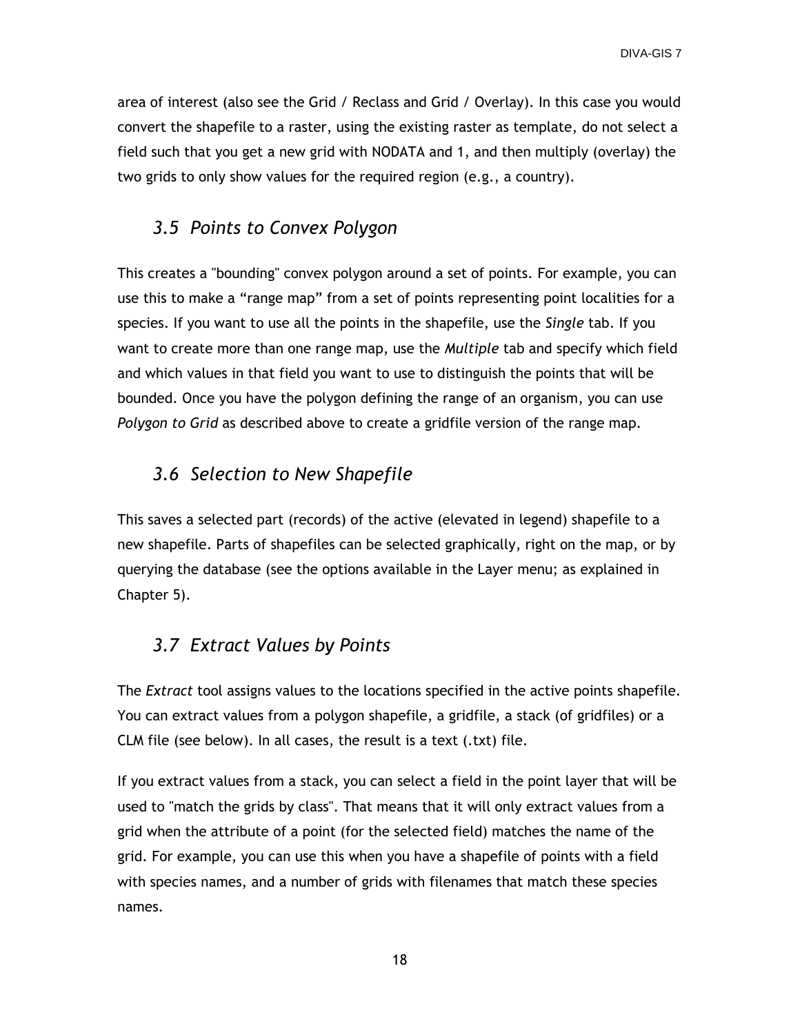area of interest (also see the Grid / Reclass and Grid / Overlay). In this case you would convert the shapefile to a raster, using the existing raster as template, do not select a field such that you get a new grid with NODATA and 1, and then multiply (overlay) the two grids to only show values for the required region (e.g., a country).

## *3.5 Points to Convex Polygon*

This creates a "bounding" convex polygon around a set of points. For example, you can use this to make a "range map" from a set of points representing point localities for a species. If you want to use all the points in the shapefile, use the *Single* tab. If you want to create more than one range map, use the *Multiple* tab and specify which field and which values in that field you want to use to distinguish the points that will be bounded. Once you have the polygon defining the range of an organism, you can use *Polygon to Grid* as described above to create a gridfile version of the range map.

## *3.6 Selection to New Shapefile*

This saves a selected part (records) of the active (elevated in legend) shapefile to a new shapefile. Parts of shapefiles can be selected graphically, right on the map, or by querying the database (see the options available in the Layer menu; as explained in Chapter 5).

## *3.7 Extract Values by Points*

The *Extract* tool assigns values to the locations specified in the active points shapefile. You can extract values from a polygon shapefile, a gridfile, a stack (of gridfiles) or a CLM file (see below). In all cases, the result is a text (.txt) file.

If you extract values from a stack, you can select a field in the point layer that will be used to "match the grids by class". That means that it will only extract values from a grid when the attribute of a point (for the selected field) matches the name of the grid. For example, you can use this when you have a shapefile of points with a field with species names, and a number of grids with filenames that match these species names.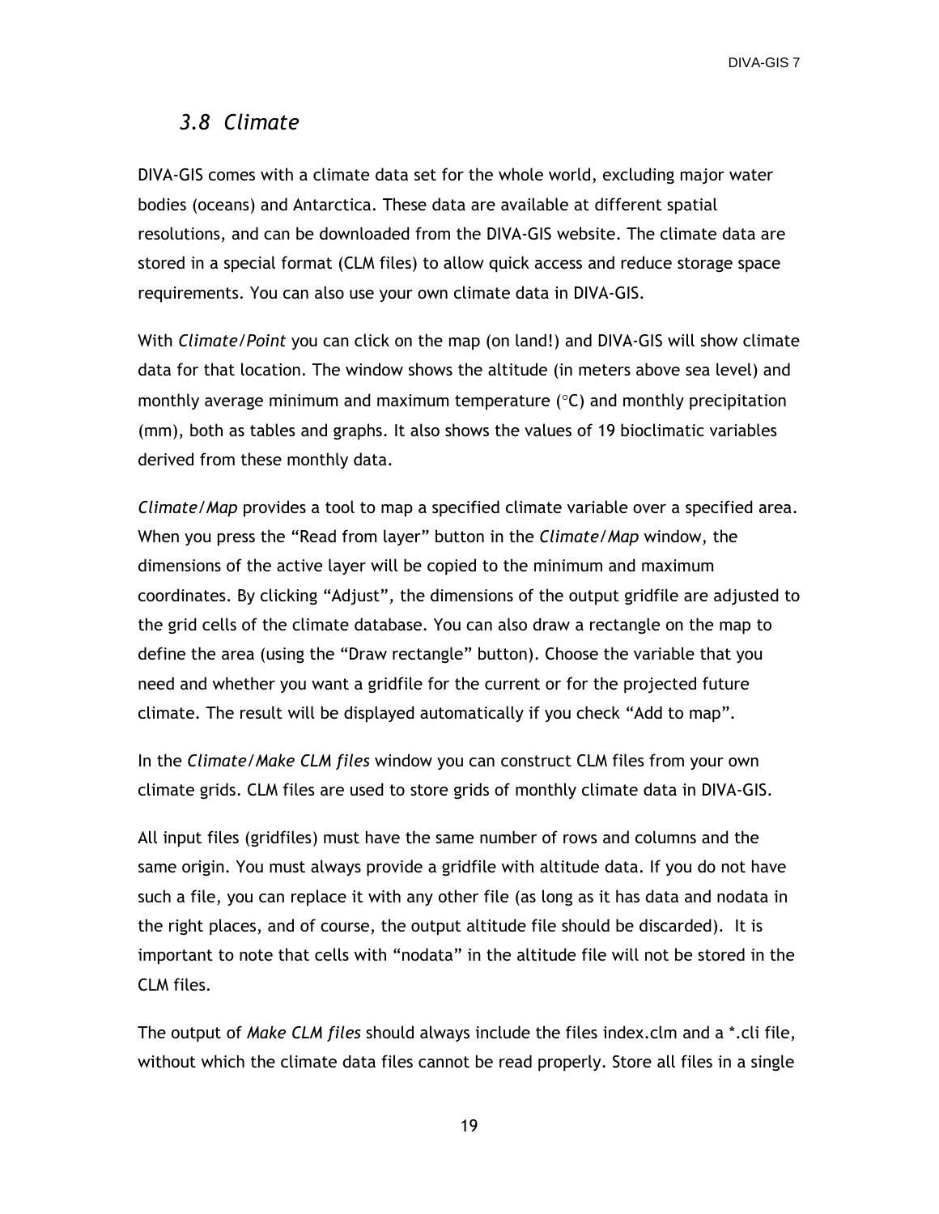## *3.8 Climate*

DIVA-GIS comes with a climate data set for the whole world, excluding major water bodies (oceans) and Antarctica. These data are available at different spatial resolutions, and can be downloaded from the DIVA-GIS website. The climate data are stored in a special format (CLM files) to allow quick access and reduce storage space requirements. You can also use your own climate data in DIVA-GIS.

With *Climate/Point* you can click on the map (on land!) and DIVA-GIS will show climate data for that location. The window shows the altitude (in meters above sea level) and monthly average minimum and maximum temperature (°C) and monthly precipitation (mm), both as tables and graphs. It also shows the values of 19 bioclimatic variables derived from these monthly data.

*Climate/Map* provides a tool to map a specified climate variable over a specified area. When you press the "Read from layer" button in the *Climate/Map* window, the dimensions of the active layer will be copied to the minimum and maximum coordinates. By clicking "Adjust", the dimensions of the output gridfile are adjusted to the grid cells of the climate database. You can also draw a rectangle on the map to define the area (using the "Draw rectangle" button). Choose the variable that you need and whether you want a gridfile for the current or for the projected future climate. The result will be displayed automatically if you check "Add to map".

In the *Climate/Make CLM files* window you can construct CLM files from your own climate grids. CLM files are used to store grids of monthly climate data in DIVA-GIS.

All input files (gridfiles) must have the same number of rows and columns and the same origin. You must always provide a gridfile with altitude data. If you do not have such a file, you can replace it with any other file (as long as it has data and nodata in the right places, and of course, the output altitude file should be discarded). It is important to note that cells with "nodata" in the altitude file will not be stored in the CLM files.

The output of *Make CLM files* should always include the files index.clm and a *.cli file, without which the climate data files cannot be read properly. Store all files in a single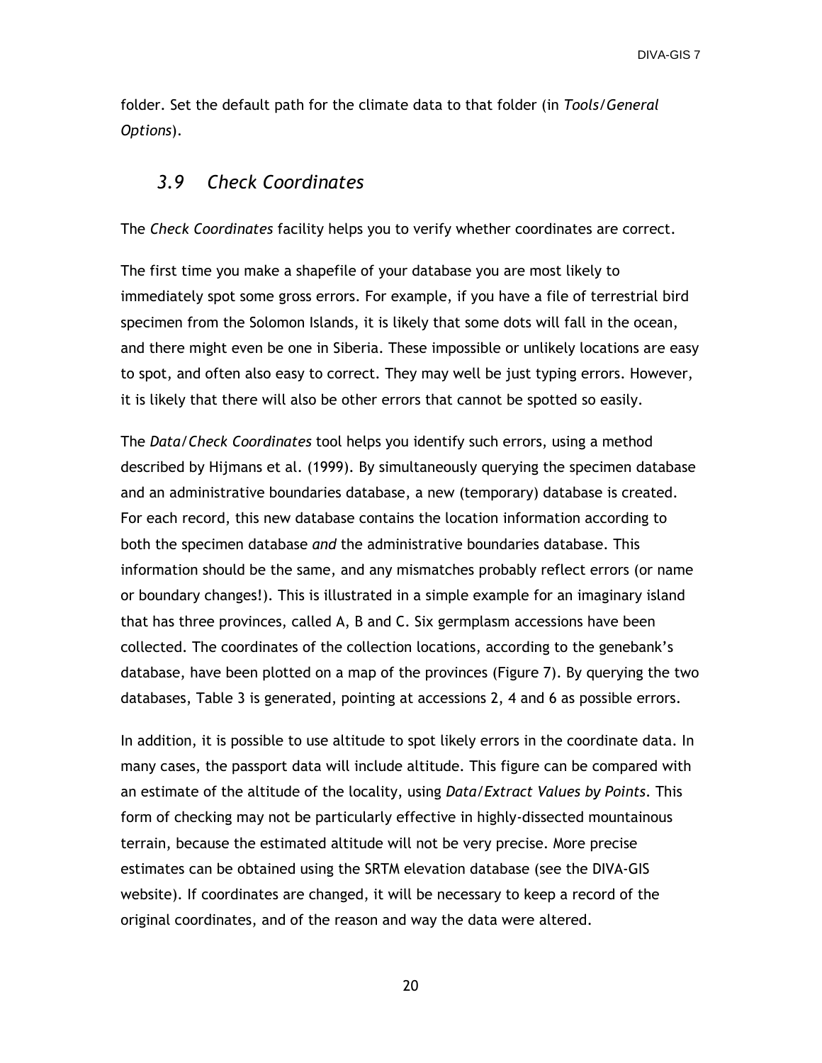folder. Set the default path for the climate data to that folder (in *Tools/General Options*).

## *3.9 Check Coordinates*

The *Check Coordinates* facility helps you to verify whether coordinates are correct.

The first time you make a shapefile of your database you are most likely to immediately spot some gross errors. For example, if you have a file of terrestrial bird specimen from the Solomon Islands, it is likely that some dots will fall in the ocean, and there might even be one in Siberia. These impossible or unlikely locations are easy to spot, and often also easy to correct. They may well be just typing errors. However, it is likely that there will also be other errors that cannot be spotted so easily.

The *Data/Check Coordinates* tool helps you identify such errors, using a method described by Hijmans et al. (1999). By simultaneously querying the specimen database and an administrative boundaries database, a new (temporary) database is created. For each record, this new database contains the location information according to both the specimen database *and* the administrative boundaries database. This information should be the same, and any mismatches probably reflect errors (or name or boundary changes!). This is illustrated in a simple example for an imaginary island that has three provinces, called A, B and C. Six germplasm accessions have been collected. The coordinates of the collection locations, according to the genebank's database, have been plotted on a map of the provinces (Figure 7). By querying the two databases, Table 3 is generated, pointing at accessions 2, 4 and 6 as possible errors.

In addition, it is possible to use altitude to spot likely errors in the coordinate data. In many cases, the passport data will include altitude. This figure can be compared with an estimate of the altitude of the locality, using *Data/Extract Values by Points*. This form of checking may not be particularly effective in highly-dissected mountainous terrain, because the estimated altitude will not be very precise. More precise estimates can be obtained using the SRTM elevation database (see the DIVA-GIS website). If coordinates are changed, it will be necessary to keep a record of the original coordinates, and of the reason and way the data were altered.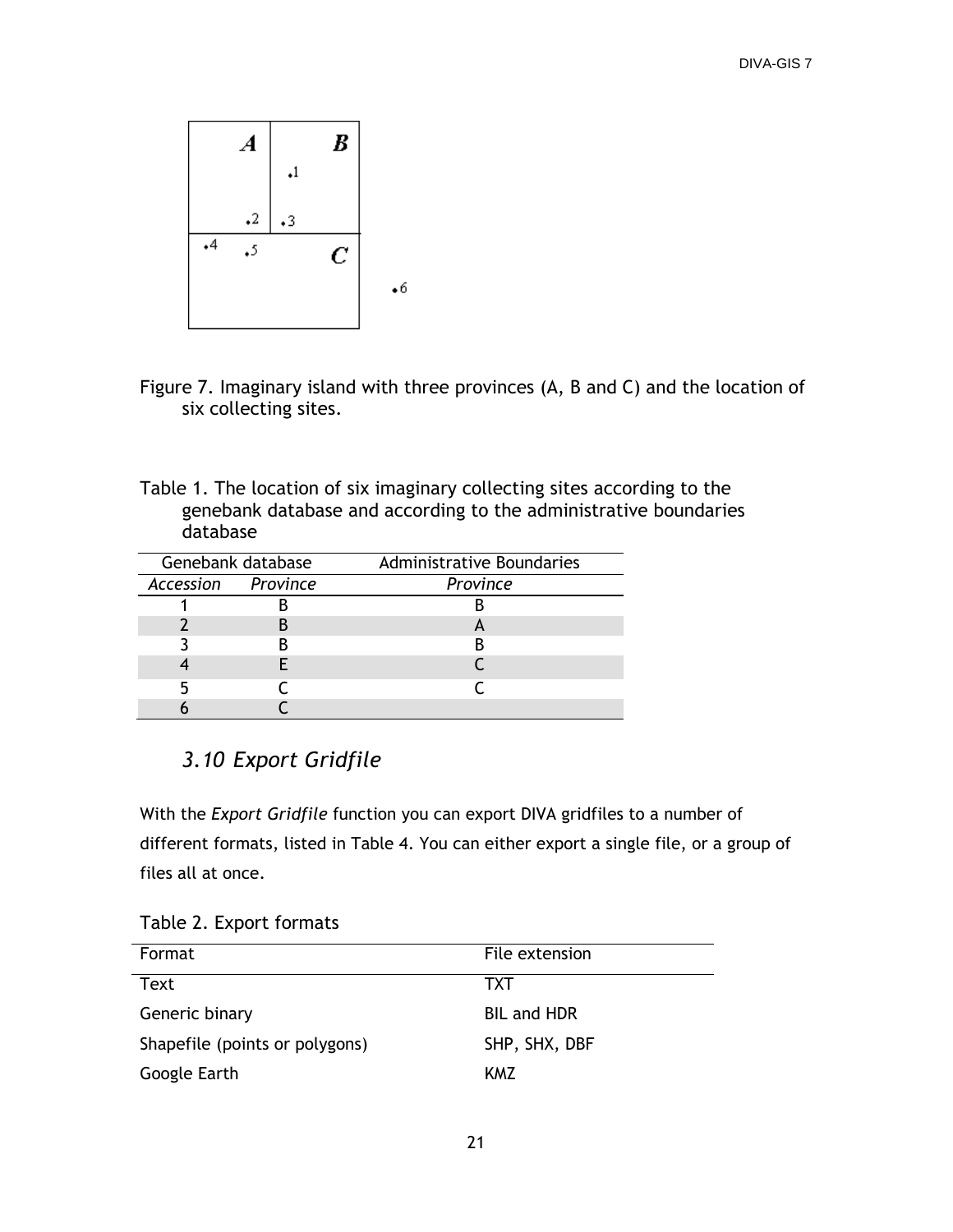Figure 7. Imaginary island with three provinces (A, B and C) and the location of six collecting sites.

Table 1. The location of six imaginary collecting sites according to the genebank database and according to the administrative boundaries database

| Genebank database | | Administrative Boundaries |
|---|---|---|
| *Accession* | *Province* | *Province* |
| 1 | B | B |
| 2 | B | A |
| 3 | B | B |
| 4 | E | C |
| 5 | C | C |
| 6 | C | |

## *3.10 Export Gridfile*

With the *Export Gridfile* function you can export DIVA gridfiles to a number of different formats, listed in Table 4. You can either export a single file, or a group of files all at once.

Table 2. Export formats

| Format | File extension |
|---|---|
| Text | TXT |
| Generic binary | BIL and HDR |
| Shapefile (points or polygons) | SHP, SHX, DBF |
| Google Earth | KMZ |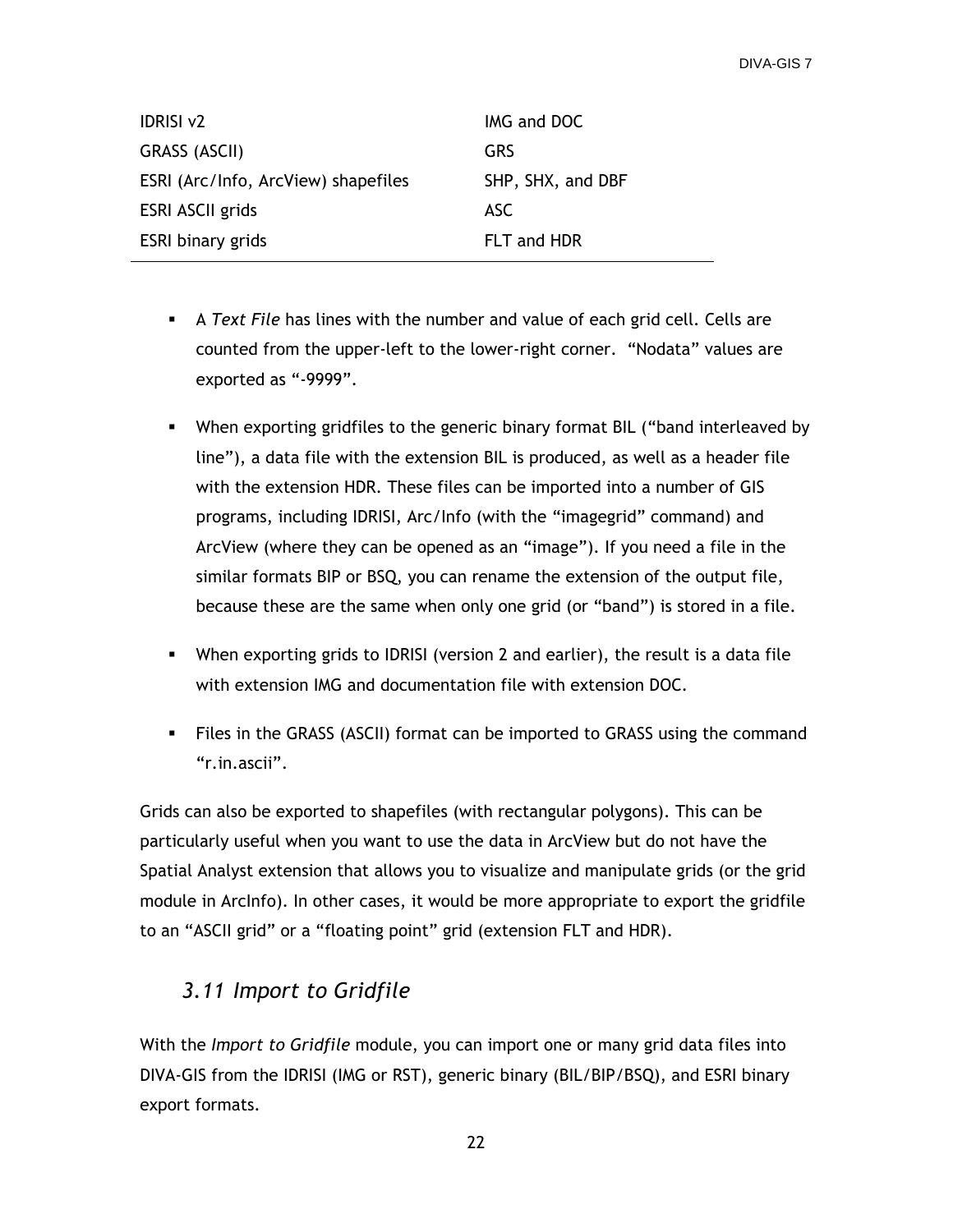| | |
|---|---|
| IDRISI v2 | IMG and DOC |
| GRASS (ASCII) | GRS |
| ESRI (Arc/Info, ArcView) shapefiles | SHP, SHX, and DBF |
| ESRI ASCII grids | ASC |
| ESRI binary grids | FLT and HDR |

- A *Text File* has lines with the number and value of each grid cell. Cells are counted from the upper-left to the lower-right corner. "Nodata" values are exported as "-9999".

- When exporting gridfiles to the generic binary format BIL ("band interleaved by line"), a data file with the extension BIL is produced, as well as a header file with the extension HDR. These files can be imported into a number of GIS programs, including IDRISI, Arc/Info (with the "imagegrid" command) and ArcView (where they can be opened as an "image"). If you need a file in the similar formats BIP or BSQ, you can rename the extension of the output file, because these are the same when only one grid (or "band") is stored in a file.

- When exporting grids to IDRISI (version 2 and earlier), the result is a data file with extension IMG and documentation file with extension DOC.

- Files in the GRASS (ASCII) format can be imported to GRASS using the command "r.in.ascii".

Grids can also be exported to shapefiles (with rectangular polygons). This can be particularly useful when you want to use the data in ArcView but do not have the Spatial Analyst extension that allows you to visualize and manipulate grids (or the grid module in ArcInfo). In other cases, it would be more appropriate to export the gridfile to an "ASCII grid" or a "floating point" grid (extension FLT and HDR).

## *3.11 Import to Gridfile*

With the *Import to Gridfile* module, you can import one or many grid data files into DIVA-GIS from the IDRISI (IMG or RST), generic binary (BIL/BIP/BSQ), and ESRI binary export formats.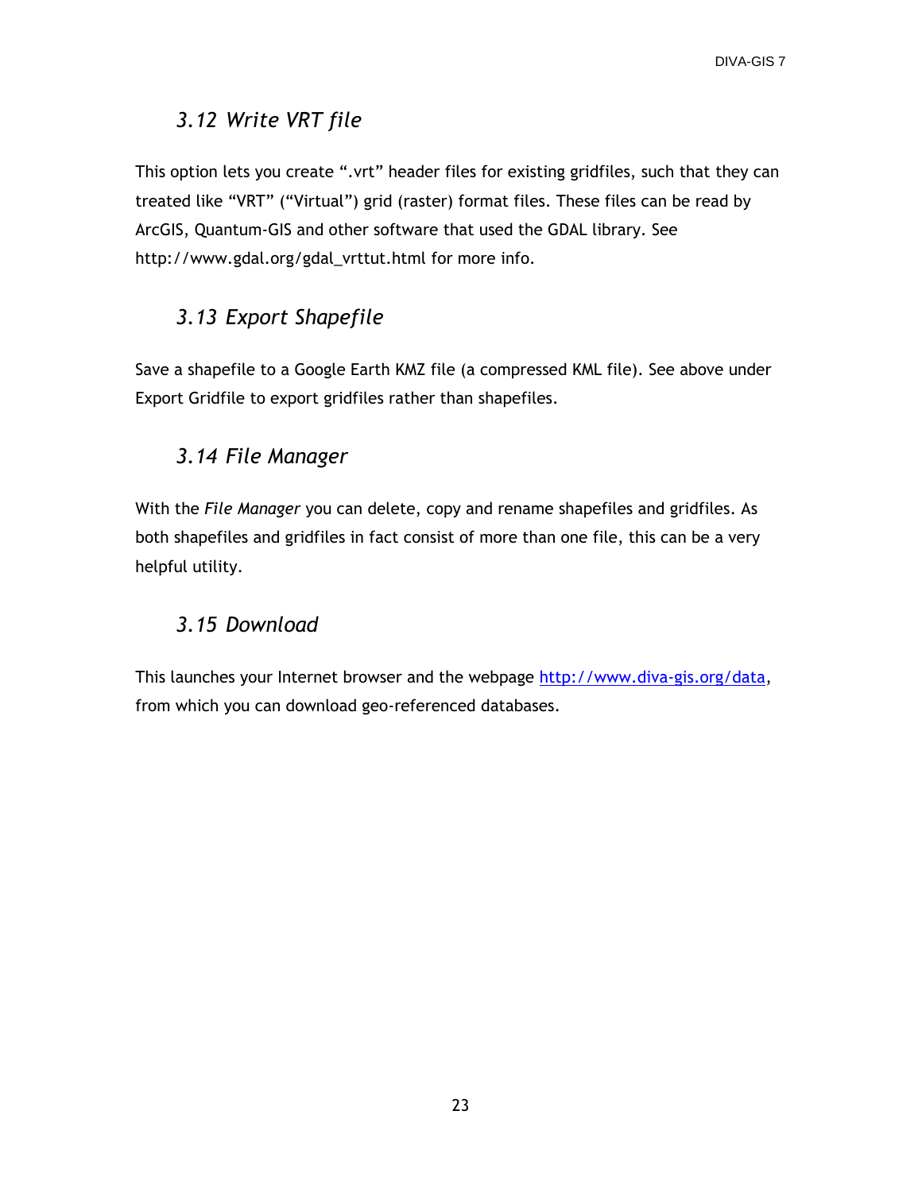## *3.12 Write VRT file*

This option lets you create ".vrt" header files for existing gridfiles, such that they can treated like "VRT" ("Virtual") grid (raster) format files. These files can be read by ArcGIS, Quantum-GIS and other software that used the GDAL library. See http://www.gdal.org/gdal_vrttut.html for more info.

## *3.13 Export Shapefile*

Save a shapefile to a Google Earth KMZ file (a compressed KML file). See above under Export Gridfile to export gridfiles rather than shapefiles.

## *3.14 File Manager*

With the *File Manager* you can delete, copy and rename shapefiles and gridfiles. As both shapefiles and gridfiles in fact consist of more than one file, this can be a very helpful utility.

## *3.15 Download*

This launches your Internet browser and the webpage [http://www.diva-gis.org/data](http://www.diva-gis.org/data), from which you can download geo-referenced databases.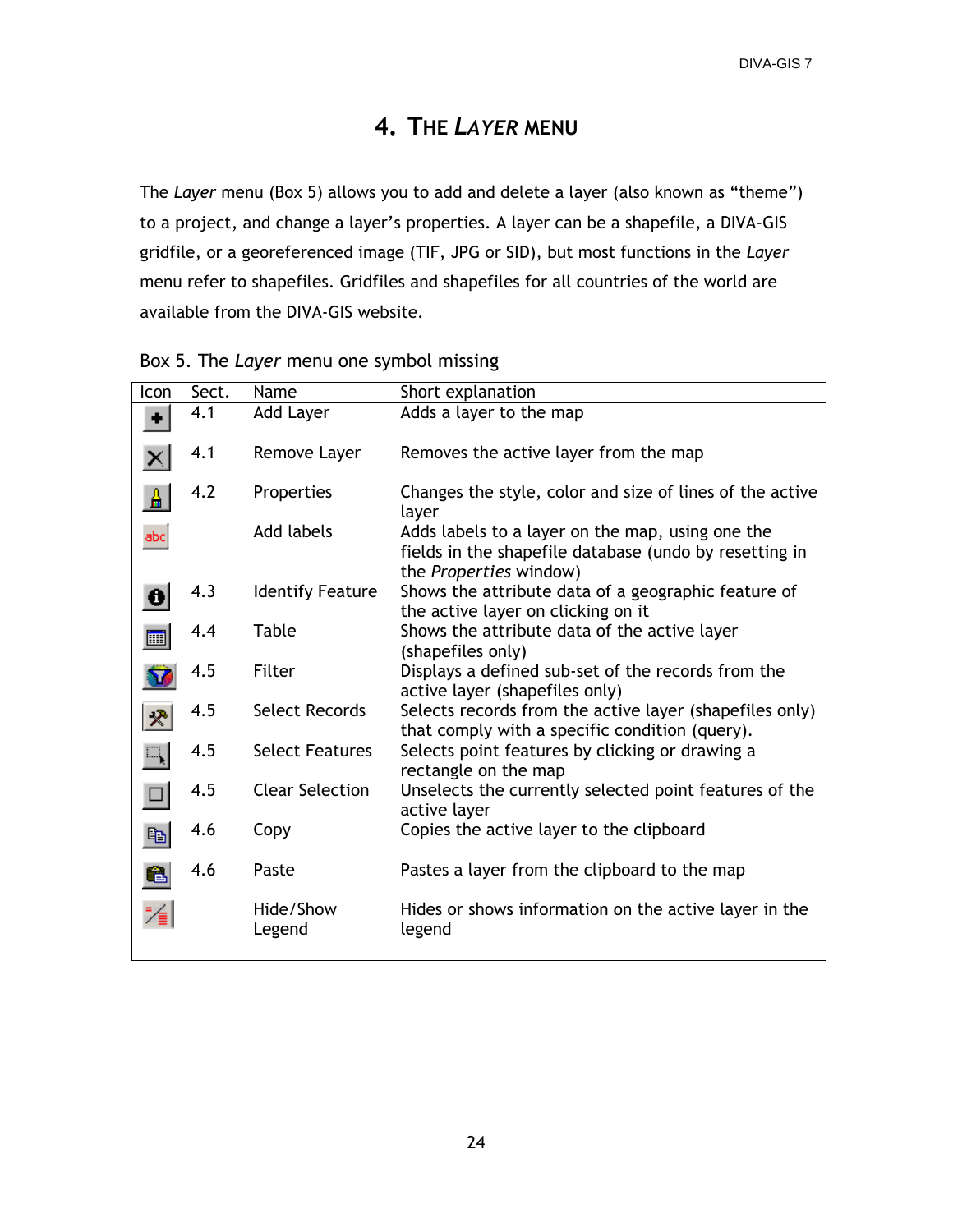# 4. The *Layer* menu

The *Layer* menu (Box 5) allows you to add and delete a layer (also known as "theme") to a project, and change a layer's properties. A layer can be a shapefile, a DIVA-GIS gridfile, or a georeferenced image (TIF, JPG or SID), but most functions in the *Layer* menu refer to shapefiles. Gridfiles and shapefiles for all countries of the world are available from the DIVA-GIS website.

Box 5. The *Layer* menu one symbol missing

| Icon | Sect. | Name | Short explanation |
|---|---|---|---|
| | 4.1 | Add Layer | Adds a layer to the map |
| | 4.1 | Remove Layer | Removes the active layer from the map |
| | 4.2 | Properties | Changes the style, color and size of lines of the active layer |
| | | Add labels | Adds labels to a layer on the map, using one the fields in the shapefile database (undo by resetting in the *Properties* window) |
| | 4.3 | Identify Feature | Shows the attribute data of a geographic feature of the active layer on clicking on it |
| | 4.4 | Table | Shows the attribute data of the active layer (shapefiles only) |
| | 4.5 | Filter | Displays a defined sub-set of the records from the active layer (shapefiles only) |
| | 4.5 | Select Records | Selects records from the active layer (shapefiles only) that comply with a specific condition (query). |
| | 4.5 | Select Features | Selects point features by clicking or drawing a rectangle on the map |
| | 4.5 | Clear Selection | Unselects the currently selected point features of the active layer |
| | 4.6 | Copy | Copies the active layer to the clipboard |
| | 4.6 | Paste | Pastes a layer from the clipboard to the map |
| | | Hide/Show Legend | Hides or shows information on the active layer in the legend |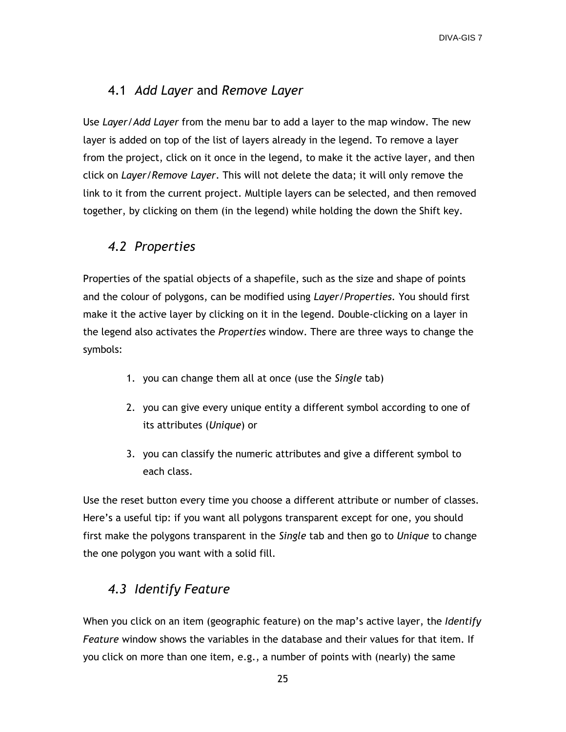## 4.1 *Add Layer* and *Remove Layer*

Use *Layer/Add Layer* from the menu bar to add a layer to the map window. The new layer is added on top of the list of layers already in the legend. To remove a layer from the project, click on it once in the legend, to make it the active layer, and then click on *Layer/Remove Layer*. This will not delete the data; it will only remove the link to it from the current project. Multiple layers can be selected, and then removed together, by clicking on them (in the legend) while holding the down the Shift key.

## *4.2 Properties*

Properties of the spatial objects of a shapefile, such as the size and shape of points and the colour of polygons, can be modified using *Layer/Properties*. You should first make it the active layer by clicking on it in the legend. Double-clicking on a layer in the legend also activates the *Properties* window. There are three ways to change the symbols:

1. you can change them all at once (use the *Single* tab)
2. you can give every unique entity a different symbol according to one of its attributes (*Unique*) or
3. you can classify the numeric attributes and give a different symbol to each class.

Use the reset button every time you choose a different attribute or number of classes. Here's a useful tip: if you want all polygons transparent except for one, you should first make the polygons transparent in the *Single* tab and then go to *Unique* to change the one polygon you want with a solid fill.

## *4.3 Identify Feature*

When you click on an item (geographic feature) on the map's active layer, the *Identify Feature* window shows the variables in the database and their values for that item. If you click on more than one item, e.g., a number of points with (nearly) the same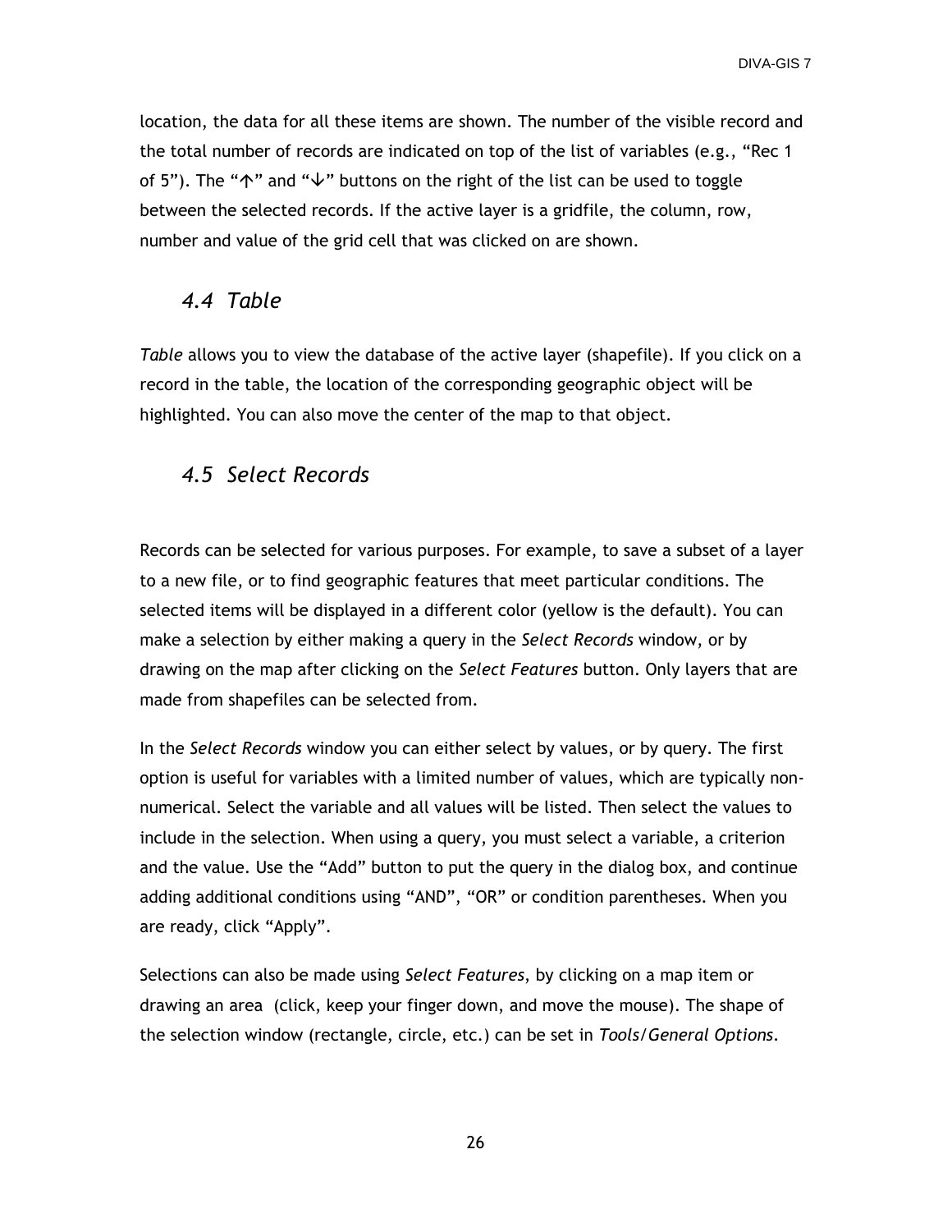location, the data for all these items are shown. The number of the visible record and the total number of records are indicated on top of the list of variables (e.g., “Rec 1 of 5”). The “↑” and “↓” buttons on the right of the list can be used to toggle between the selected records. If the active layer is a gridfile, the column, row, number and value of the grid cell that was clicked on are shown.

## *4.4 Table*

*Table* allows you to view the database of the active layer (shapefile). If you click on a record in the table, the location of the corresponding geographic object will be highlighted. You can also move the center of the map to that object.

## *4.5 Select Records*

Records can be selected for various purposes. For example, to save a subset of a layer to a new file, or to find geographic features that meet particular conditions. The selected items will be displayed in a different color (yellow is the default). You can make a selection by either making a query in the *Select Records* window, or by drawing on the map after clicking on the *Select Features* button. Only layers that are made from shapefiles can be selected from.

In the *Select Records* window you can either select by values, or by query. The first option is useful for variables with a limited number of values, which are typically non-numerical. Select the variable and all values will be listed. Then select the values to include in the selection. When using a query, you must select a variable, a criterion and the value. Use the “Add” button to put the query in the dialog box, and continue adding additional conditions using “AND”, “OR” or condition parentheses. When you are ready, click “Apply”.

Selections can also be made using *Select Features*, by clicking on a map item or drawing an area (click, keep your finger down, and move the mouse). The shape of the selection window (rectangle, circle, etc.) can be set in *Tools/General Options*.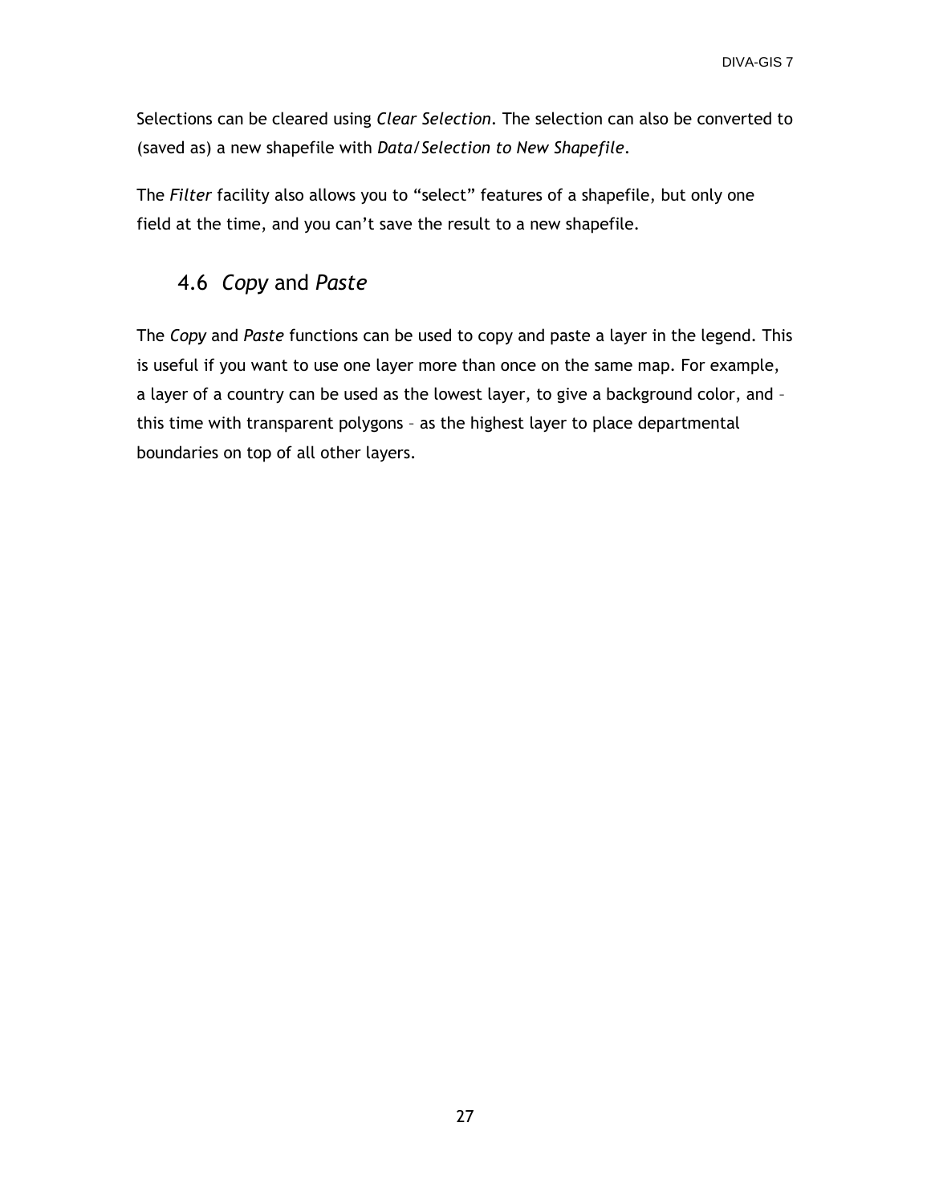Selections can be cleared using *Clear Selection*. The selection can also be converted to (saved as) a new shapefile with *Data/Selection to New Shapefile*.

The *Filter* facility also allows you to “select” features of a shapefile, but only one field at the time, and you can’t save the result to a new shapefile.

## 4.6 *Copy* and *Paste*

The *Copy* and *Paste* functions can be used to copy and paste a layer in the legend. This is useful if you want to use one layer more than once on the same map. For example, a layer of a country can be used as the lowest layer, to give a background color, and – this time with transparent polygons – as the highest layer to place departmental boundaries on top of all other layers.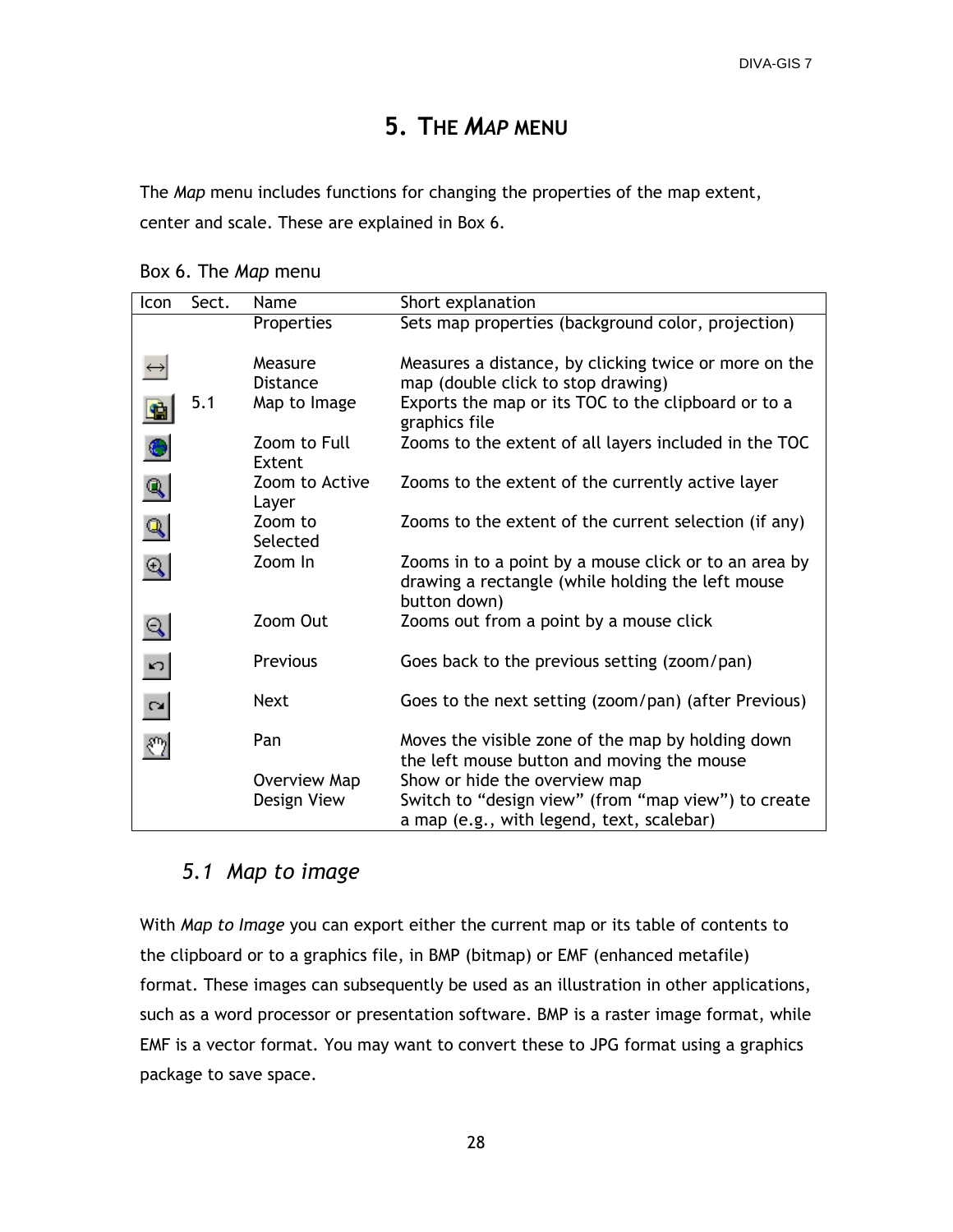# 5. THE *MAP* MENU

The *Map* menu includes functions for changing the properties of the map extent, center and scale. These are explained in Box 6.

Box 6. The *Map* menu

| Icon | Sect. | Name | Short explanation |
|---|---|---|---|
| | | Properties | Sets map properties (background color, projection) |
| | | Measure Distance | Measures a distance, by clicking twice or more on the map (double click to stop drawing) |
| | 5.1 | Map to Image | Exports the map or its TOC to the clipboard or to a graphics file |
| | | Zoom to Full Extent | Zooms to the extent of all layers included in the TOC |
| | | Zoom to Active Layer | Zooms to the extent of the currently active layer |
| | | Zoom to Selected | Zooms to the extent of the current selection (if any) |
| | | Zoom In | Zooms in to a point by a mouse click or to an area by drawing a rectangle (while holding the left mouse button down) |
| | | Zoom Out | Zooms out from a point by a mouse click |
| | | Previous | Goes back to the previous setting (zoom/pan) |
| | | Next | Goes to the next setting (zoom/pan) (after Previous) |
| | | Pan | Moves the visible zone of the map by holding down the left mouse button and moving the mouse |
| | | Overview Map | Show or hide the overview map |
| | | Design View | Switch to "design view" (from "map view") to create a map (e.g., with legend, text, scalebar) |

## 5.1 *Map to image*

With *Map to Image* you can export either the current map or its table of contents to the clipboard or to a graphics file, in BMP (bitmap) or EMF (enhanced metafile) format. These images can subsequently be used as an illustration in other applications, such as a word processor or presentation software. BMP is a raster image format, while EMF is a vector format. You may want to convert these to JPG format using a graphics package to save space.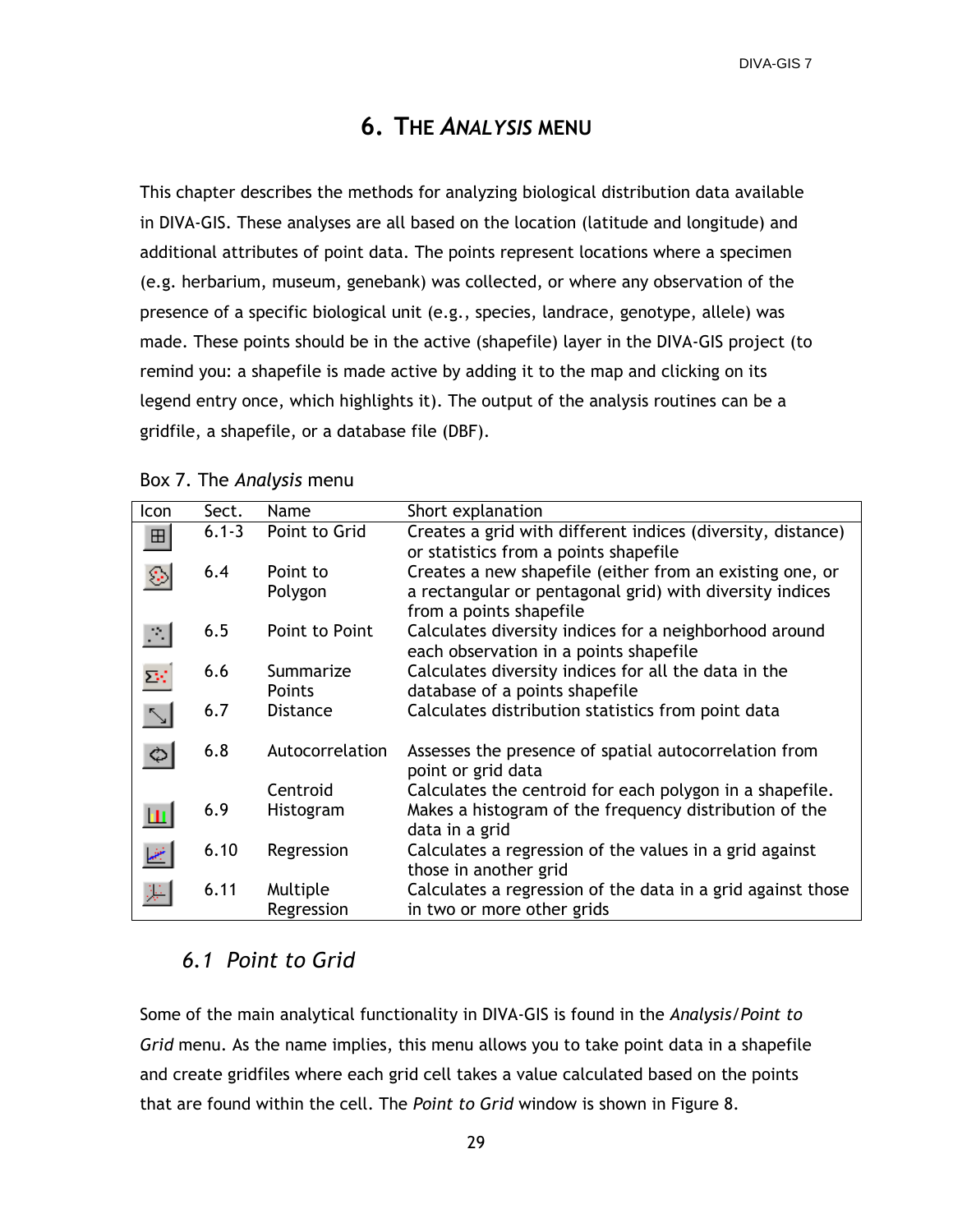# 6. THE *ANALYSIS* MENU

This chapter describes the methods for analyzing biological distribution data available in DIVA-GIS. These analyses are all based on the location (latitude and longitude) and additional attributes of point data. The points represent locations where a specimen (e.g. herbarium, museum, genebank) was collected, or where any observation of the presence of a specific biological unit (e.g., species, landrace, genotype, allele) was made. These points should be in the active (shapefile) layer in the DIVA-GIS project (to remind you: a shapefile is made active by adding it to the map and clicking on its legend entry once, which highlights it). The output of the analysis routines can be a gridfile, a shapefile, or a database file (DBF).

Box 7. The *Analysis* menu

| Icon | Sect. | Name | Short explanation |
|---|---|---|---|
| | 6.1-3 | Point to Grid | Creates a grid with different indices (diversity, distance) or statistics from a points shapefile |
| | 6.4 | Point to Polygon | Creates a new shapefile (either from an existing one, or a rectangular or pentagonal grid) with diversity indices from a points shapefile |
| | 6.5 | Point to Point | Calculates diversity indices for a neighborhood around each observation in a points shapefile |
| | 6.6 | Summarize Points | Calculates diversity indices for all the data in the database of a points shapefile |
| | 6.7 | Distance | Calculates distribution statistics from point data |
| | 6.8 | Autocorrelation | Assesses the presence of spatial autocorrelation from point or grid data |
| | | Centroid | Calculates the centroid for each polygon in a shapefile. |
| | 6.9 | Histogram | Makes a histogram of the frequency distribution of the data in a grid |
| | 6.10 | Regression | Calculates a regression of the values in a grid against those in another grid |
| | 6.11 | Multiple Regression | Calculates a regression of the data in a grid against those in two or more other grids |

## 6.1 Point to Grid

Some of the main analytical functionality in DIVA-GIS is found in the *Analysis/Point to Grid* menu. As the name implies, this menu allows you to take point data in a shapefile and create gridfiles where each grid cell takes a value calculated based on the points that are found within the cell. The *Point to Grid* window is shown in Figure 8.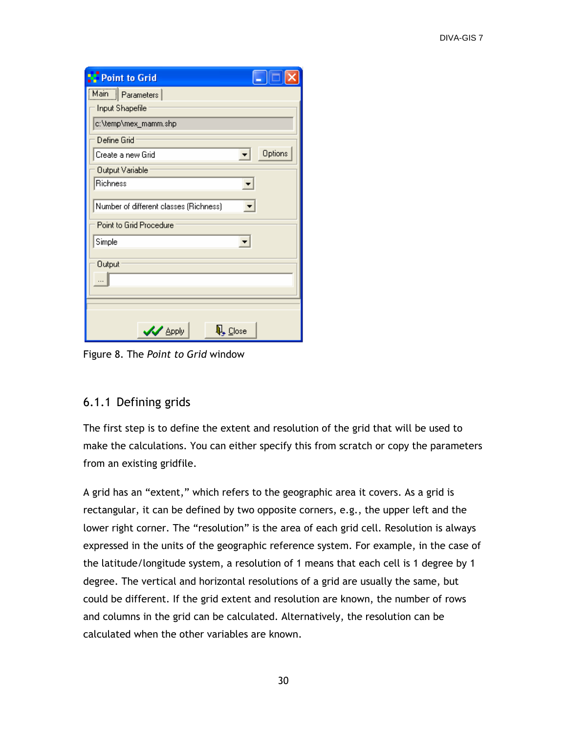Figure 8. The *Point to Grid* window

### 6.1.1 Defining grids

The first step is to define the extent and resolution of the grid that will be used to make the calculations. You can either specify this from scratch or copy the parameters from an existing gridfile.

A grid has an "extent," which refers to the geographic area it covers. As a grid is rectangular, it can be defined by two opposite corners, e.g., the upper left and the lower right corner. The "resolution" is the area of each grid cell. Resolution is always expressed in the units of the geographic reference system. For example, in the case of the latitude/longitude system, a resolution of 1 means that each cell is 1 degree by 1 degree. The vertical and horizontal resolutions of a grid are usually the same, but could be different. If the grid extent and resolution are known, the number of rows and columns in the grid can be calculated. Alternatively, the resolution can be calculated when the other variables are known.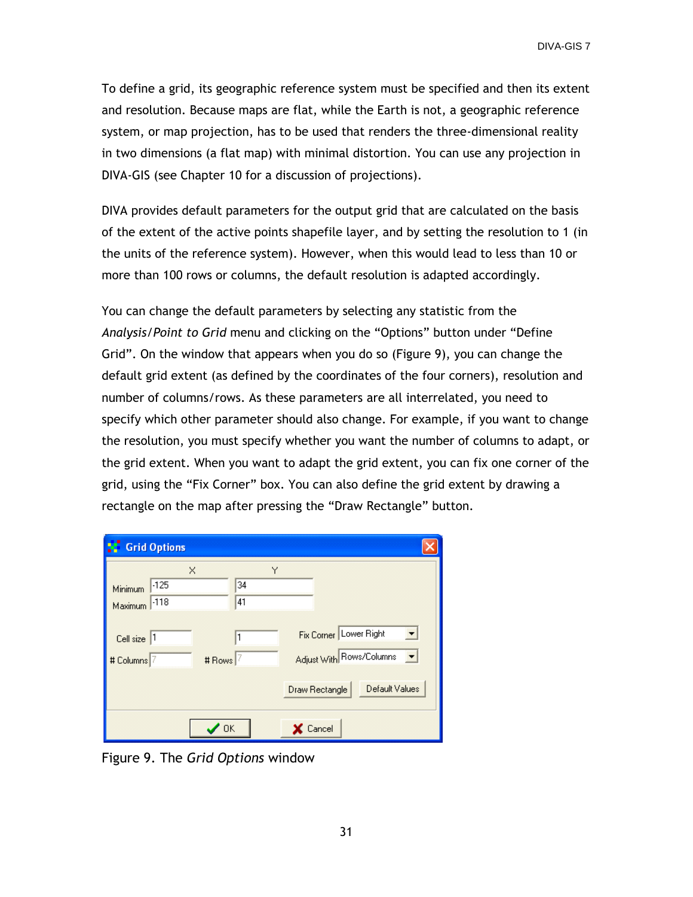To define a grid, its geographic reference system must be specified and then its extent and resolution. Because maps are flat, while the Earth is not, a geographic reference system, or map projection, has to be used that renders the three-dimensional reality in two dimensions (a flat map) with minimal distortion. You can use any projection in DIVA-GIS (see Chapter 10 for a discussion of projections).

DIVA provides default parameters for the output grid that are calculated on the basis of the extent of the active points shapefile layer, and by setting the resolution to 1 (in the units of the reference system). However, when this would lead to less than 10 or more than 100 rows or columns, the default resolution is adapted accordingly.

You can change the default parameters by selecting any statistic from the *Analysis/Point to Grid* menu and clicking on the "Options" button under "Define Grid". On the window that appears when you do so (Figure 9), you can change the default grid extent (as defined by the coordinates of the four corners), resolution and number of columns/rows. As these parameters are all interrelated, you need to specify which other parameter should also change. For example, if you want to change the resolution, you must specify whether you want the number of columns to adapt, or the grid extent. When you want to adapt the grid extent, you can fix one corner of the grid, using the "Fix Corner" box. You can also define the grid extent by drawing a rectangle on the map after pressing the "Draw Rectangle" button.

Figure 9. The *Grid Options* window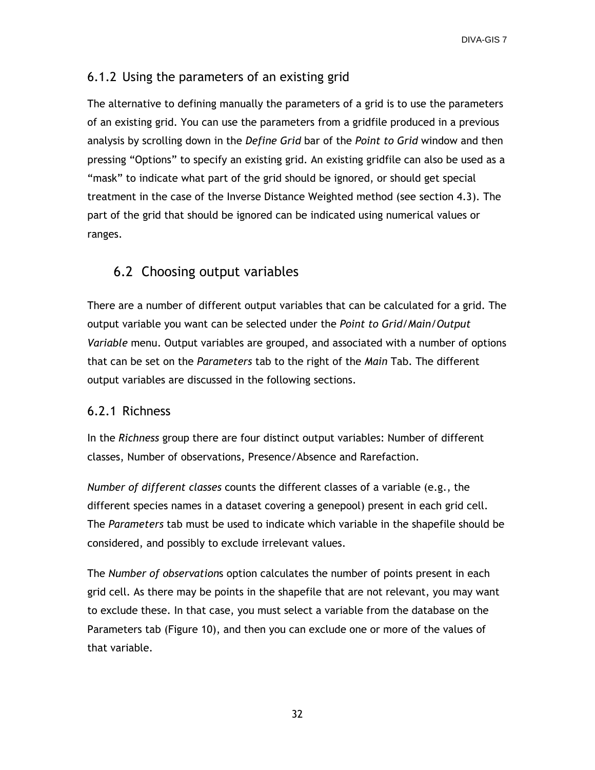### 6.1.2 Using the parameters of an existing grid

The alternative to defining manually the parameters of a grid is to use the parameters of an existing grid. You can use the parameters from a gridfile produced in a previous analysis by scrolling down in the *Define Grid* bar of the *Point to Grid* window and then pressing "Options" to specify an existing grid. An existing gridfile can also be used as a "mask" to indicate what part of the grid should be ignored, or should get special treatment in the case of the Inverse Distance Weighted method (see section 4.3). The part of the grid that should be ignored can be indicated using numerical values or ranges.

## 6.2 Choosing output variables

There are a number of different output variables that can be calculated for a grid. The output variable you want can be selected under the *Point to Grid/Main/Output Variable* menu. Output variables are grouped, and associated with a number of options that can be set on the *Parameters* tab to the right of the *Main* Tab. The different output variables are discussed in the following sections.

### 6.2.1 Richness

In the *Richness* group there are four distinct output variables: Number of different classes, Number of observations, Presence/Absence and Rarefaction.

*Number of different classes* counts the different classes of a variable (e.g., the different species names in a dataset covering a genepool) present in each grid cell. The *Parameters* tab must be used to indicate which variable in the shapefile should be considered, and possibly to exclude irrelevant values.

The *Number of observation*s option calculates the number of points present in each grid cell. As there may be points in the shapefile that are not relevant, you may want to exclude these. In that case, you must select a variable from the database on the Parameters tab (Figure 10), and then you can exclude one or more of the values of that variable.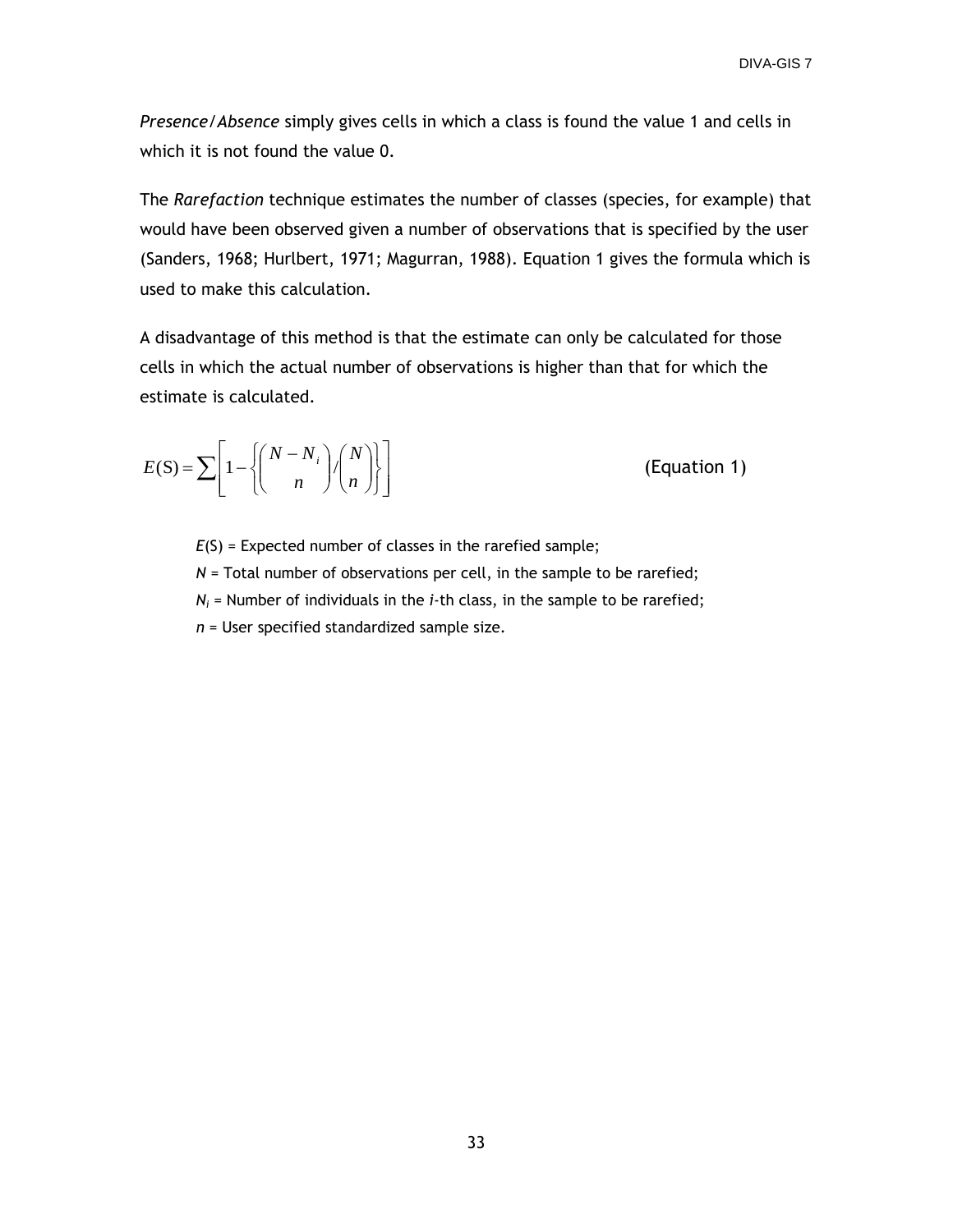*Presence/Absence* simply gives cells in which a class is found the value 1 and cells in which it is not found the value 0.

The *Rarefaction* technique estimates the number of classes (species, for example) that would have been observed given a number of observations that is specified by the user (Sanders, 1968; Hurlbert, 1971; Magurran, 1988). Equation 1 gives the formula which is used to make this calculation.

A disadvantage of this method is that the estimate can only be calculated for those cells in which the actual number of observations is higher than that for which the estimate is calculated.

$$E(\mathrm{S}) = \sum \left[ 1 - \left\{ \binom{N - N_i}{n} / \binom{N}{n} \right\} \right] \qquad \text{(Equation 1)}$$

$E(\mathrm{S})$ = Expected number of classes in the rarefied sample;

$N$ = Total number of observations per cell, in the sample to be rarefied;

$N_i$ = Number of individuals in the $i$-th class, in the sample to be rarefied;

$n$ = User specified standardized sample size.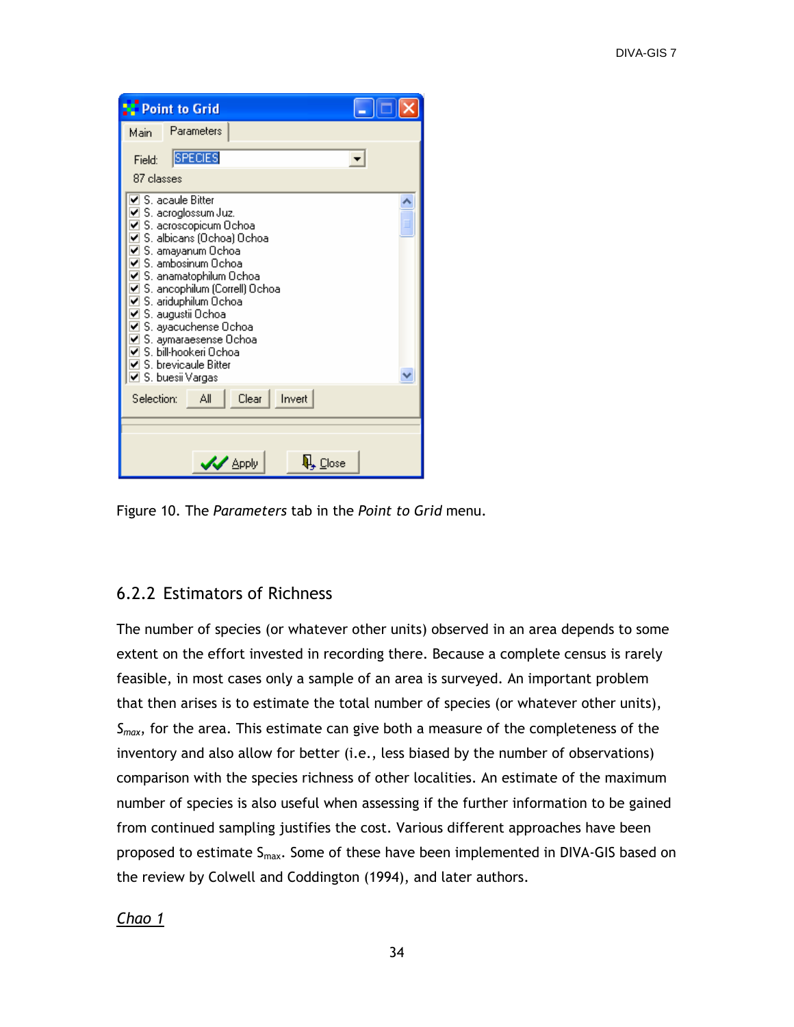Figure 10. The *Parameters* tab in the *Point to Grid* menu.

### 6.2.2 Estimators of Richness

The number of species (or whatever other units) observed in an area depends to some extent on the effort invested in recording there. Because a complete census is rarely feasible, in most cases only a sample of an area is surveyed. An important problem that then arises is to estimate the total number of species (or whatever other units), $S_{max}$, for the area. This estimate can give both a measure of the completeness of the inventory and also allow for better (i.e., less biased by the number of observations) comparison with the species richness of other localities. An estimate of the maximum number of species is also useful when assessing if the further information to be gained from continued sampling justifies the cost. Various different approaches have been proposed to estimate $S_{max}$. Some of these have been implemented in DIVA-GIS based on the review by Colwell and Coddington (1994), and later authors.

*Chao 1*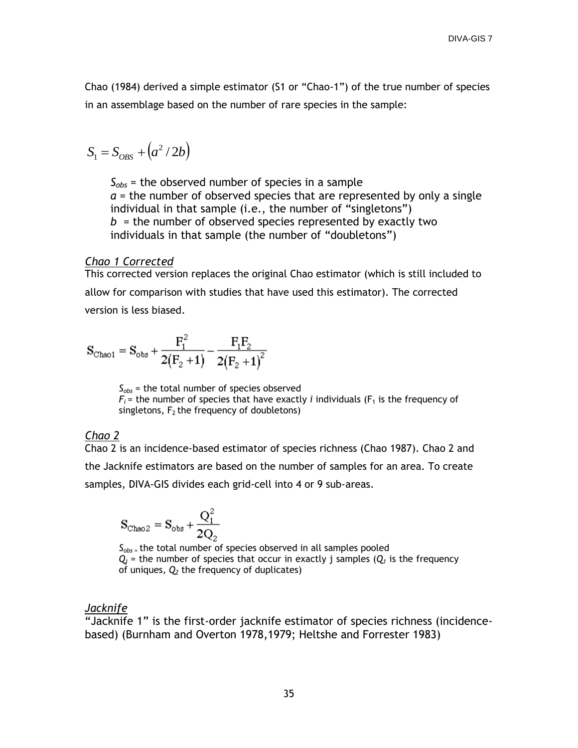Chao (1984) derived a simple estimator (S1 or "Chao-1") of the true number of species in an assemblage based on the number of rare species in the sample:

$$S_1 = S_{OBS} + \left(a^2 / 2b\right)$$

> $S_{obs}$ = the observed number of species in a sample
> $a$ = the number of observed species that are represented by only a single individual in that sample (i.e., the number of "singletons")
> $b$ = the number of observed species represented by exactly two individuals in that sample (the number of "doubletons")

*Chao 1 Corrected*

This corrected version replaces the original Chao estimator (which is still included to allow for comparison with studies that have used this estimator). The corrected version is less biased.

$$S_{Chao1} = S_{obs} + \frac{F_1^2}{2(F_2+1)} - \frac{F_1 F_2}{2(F_2+1)^2}$$

> $S_{obs}$ = the total number of species observed
> $F_i$ = the number of species that have exactly $i$ individuals ($F_1$ is the frequency of singletons, $F_2$ the frequency of doubletons)

*Chao 2*

Chao 2 is an incidence-based estimator of species richness (Chao 1987). Chao 2 and the Jacknife estimators are based on the number of samples for an area. To create samples, DIVA-GIS divides each grid-cell into 4 or 9 sub-areas.

$$S_{Chao2} = S_{obs} + \frac{Q_1^2}{2Q_2}$$

> $S_{obs}$ = the total number of species observed in all samples pooled
> $Q_j$ = the number of species that occur in exactly j samples ($Q_1$ is the frequency of uniques, $Q_2$ the frequency of duplicates)

*Jacknife*

"Jacknife 1" is the first-order jacknife estimator of species richness (incidence-based) (Burnham and Overton 1978,1979; Heltshe and Forrester 1983)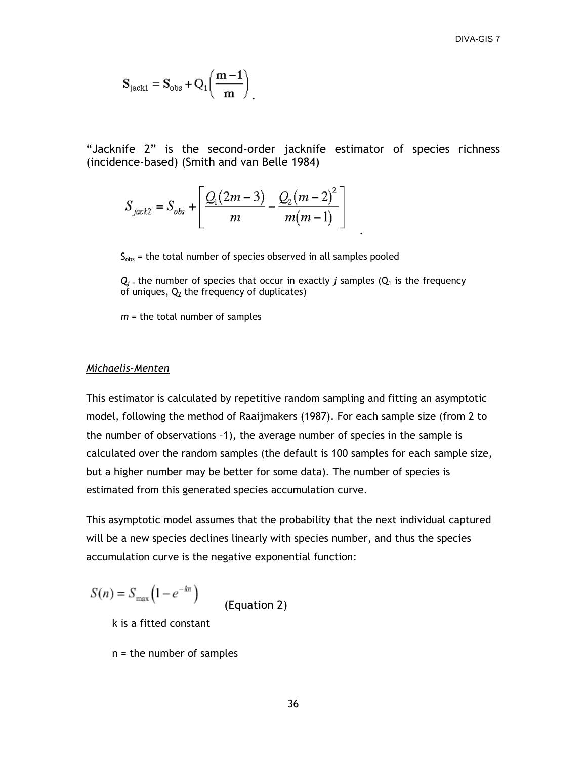$$S_{jack1} = S_{obs} + Q_1\left(\frac{m-1}{m}\right).$$

"Jacknife 2" is the second-order jacknife estimator of species richness (incidence-based) (Smith and van Belle 1984)

$$S_{jack2} = S_{obs} + \left[\frac{Q_1(2m-3)}{m} - \frac{Q_2(m-2)^2}{m(m-1)}\right].$$

$S_{obs}$ = the total number of species observed in all samples pooled

$Q_j$ = the number of species that occur in exactly $j$ samples ($Q_1$ is the frequency of uniques, $Q_2$ the frequency of duplicates)

$m$ = the total number of samples

*Michaelis-Menten*

This estimator is calculated by repetitive random sampling and fitting an asymptotic model, following the method of Raaijmakers (1987). For each sample size (from 2 to the number of observations –1), the average number of species in the sample is calculated over the random samples (the default is 100 samples for each sample size, but a higher number may be better for some data). The number of species is estimated from this generated species accumulation curve.

This asymptotic model assumes that the probability that the next individual captured will be a new species declines linearly with species number, and thus the species accumulation curve is the negative exponential function:

$$S(n) = S_{max}\left(1 - e^{-kn}\right) \quad \text{(Equation 2)}$$

k is a fitted constant

n = the number of samples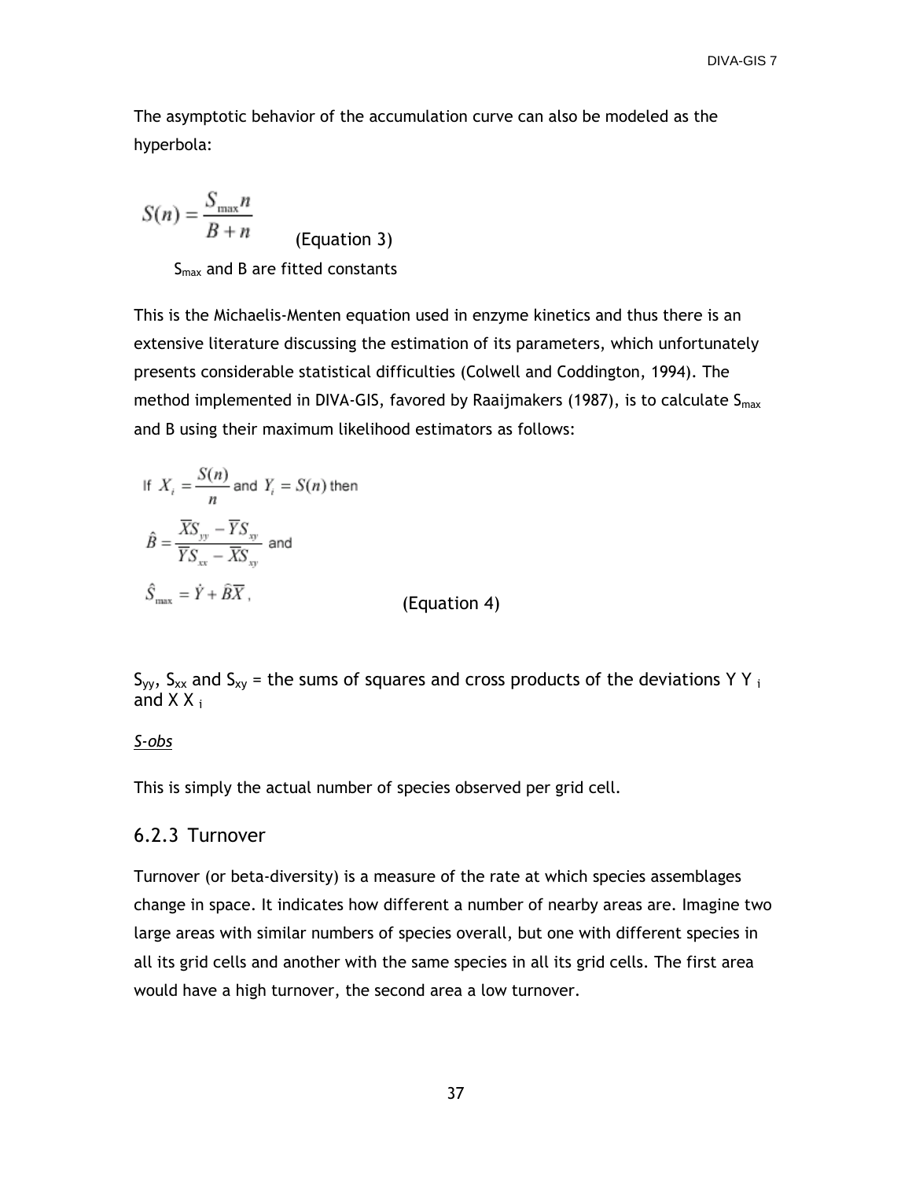The asymptotic behavior of the accumulation curve can also be modeled as the hyperbola:

$$S(n) = \frac{S_{\max} n}{B + n} \quad \text{(Equation 3)}$$

$S_{max}$ and B are fitted constants

This is the Michaelis-Menten equation used in enzyme kinetics and thus there is an extensive literature discussing the estimation of its parameters, which unfortunately presents considerable statistical difficulties (Colwell and Coddington, 1994). The method implemented in DIVA-GIS, favored by Raaijmakers (1987), is to calculate $S_{max}$ and B using their maximum likelihood estimators as follows:

$$\text{If } X_i = \frac{S(n)}{n} \text{ and } Y_i = S(n) \text{ then}$$

$$\hat{B} = \frac{\overline{X}S_{yy} - \overline{Y}S_{xy}}{\overline{Y}S_{xx} - \overline{X}S_{xy}} \text{ and}$$

$$\hat{S}_{\max} = \dot{Y} + \hat{B}\overline{X}, \quad \text{(Equation 4)}$$

$S_{yy}$, $S_{xx}$ and $S_{xy}$ = the sums of squares and cross products of the deviations Y $Y_i$ and X $X_i$

*S-obs*

This is simply the actual number of species observed per grid cell.

### 6.2.3 Turnover

Turnover (or beta-diversity) is a measure of the rate at which species assemblages change in space. It indicates how different a number of nearby areas are. Imagine two large areas with similar numbers of species overall, but one with different species in all its grid cells and another with the same species in all its grid cells. The first area would have a high turnover, the second area a low turnover.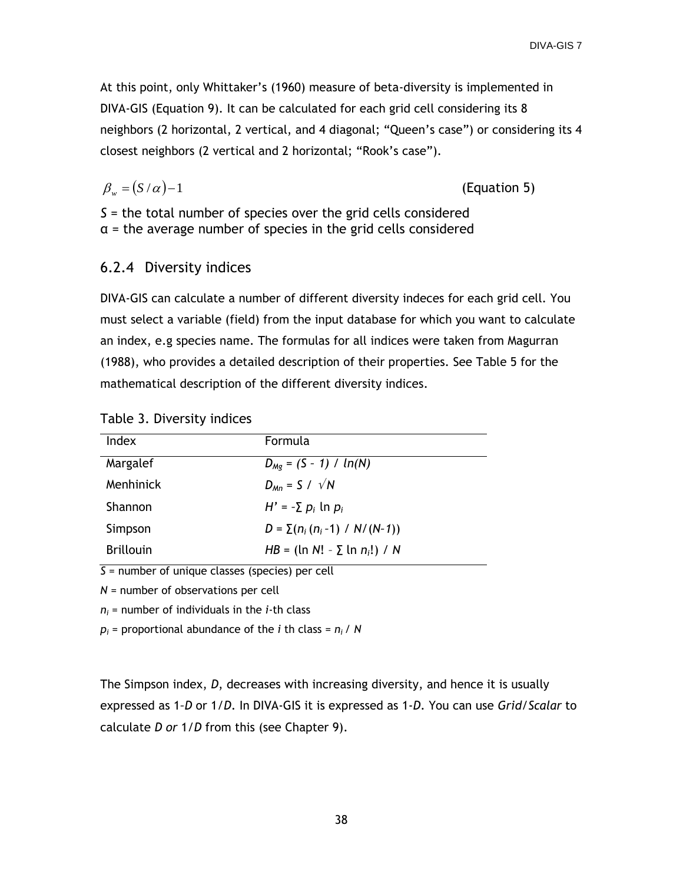At this point, only Whittaker's (1960) measure of beta-diversity is implemented in DIVA-GIS (Equation 9). It can be calculated for each grid cell considering its 8 neighbors (2 horizontal, 2 vertical, and 4 diagonal; "Queen's case") or considering its 4 closest neighbors (2 vertical and 2 horizontal; "Rook's case").

$$\beta_w = (S/\alpha) - 1 \qquad \text{(Equation 5)}$$

$S$ = the total number of species over the grid cells considered
$\alpha$ = the average number of species in the grid cells considered

### 6.2.4 Diversity indices

DIVA-GIS can calculate a number of different diversity indeces for each grid cell. You must select a variable (field) from the input database for which you want to calculate an index, e.g species name. The formulas for all indices were taken from Magurran (1988), who provides a detailed description of their properties. See Table 5 for the mathematical description of the different diversity indices.

Table 3. Diversity indices

| Index | Formula |
|---|---|
| Margalef | $D_{Mg} = (S - 1) / \ln(N)$ |
| Menhinick | $D_{Mn} = S / \sqrt{N}$ |
| Shannon | $H' = -\sum p_i \ln p_i$ |
| Simpson | $D = \sum(n_i (n_i - 1) / N/(N-1))$ |
| Brillouin | $HB = (\ln N! - \sum \ln n_i!) / N$ |

$S$ = number of unique classes (species) per cell

$N$ = number of observations per cell

$n_i$ = number of individuals in the $i$-th class

$p_i$ = proportional abundance of the $i$ th class = $n_i / N$

The Simpson index, $D$, decreases with increasing diversity, and hence it is usually expressed as $1-D$ or $1/D$. In DIVA-GIS it is expressed as $1-D$. You can use *Grid/Scalar* to calculate $D$ *or* $1/D$ from this (see Chapter 9).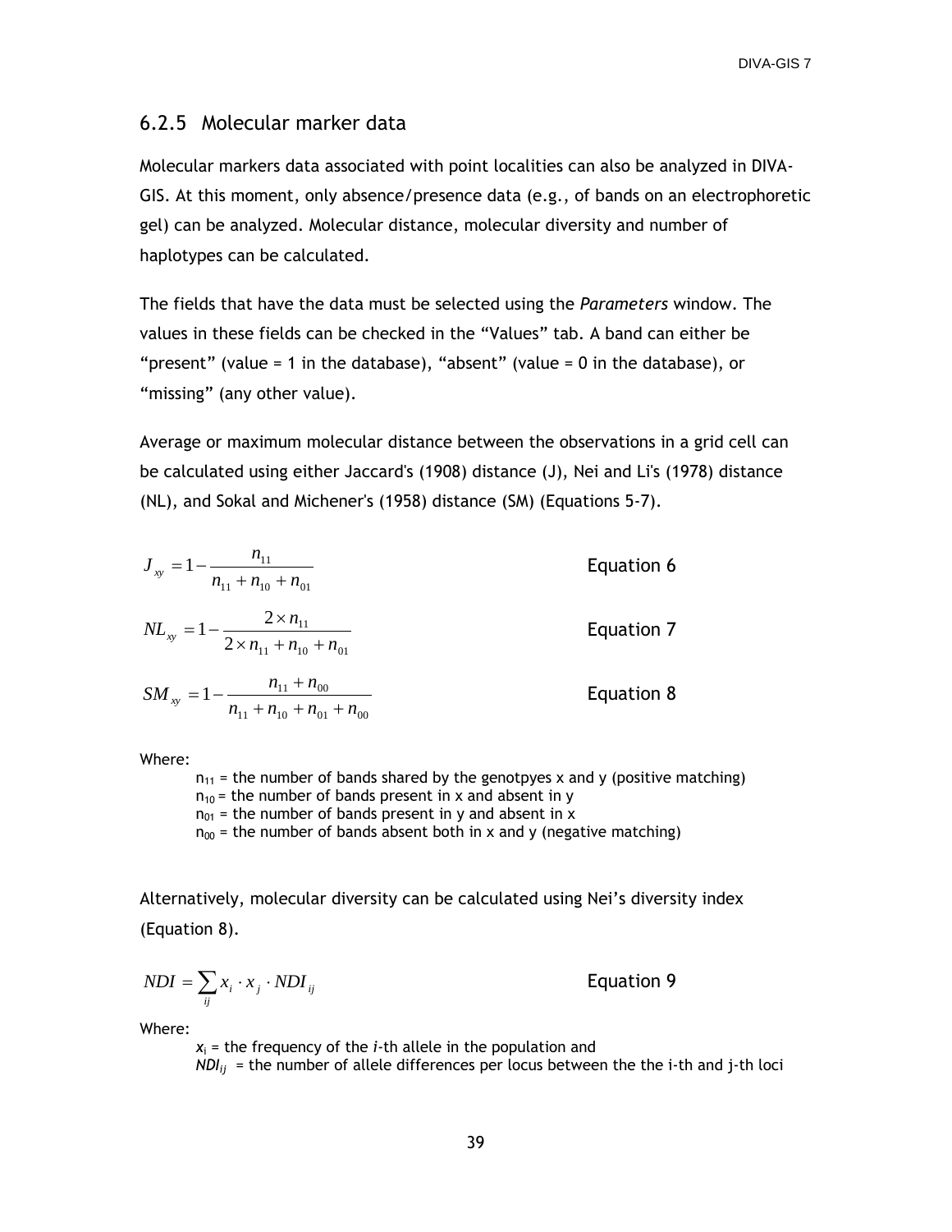## 6.2.5 Molecular marker data

Molecular markers data associated with point localities can also be analyzed in DIVA-GIS. At this moment, only absence/presence data (e.g., of bands on an electrophoretic gel) can be analyzed. Molecular distance, molecular diversity and number of haplotypes can be calculated.

The fields that have the data must be selected using the *Parameters* window. The values in these fields can be checked in the “Values” tab. A band can either be “present” (value = 1 in the database), “absent” (value = 0 in the database), or “missing” (any other value).

Average or maximum molecular distance between the observations in a grid cell can be calculated using either Jaccard's (1908) distance (J), Nei and Li's (1978) distance (NL), and Sokal and Michener's (1958) distance (SM) (Equations 5-7).

$$J_{xy} = 1 - \frac{n_{11}}{n_{11} + n_{10} + n_{01}} \qquad \text{Equation 6}$$

$$NL_{xy} = 1 - \frac{2 \times n_{11}}{2 \times n_{11} + n_{10} + n_{01}} \qquad \text{Equation 7}$$

$$SM_{xy} = 1 - \frac{n_{11} + n_{00}}{n_{11} + n_{10} + n_{01} + n_{00}} \qquad \text{Equation 8}$$

Where:

$n_{11}$ = the number of bands shared by the genotpyes x and y (positive matching)
$n_{10}$ = the number of bands present in x and absent in y
$n_{01}$ = the number of bands present in y and absent in x
$n_{00}$ = the number of bands absent both in x and y (negative matching)

Alternatively, molecular diversity can be calculated using Nei’s diversity index (Equation 8).

$$NDI = \sum_{ij} x_i \cdot x_j \cdot NDI_{ij} \qquad \text{Equation 9}$$

Where:

$x_i$ = the frequency of the *i*-th allele in the population and
$NDI_{ij}$ = the number of allele differences per locus between the the i-th and j-th loci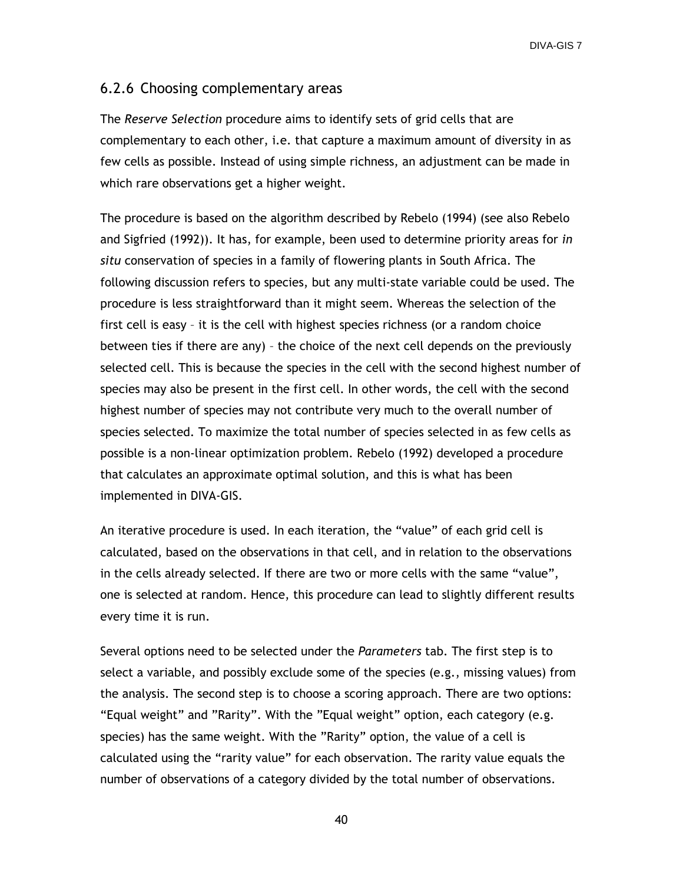## 6.2.6 Choosing complementary areas

The *Reserve Selection* procedure aims to identify sets of grid cells that are complementary to each other, i.e. that capture a maximum amount of diversity in as few cells as possible. Instead of using simple richness, an adjustment can be made in which rare observations get a higher weight.

The procedure is based on the algorithm described by Rebelo (1994) (see also Rebelo and Sigfried (1992)). It has, for example, been used to determine priority areas for *in situ* conservation of species in a family of flowering plants in South Africa. The following discussion refers to species, but any multi-state variable could be used. The procedure is less straightforward than it might seem. Whereas the selection of the first cell is easy – it is the cell with highest species richness (or a random choice between ties if there are any) – the choice of the next cell depends on the previously selected cell. This is because the species in the cell with the second highest number of species may also be present in the first cell. In other words, the cell with the second highest number of species may not contribute very much to the overall number of species selected. To maximize the total number of species selected in as few cells as possible is a non-linear optimization problem. Rebelo (1992) developed a procedure that calculates an approximate optimal solution, and this is what has been implemented in DIVA-GIS.

An iterative procedure is used. In each iteration, the "value" of each grid cell is calculated, based on the observations in that cell, and in relation to the observations in the cells already selected. If there are two or more cells with the same "value", one is selected at random. Hence, this procedure can lead to slightly different results every time it is run.

Several options need to be selected under the *Parameters* tab. The first step is to select a variable, and possibly exclude some of the species (e.g., missing values) from the analysis. The second step is to choose a scoring approach. There are two options: "Equal weight" and "Rarity". With the "Equal weight" option, each category (e.g. species) has the same weight. With the "Rarity" option, the value of a cell is calculated using the "rarity value" for each observation. The rarity value equals the number of observations of a category divided by the total number of observations.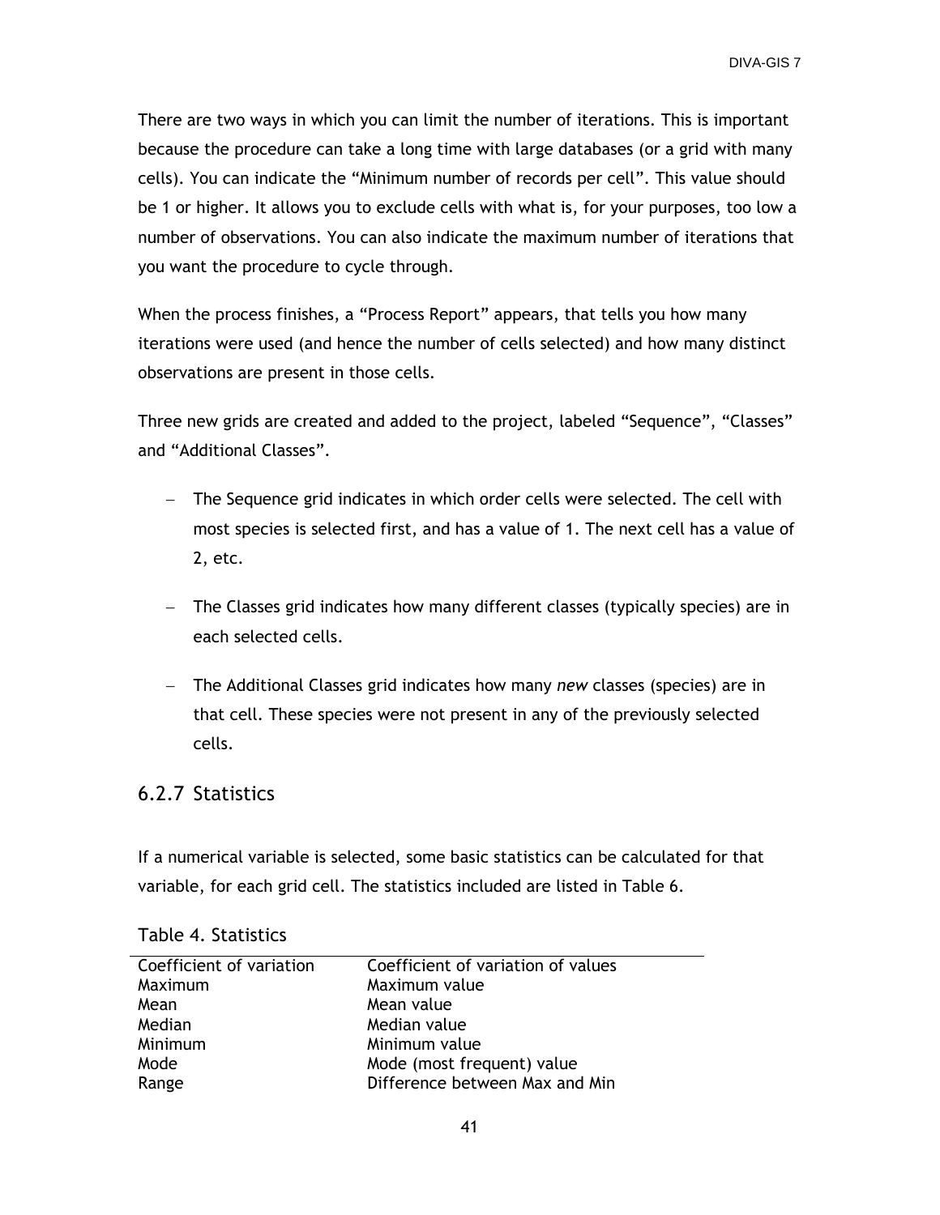There are two ways in which you can limit the number of iterations. This is important because the procedure can take a long time with large databases (or a grid with many cells). You can indicate the "Minimum number of records per cell". This value should be 1 or higher. It allows you to exclude cells with what is, for your purposes, too low a number of observations. You can also indicate the maximum number of iterations that you want the procedure to cycle through.

When the process finishes, a "Process Report" appears, that tells you how many iterations were used (and hence the number of cells selected) and how many distinct observations are present in those cells.

Three new grids are created and added to the project, labeled "Sequence", "Classes" and "Additional Classes".

- The Sequence grid indicates in which order cells were selected. The cell with most species is selected first, and has a value of 1. The next cell has a value of 2, etc.
- The Classes grid indicates how many different classes (typically species) are in each selected cells.
- The Additional Classes grid indicates how many *new* classes (species) are in that cell. These species were not present in any of the previously selected cells.

### 6.2.7 Statistics

If a numerical variable is selected, some basic statistics can be calculated for that variable, for each grid cell. The statistics included are listed in Table 6.

Table 4. Statistics

| | |
|---|---|
| Coefficient of variation | Coefficient of variation of values |
| Maximum | Maximum value |
| Mean | Mean value |
| Median | Median value |
| Minimum | Minimum value |
| Mode | Mode (most frequent) value |
| Range | Difference between Max and Min |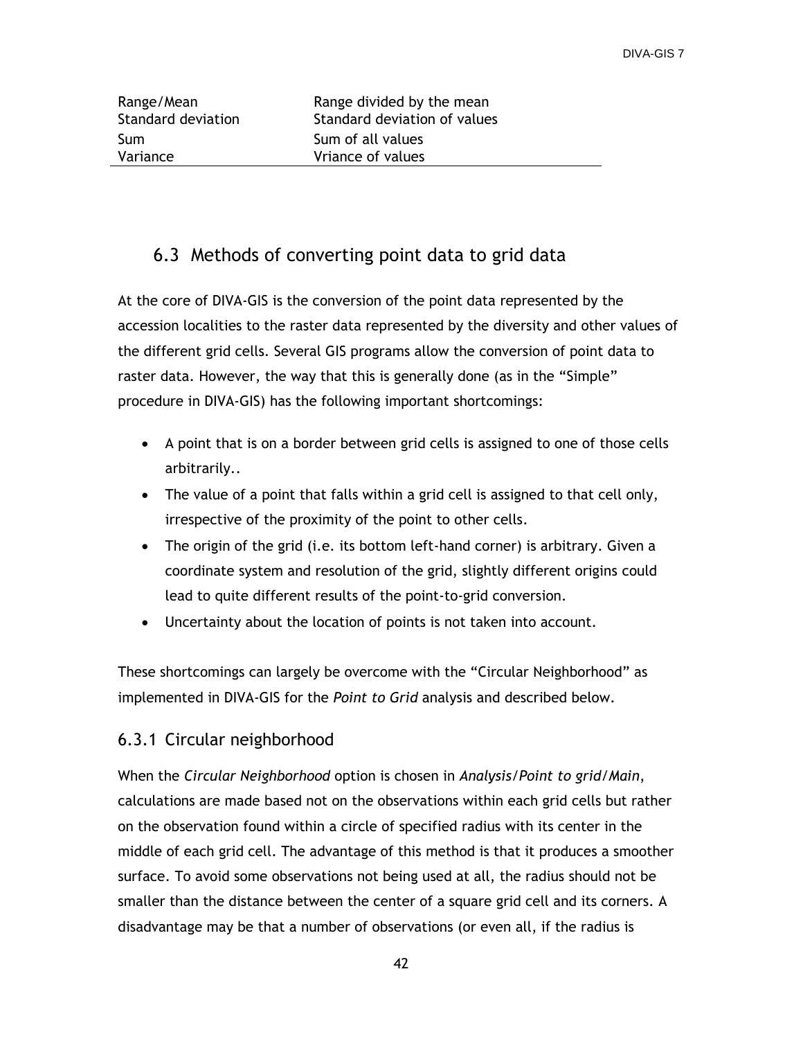| | |
|---|---|
| Range/Mean | Range divided by the mean |
| Standard deviation | Standard deviation of values |
| Sum | Sum of all values |
| Variance | Vriance of values |

## 6.3 Methods of converting point data to grid data

At the core of DIVA-GIS is the conversion of the point data represented by the accession localities to the raster data represented by the diversity and other values of the different grid cells. Several GIS programs allow the conversion of point data to raster data. However, the way that this is generally done (as in the "Simple" procedure in DIVA-GIS) has the following important shortcomings:

- A point that is on a border between grid cells is assigned to one of those cells arbitrarily..
- The value of a point that falls within a grid cell is assigned to that cell only, irrespective of the proximity of the point to other cells.
- The origin of the grid (i.e. its bottom left-hand corner) is arbitrary. Given a coordinate system and resolution of the grid, slightly different origins could lead to quite different results of the point-to-grid conversion.
- Uncertainty about the location of points is not taken into account.

These shortcomings can largely be overcome with the "Circular Neighborhood" as implemented in DIVA-GIS for the *Point to Grid* analysis and described below.

### 6.3.1 Circular neighborhood

When the *Circular Neighborhood* option is chosen in *Analysis/Point to grid/Main*, calculations are made based not on the observations within each grid cells but rather on the observation found within a circle of specified radius with its center in the middle of each grid cell. The advantage of this method is that it produces a smoother surface. To avoid some observations not being used at all, the radius should not be smaller than the distance between the center of a square grid cell and its corners. A disadvantage may be that a number of observations (or even all, if the radius is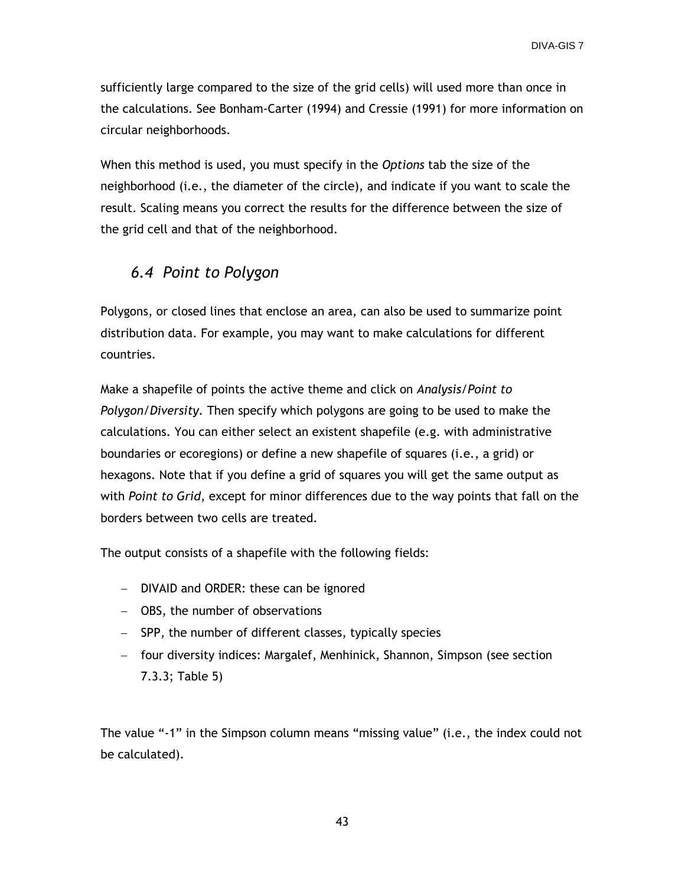sufficiently large compared to the size of the grid cells) will used more than once in the calculations. See Bonham-Carter (1994) and Cressie (1991) for more information on circular neighborhoods.

When this method is used, you must specify in the *Options* tab the size of the neighborhood (i.e., the diameter of the circle), and indicate if you want to scale the result. Scaling means you correct the results for the difference between the size of the grid cell and that of the neighborhood.

## *6.4 Point to Polygon*

Polygons, or closed lines that enclose an area, can also be used to summarize point distribution data. For example, you may want to make calculations for different countries.

Make a shapefile of points the active theme and click on *Analysis/Point to Polygon/Diversity*. Then specify which polygons are going to be used to make the calculations. You can either select an existent shapefile (e.g. with administrative boundaries or ecoregions) or define a new shapefile of squares (i.e., a grid) or hexagons. Note that if you define a grid of squares you will get the same output as with *Point to Grid*, except for minor differences due to the way points that fall on the borders between two cells are treated.

The output consists of a shapefile with the following fields:

- DIVAID and ORDER: these can be ignored
- OBS, the number of observations
- SPP, the number of different classes, typically species
- four diversity indices: Margalef, Menhinick, Shannon, Simpson (see section 7.3.3; Table 5)

The value “-1” in the Simpson column means “missing value” (i.e., the index could not be calculated).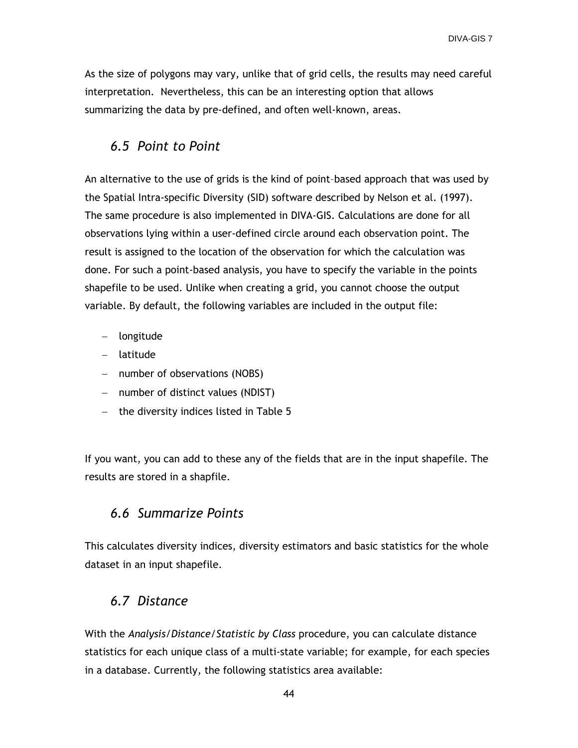As the size of polygons may vary, unlike that of grid cells, the results may need careful interpretation. Nevertheless, this can be an interesting option that allows summarizing the data by pre-defined, and often well-known, areas.

## *6.5 Point to Point*

An alternative to the use of grids is the kind of point–based approach that was used by the Spatial Intra-specific Diversity (SID) software described by Nelson et al. (1997). The same procedure is also implemented in DIVA-GIS. Calculations are done for all observations lying within a user-defined circle around each observation point. The result is assigned to the location of the observation for which the calculation was done. For such a point-based analysis, you have to specify the variable in the points shapefile to be used. Unlike when creating a grid, you cannot choose the output variable. By default, the following variables are included in the output file:

- longitude
- latitude
- number of observations (NOBS)
- number of distinct values (NDIST)
- the diversity indices listed in Table 5

If you want, you can add to these any of the fields that are in the input shapefile. The results are stored in a shapfile.

## *6.6 Summarize Points*

This calculates diversity indices, diversity estimators and basic statistics for the whole dataset in an input shapefile.

## *6.7 Distance*

With the *Analysis/Distance/Statistic by Class* procedure, you can calculate distance statistics for each unique class of a multi-state variable; for example, for each species in a database. Currently, the following statistics area available: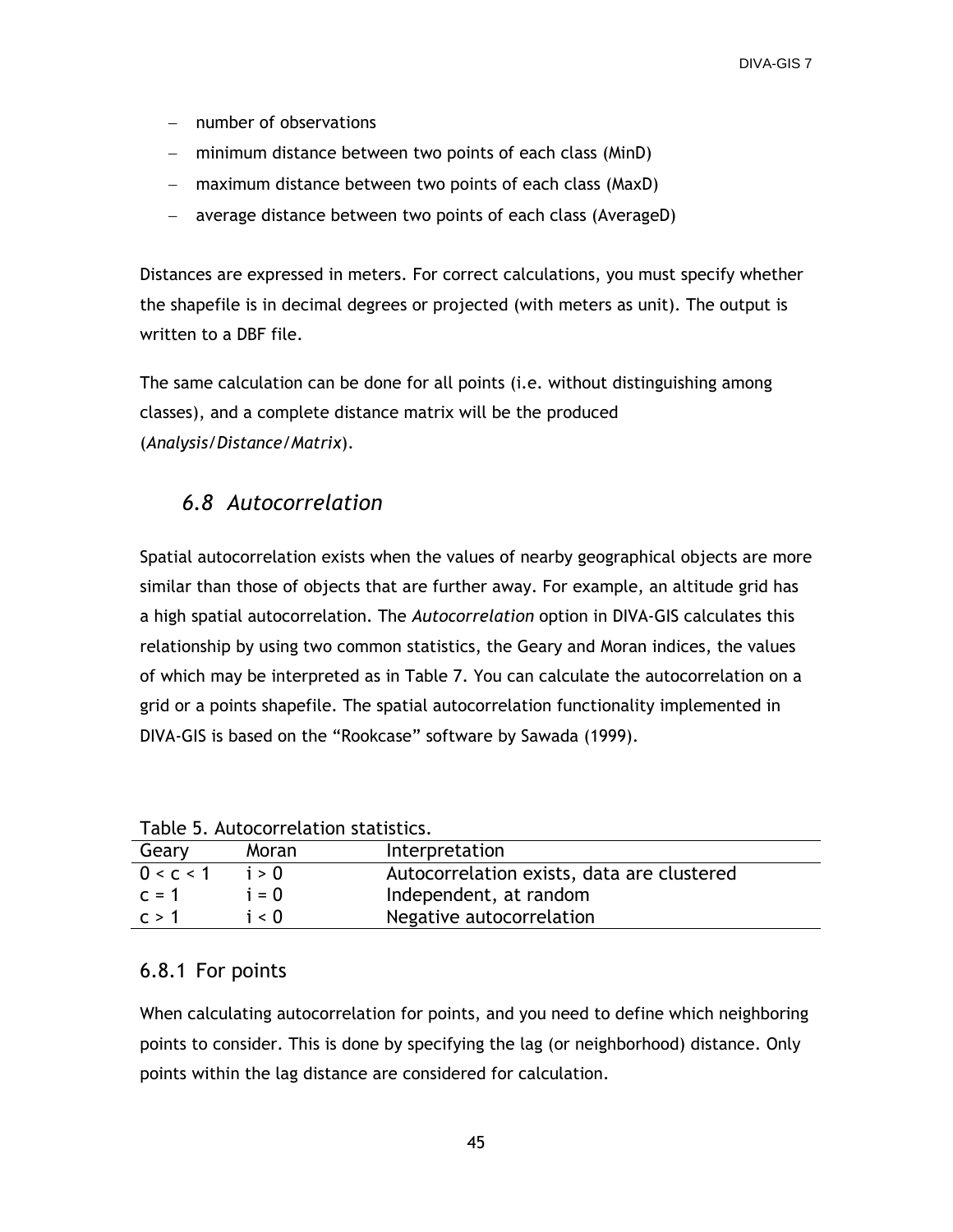- number of observations
- minimum distance between two points of each class (MinD)
- maximum distance between two points of each class (MaxD)
- average distance between two points of each class (AverageD)

Distances are expressed in meters. For correct calculations, you must specify whether the shapefile is in decimal degrees or projected (with meters as unit). The output is written to a DBF file.

The same calculation can be done for all points (i.e. without distinguishing among classes), and a complete distance matrix will be the produced (*Analysis/Distance/Matrix*).

## 6.8 Autocorrelation

Spatial autocorrelation exists when the values of nearby geographical objects are more similar than those of objects that are further away. For example, an altitude grid has a high spatial autocorrelation. The *Autocorrelation* option in DIVA-GIS calculates this relationship by using two common statistics, the Geary and Moran indices, the values of which may be interpreted as in Table 7. You can calculate the autocorrelation on a grid or a points shapefile. The spatial autocorrelation functionality implemented in DIVA-GIS is based on the "Rookcase" software by Sawada (1999).

Table 5. Autocorrelation statistics.

| Geary | Moran | Interpretation |
|---|---|---|
| $0 < c < 1$ | $i > 0$ | Autocorrelation exists, data are clustered |
| $c = 1$ | $i = 0$ | Independent, at random |
| $c > 1$ | $i < 0$ | Negative autocorrelation |

### 6.8.1 For points

When calculating autocorrelation for points, and you need to define which neighboring points to consider. This is done by specifying the lag (or neighborhood) distance. Only points within the lag distance are considered for calculation.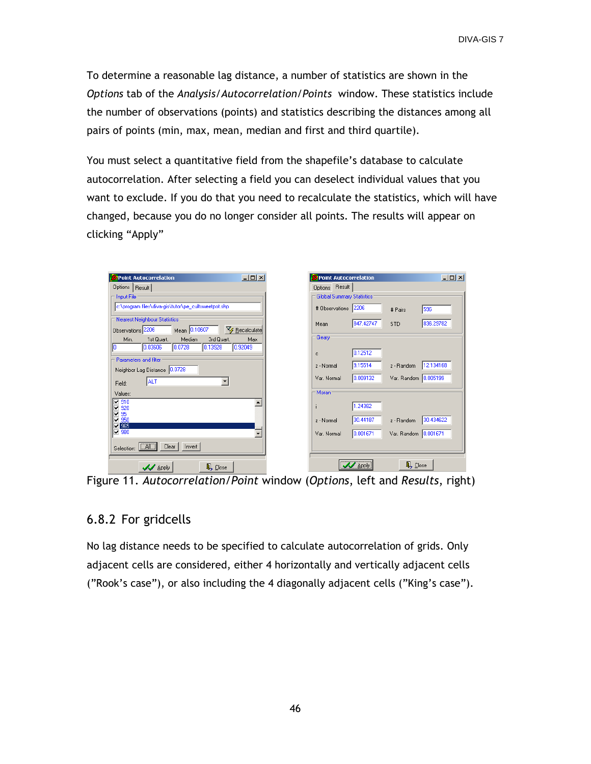To determine a reasonable lag distance, a number of statistics are shown in the *Options* tab of the *Analysis/Autocorrelation/Points* window. These statistics include the number of observations (points) and statistics describing the distances among all pairs of points (min, max, mean, median and first and third quartile).

You must select a quantitative field from the shapefile's database to calculate autocorrelation. After selecting a field you can deselect individual values that you want to exclude. If you do that you need to recalculate the statistics, which will have changed, because you do no longer consider all points. The results will appear on clicking "Apply"

Figure 11. *Autocorrelation/Point* window (*Options*, left and *Results*, right)

### 6.8.2 For gridcells

No lag distance needs to be specified to calculate autocorrelation of grids. Only adjacent cells are considered, either 4 horizontally and vertically adjacent cells ("Rook's case"), or also including the 4 diagonally adjacent cells ("King's case").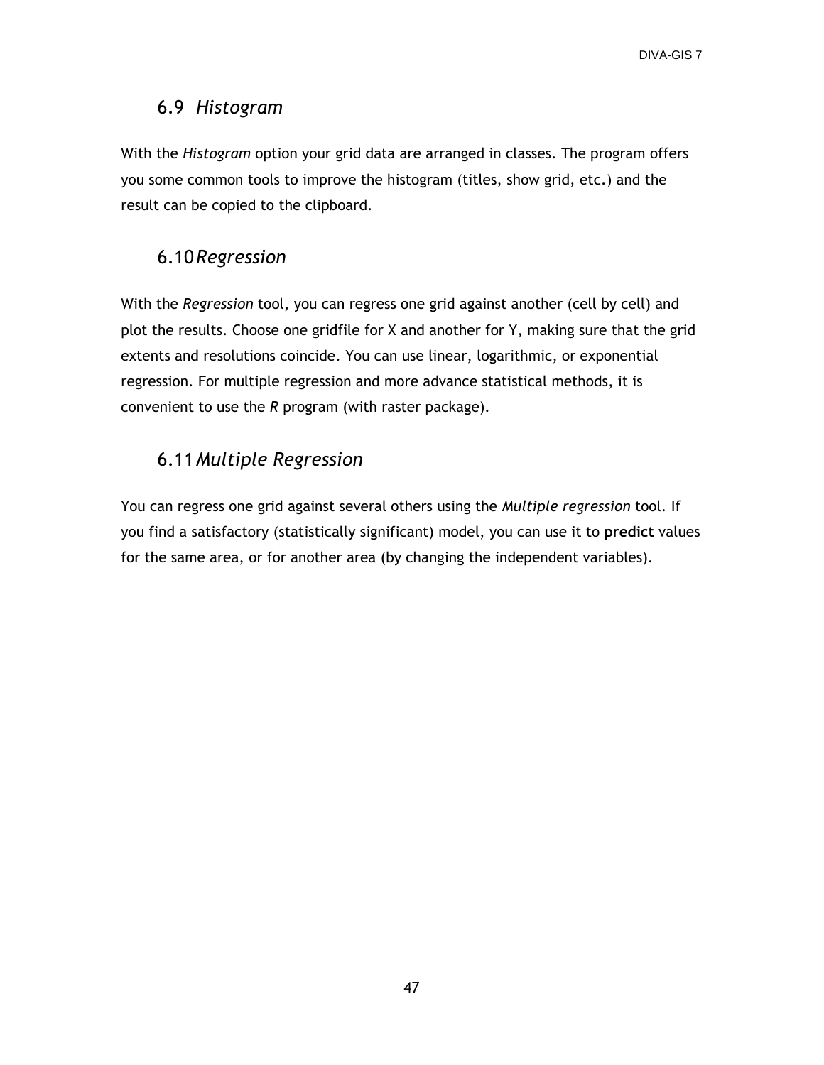## 6.9 *Histogram*

With the *Histogram* option your grid data are arranged in classes. The program offers you some common tools to improve the histogram (titles, show grid, etc.) and the result can be copied to the clipboard.

## 6.10 *Regression*

With the *Regression* tool, you can regress one grid against another (cell by cell) and plot the results. Choose one gridfile for X and another for Y, making sure that the grid extents and resolutions coincide. You can use linear, logarithmic, or exponential regression. For multiple regression and more advance statistical methods, it is convenient to use the *R* program (with raster package).

## 6.11 *Multiple Regression*

You can regress one grid against several others using the *Multiple regression* tool. If you find a satisfactory (statistically significant) model, you can use it to **predict** values for the same area, or for another area (by changing the independent variables).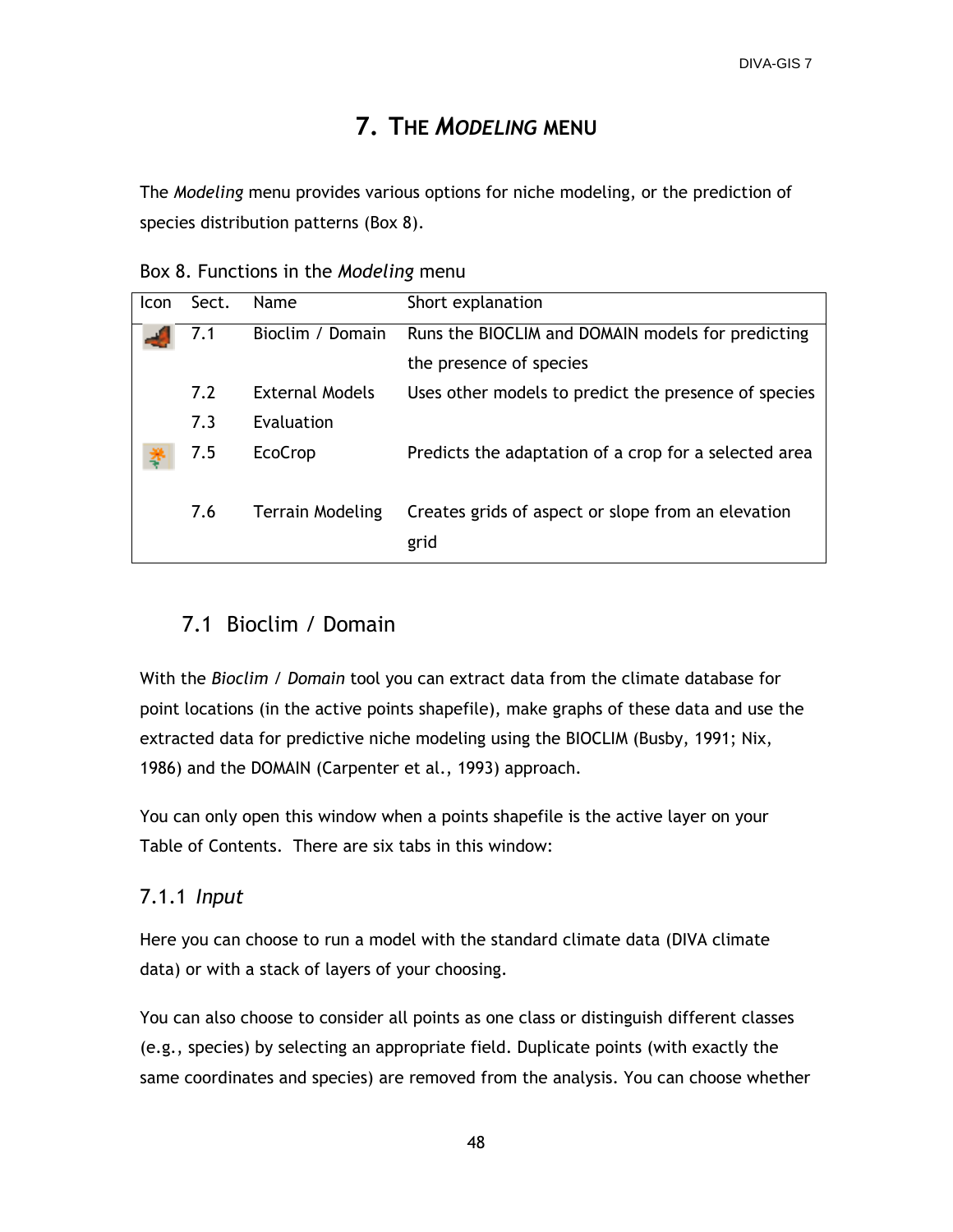# 7. THE *MODELING* MENU

The *Modeling* menu provides various options for niche modeling, or the prediction of species distribution patterns (Box 8).

Box 8. Functions in the *Modeling* menu

| Icon | Sect. | Name | Short explanation |
|---|---|---|---|
| | 7.1 | Bioclim / Domain | Runs the BIOCLIM and DOMAIN models for predicting the presence of species |
| | 7.2 | External Models | Uses other models to predict the presence of species |
| | 7.3 | Evaluation | |
| | 7.5 | EcoCrop | Predicts the adaptation of a crop for a selected area |
| | 7.6 | Terrain Modeling | Creates grids of aspect or slope from an elevation grid |

## 7.1 Bioclim / Domain

With the *Bioclim / Domain* tool you can extract data from the climate database for point locations (in the active points shapefile), make graphs of these data and use the extracted data for predictive niche modeling using the BIOCLIM (Busby, 1991; Nix, 1986) and the DOMAIN (Carpenter et al., 1993) approach.

You can only open this window when a points shapefile is the active layer on your Table of Contents. There are six tabs in this window:

### 7.1.1 *Input*

Here you can choose to run a model with the standard climate data (DIVA climate data) or with a stack of layers of your choosing.

You can also choose to consider all points as one class or distinguish different classes (e.g., species) by selecting an appropriate field. Duplicate points (with exactly the same coordinates and species) are removed from the analysis. You can choose whether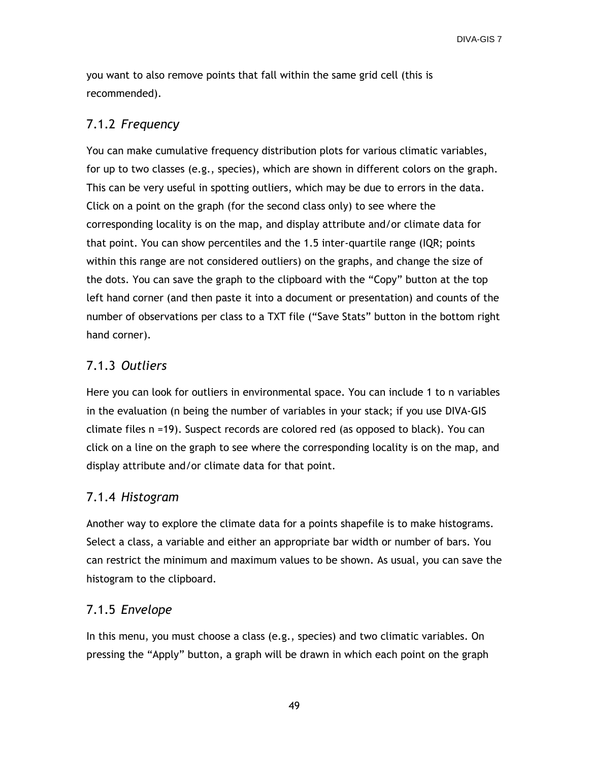you want to also remove points that fall within the same grid cell (this is recommended).

### 7.1.2 *Frequency*

You can make cumulative frequency distribution plots for various climatic variables, for up to two classes (e.g., species), which are shown in different colors on the graph. This can be very useful in spotting outliers, which may be due to errors in the data. Click on a point on the graph (for the second class only) to see where the corresponding locality is on the map, and display attribute and/or climate data for that point. You can show percentiles and the 1.5 inter-quartile range (IQR; points within this range are not considered outliers) on the graphs, and change the size of the dots. You can save the graph to the clipboard with the "Copy" button at the top left hand corner (and then paste it into a document or presentation) and counts of the number of observations per class to a TXT file ("Save Stats" button in the bottom right hand corner).

### 7.1.3 *Outliers*

Here you can look for outliers in environmental space. You can include 1 to n variables in the evaluation (n being the number of variables in your stack; if you use DIVA-GIS climate files n =19). Suspect records are colored red (as opposed to black). You can click on a line on the graph to see where the corresponding locality is on the map, and display attribute and/or climate data for that point.

### 7.1.4 *Histogram*

Another way to explore the climate data for a points shapefile is to make histograms. Select a class, a variable and either an appropriate bar width or number of bars. You can restrict the minimum and maximum values to be shown. As usual, you can save the histogram to the clipboard.

### 7.1.5 *Envelope*

In this menu, you must choose a class (e.g., species) and two climatic variables. On pressing the "Apply" button, a graph will be drawn in which each point on the graph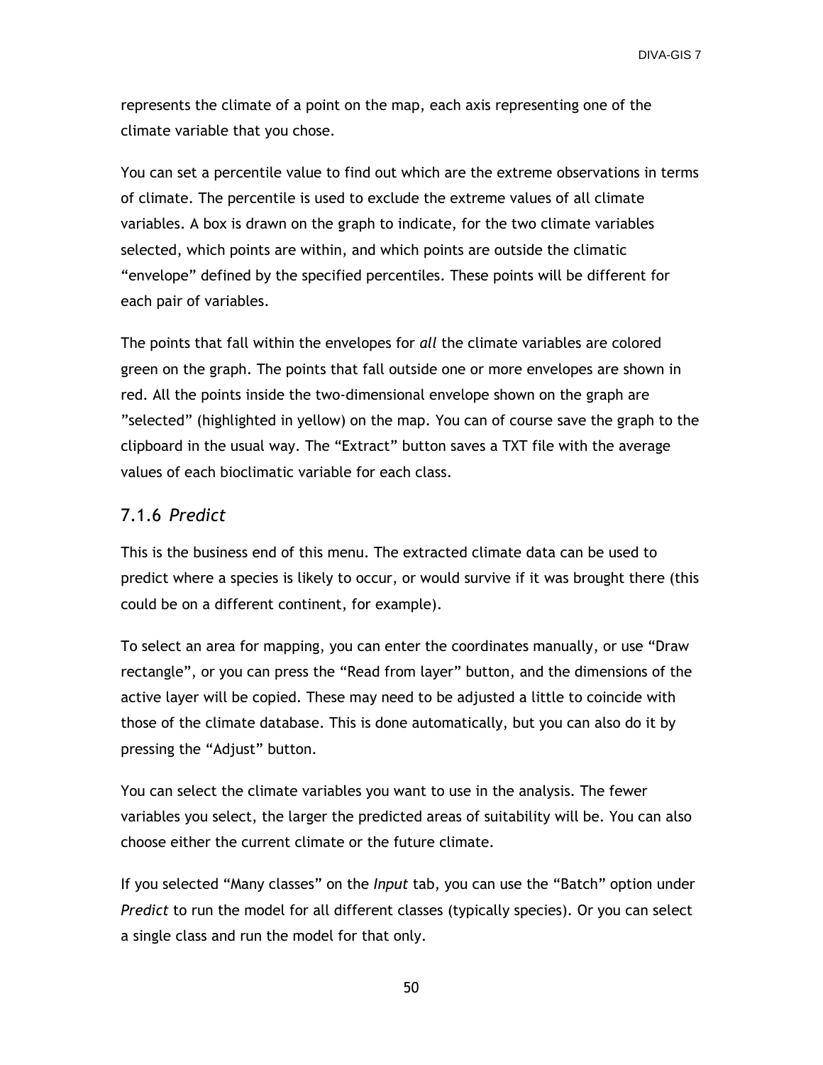represents the climate of a point on the map, each axis representing one of the climate variable that you chose.

You can set a percentile value to find out which are the extreme observations in terms of climate. The percentile is used to exclude the extreme values of all climate variables. A box is drawn on the graph to indicate, for the two climate variables selected, which points are within, and which points are outside the climatic "envelope" defined by the specified percentiles. These points will be different for each pair of variables.

The points that fall within the envelopes for *all* the climate variables are colored green on the graph. The points that fall outside one or more envelopes are shown in red. All the points inside the two-dimensional envelope shown on the graph are "selected" (highlighted in yellow) on the map. You can of course save the graph to the clipboard in the usual way. The "Extract" button saves a TXT file with the average values of each bioclimatic variable for each class.

### 7.1.6 *Predict*

This is the business end of this menu. The extracted climate data can be used to predict where a species is likely to occur, or would survive if it was brought there (this could be on a different continent, for example).

To select an area for mapping, you can enter the coordinates manually, or use "Draw rectangle", or you can press the "Read from layer" button, and the dimensions of the active layer will be copied. These may need to be adjusted a little to coincide with those of the climate database. This is done automatically, but you can also do it by pressing the "Adjust" button.

You can select the climate variables you want to use in the analysis. The fewer variables you select, the larger the predicted areas of suitability will be. You can also choose either the current climate or the future climate.

If you selected "Many classes" on the *Input* tab, you can use the "Batch" option under *Predict* to run the model for all different classes (typically species). Or you can select a single class and run the model for that only.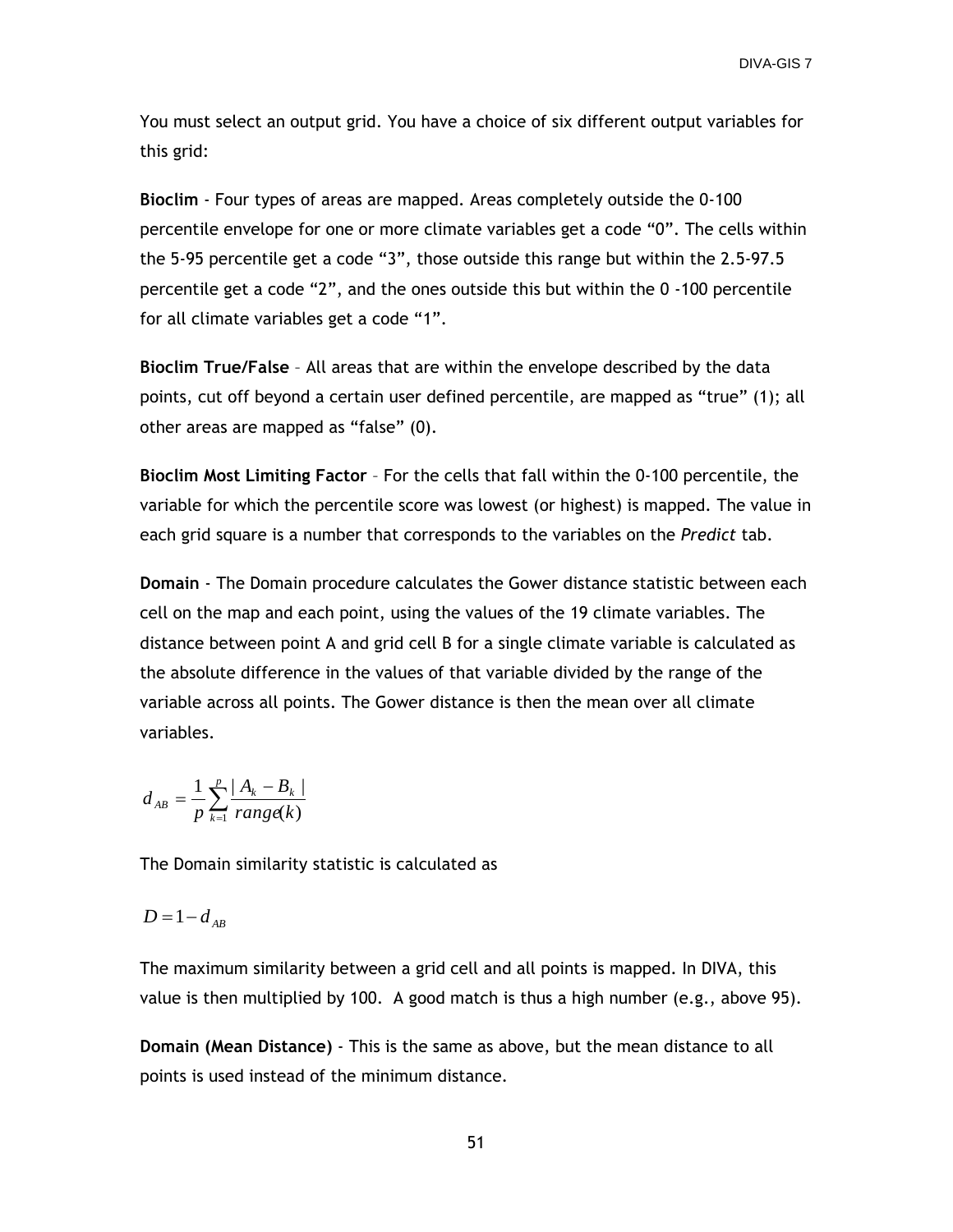You must select an output grid. You have a choice of six different output variables for this grid:

**Bioclim** - Four types of areas are mapped. Areas completely outside the 0-100 percentile envelope for one or more climate variables get a code "0". The cells within the 5-95 percentile get a code "3", those outside this range but within the 2.5-97.5 percentile get a code "2", and the ones outside this but within the 0 -100 percentile for all climate variables get a code "1".

**Bioclim True/False** – All areas that are within the envelope described by the data points, cut off beyond a certain user defined percentile, are mapped as "true" (1); all other areas are mapped as "false" (0).

**Bioclim Most Limiting Factor** – For the cells that fall within the 0-100 percentile, the variable for which the percentile score was lowest (or highest) is mapped. The value in each grid square is a number that corresponds to the variables on the *Predict* tab.

**Domain** - The Domain procedure calculates the Gower distance statistic between each cell on the map and each point, using the values of the 19 climate variables. The distance between point A and grid cell B for a single climate variable is calculated as the absolute difference in the values of that variable divided by the range of the variable across all points. The Gower distance is then the mean over all climate variables.

$$d_{AB} = \frac{1}{p} \sum_{k=1}^{p} \frac{|A_k - B_k|}{range(k)}$$

The Domain similarity statistic is calculated as

$$D = 1 - d_{AB}$$

The maximum similarity between a grid cell and all points is mapped. In DIVA, this value is then multiplied by 100. A good match is thus a high number (e.g., above 95).

**Domain (Mean Distance)** - This is the same as above, but the mean distance to all points is used instead of the minimum distance.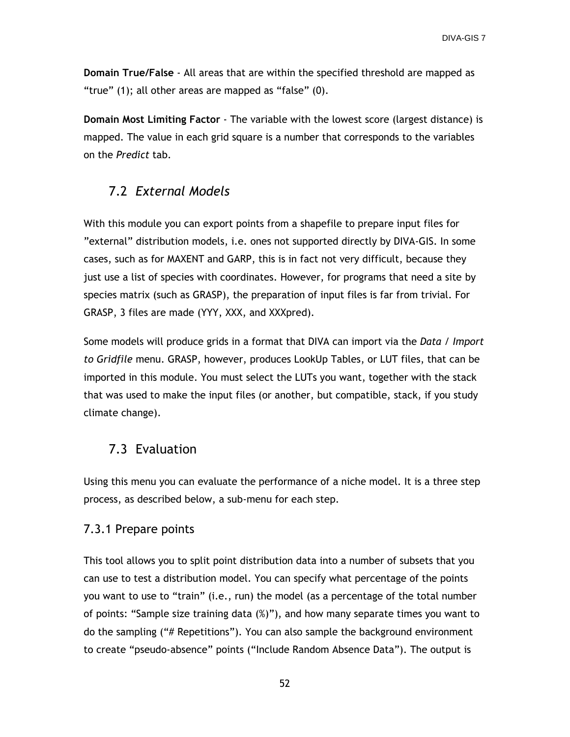**Domain True/False** - All areas that are within the specified threshold are mapped as “true” (1); all other areas are mapped as “false” (0).

**Domain Most Limiting Factor** - The variable with the lowest score (largest distance) is mapped. The value in each grid square is a number that corresponds to the variables on the *Predict* tab.

## 7.2 *External Models*

With this module you can export points from a shapefile to prepare input files for ”external” distribution models, i.e. ones not supported directly by DIVA-GIS. In some cases, such as for MAXENT and GARP, this is in fact not very difficult, because they just use a list of species with coordinates. However, for programs that need a site by species matrix (such as GRASP), the preparation of input files is far from trivial. For GRASP, 3 files are made (YYY, XXX, and XXXpred).

Some models will produce grids in a format that DIVA can import via the *Data / Import to Gridfile* menu. GRASP, however, produces LookUp Tables, or LUT files, that can be imported in this module. You must select the LUTs you want, together with the stack that was used to make the input files (or another, but compatible, stack, if you study climate change).

## 7.3 Evaluation

Using this menu you can evaluate the performance of a niche model. It is a three step process, as described below, a sub-menu for each step.

### 7.3.1 Prepare points

This tool allows you to split point distribution data into a number of subsets that you can use to test a distribution model. You can specify what percentage of the points you want to use to “train” (i.e., run) the model (as a percentage of the total number of points: “Sample size training data (%)”), and how many separate times you want to do the sampling (“# Repetitions”). You can also sample the background environment to create “pseudo-absence” points (“Include Random Absence Data”). The output is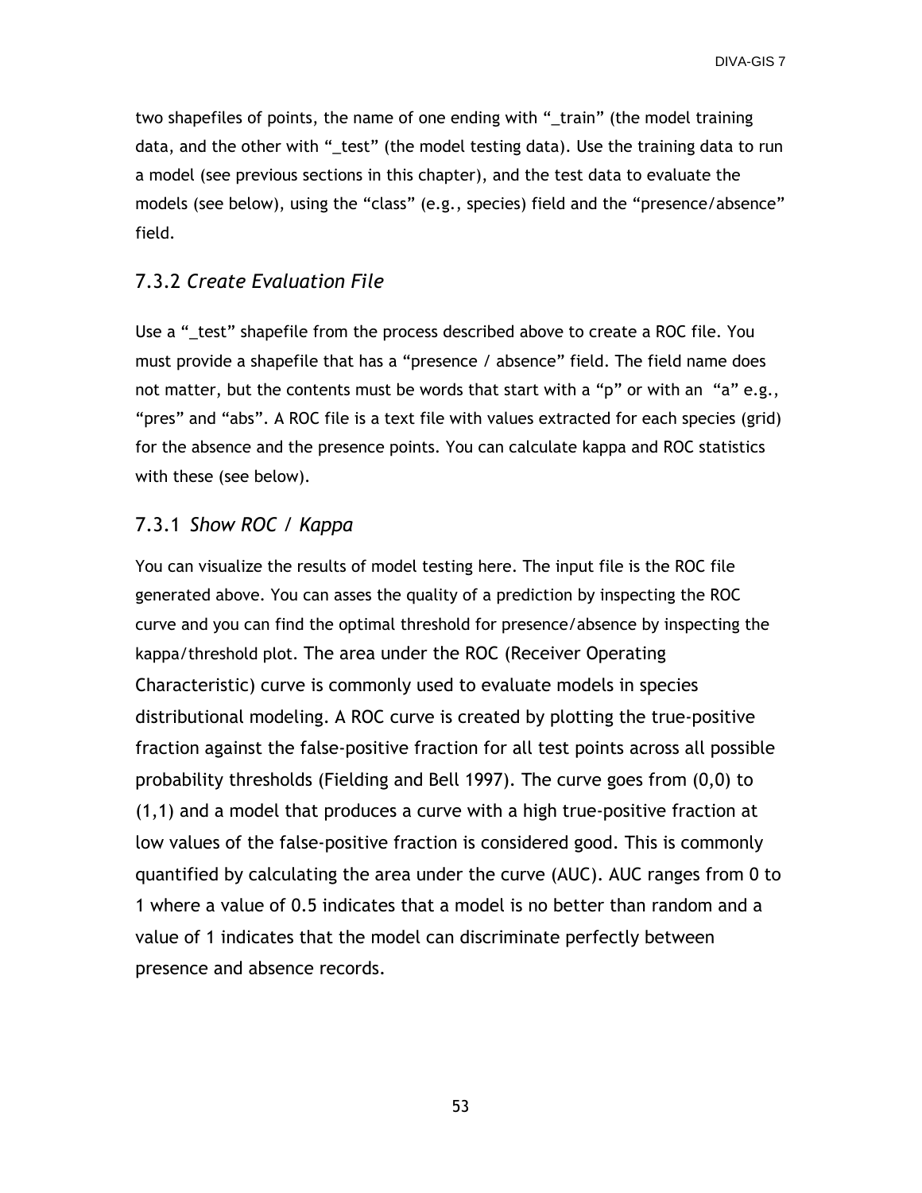two shapefiles of points, the name of one ending with "_train" (the model training data, and the other with "_test" (the model testing data). Use the training data to run a model (see previous sections in this chapter), and the test data to evaluate the models (see below), using the "class" (e.g., species) field and the "presence/absence" field.

### 7.3.2 *Create Evaluation File*

Use a "_test" shapefile from the process described above to create a ROC file. You must provide a shapefile that has a "presence / absence" field. The field name does not matter, but the contents must be words that start with a "p" or with an "a" e.g., "pres" and "abs". A ROC file is a text file with values extracted for each species (grid) for the absence and the presence points. You can calculate kappa and ROC statistics with these (see below).

### 7.3.1 *Show ROC / Kappa*

You can visualize the results of model testing here. The input file is the ROC file generated above. You can asses the quality of a prediction by inspecting the ROC curve and you can find the optimal threshold for presence/absence by inspecting the kappa/threshold plot. The area under the ROC (Receiver Operating Characteristic) curve is commonly used to evaluate models in species distributional modeling. A ROC curve is created by plotting the true-positive fraction against the false-positive fraction for all test points across all possible probability thresholds (Fielding and Bell 1997). The curve goes from (0,0) to (1,1) and a model that produces a curve with a high true-positive fraction at low values of the false-positive fraction is considered good. This is commonly quantified by calculating the area under the curve (AUC). AUC ranges from 0 to 1 where a value of 0.5 indicates that a model is no better than random and a value of 1 indicates that the model can discriminate perfectly between presence and absence records.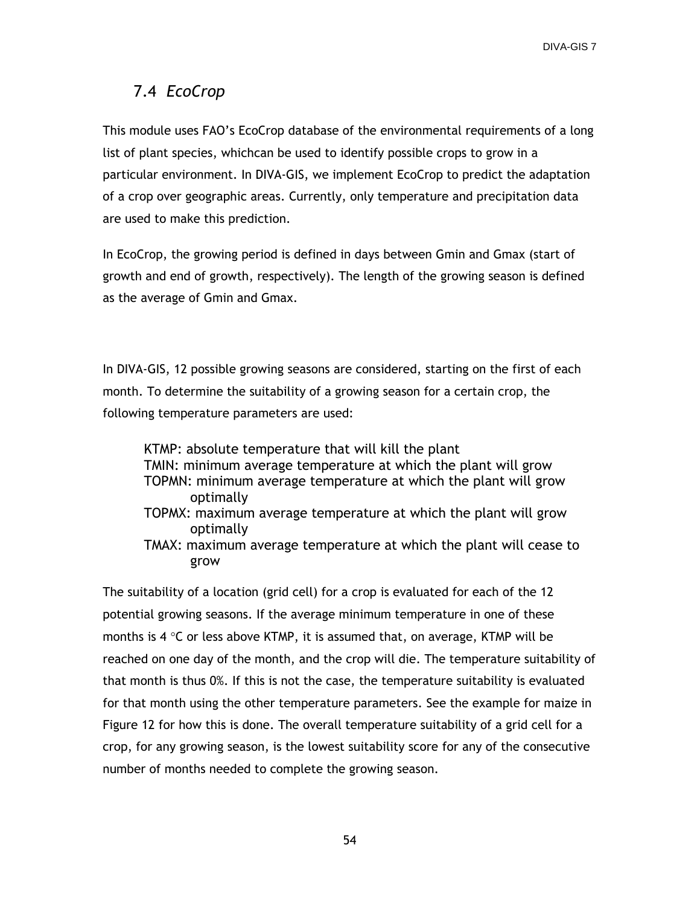## 7.4 *EcoCrop*

This module uses FAO's EcoCrop database of the environmental requirements of a long list of plant species, whichcan be used to identify possible crops to grow in a particular environment. In DIVA-GIS, we implement EcoCrop to predict the adaptation of a crop over geographic areas. Currently, only temperature and precipitation data are used to make this prediction.

In EcoCrop, the growing period is defined in days between Gmin and Gmax (start of growth and end of growth, respectively). The length of the growing season is defined as the average of Gmin and Gmax.

In DIVA-GIS, 12 possible growing seasons are considered, starting on the first of each month. To determine the suitability of a growing season for a certain crop, the following temperature parameters are used:

- KTMP: absolute temperature that will kill the plant
- TMIN: minimum average temperature at which the plant will grow
- TOPMN: minimum average temperature at which the plant will grow optimally
- TOPMX: maximum average temperature at which the plant will grow optimally
- TMAX: maximum average temperature at which the plant will cease to grow

The suitability of a location (grid cell) for a crop is evaluated for each of the 12 potential growing seasons. If the average minimum temperature in one of these months is 4 °C or less above KTMP, it is assumed that, on average, KTMP will be reached on one day of the month, and the crop will die. The temperature suitability of that month is thus 0%. If this is not the case, the temperature suitability is evaluated for that month using the other temperature parameters. See the example for maize in Figure 12 for how this is done. The overall temperature suitability of a grid cell for a crop, for any growing season, is the lowest suitability score for any of the consecutive number of months needed to complete the growing season.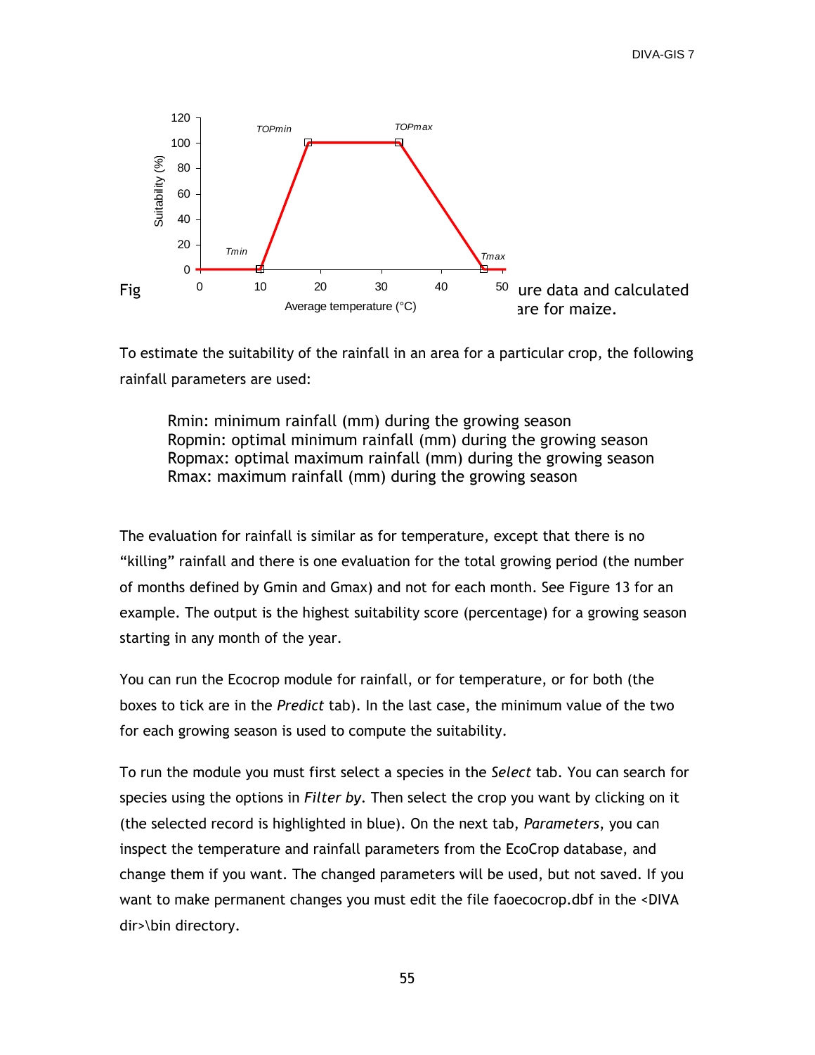Fig ure data and calculated are for maize.

To estimate the suitability of the rainfall in an area for a particular crop, the following rainfall parameters are used:

Rmin: minimum rainfall (mm) during the growing season
Ropmin: optimal minimum rainfall (mm) during the growing season
Ropmax: optimal maximum rainfall (mm) during the growing season
Rmax: maximum rainfall (mm) during the growing season

The evaluation for rainfall is similar as for temperature, except that there is no "killing" rainfall and there is one evaluation for the total growing period (the number of months defined by Gmin and Gmax) and not for each month. See Figure 13 for an example. The output is the highest suitability score (percentage) for a growing season starting in any month of the year.

You can run the Ecocrop module for rainfall, or for temperature, or for both (the boxes to tick are in the *Predict* tab). In the last case, the minimum value of the two for each growing season is used to compute the suitability.

To run the module you must first select a species in the *Select* tab. You can search for species using the options in *Filter by*. Then select the crop you want by clicking on it (the selected record is highlighted in blue). On the next tab, *Parameters*, you can inspect the temperature and rainfall parameters from the EcoCrop database, and change them if you want. The changed parameters will be used, but not saved. If you want to make permanent changes you must edit the file faoecocrop.dbf in the <DIVA dir>\bin directory.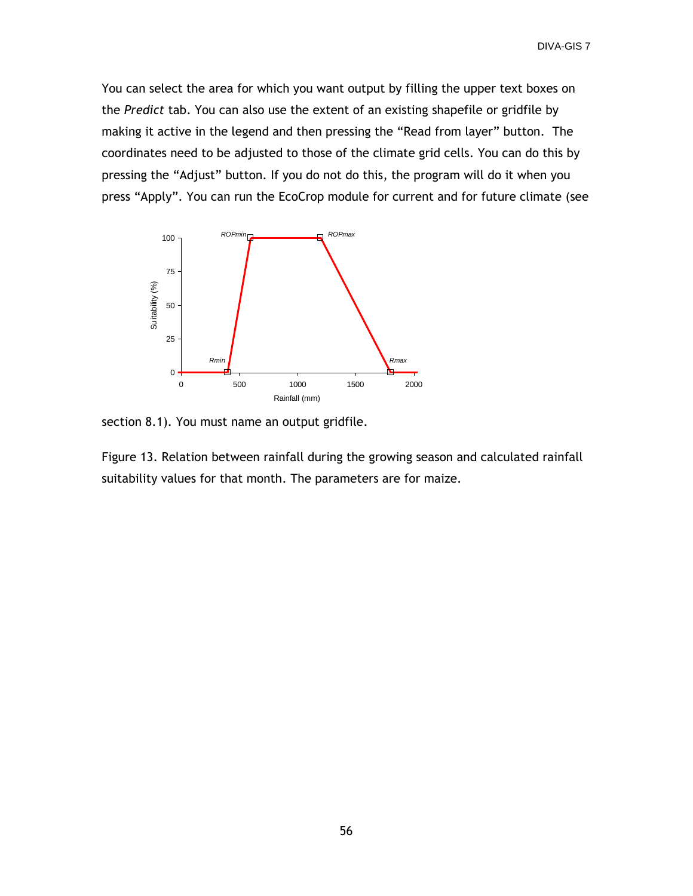You can select the area for which you want output by filling the upper text boxes on the *Predict* tab. You can also use the extent of an existing shapefile or gridfile by making it active in the legend and then pressing the "Read from layer" button. The coordinates need to be adjusted to those of the climate grid cells. You can do this by pressing the "Adjust" button. If you do not do this, the program will do it when you press "Apply". You can run the EcoCrop module for current and for future climate (see section 8.1). You must name an output gridfile.

Figure 13. Relation between rainfall during the growing season and calculated rainfall suitability values for that month. The parameters are for maize.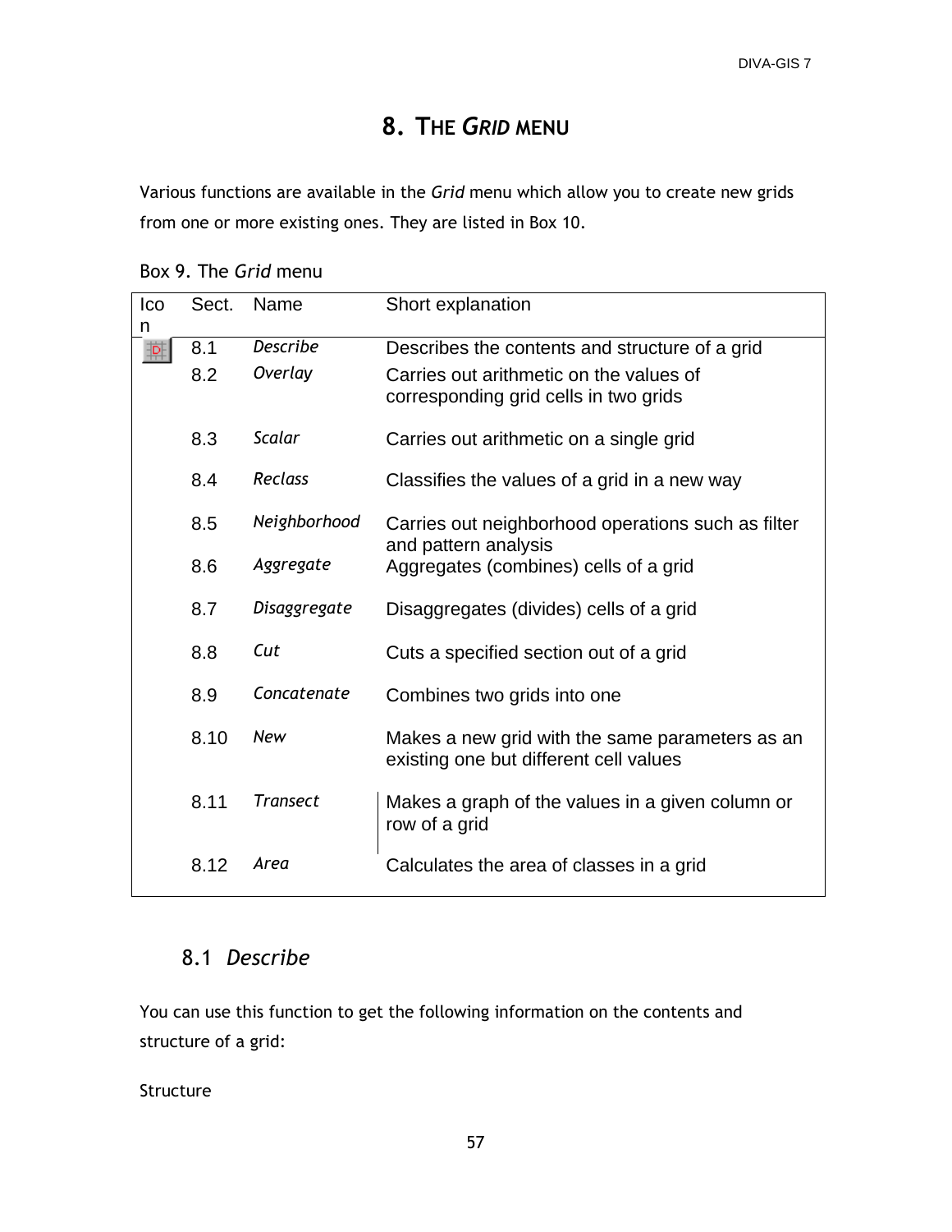# 8. THE *GRID* MENU

Various functions are available in the *Grid* menu which allow you to create new grids from one or more existing ones. They are listed in Box 10.

Box 9. The *Grid* menu

| Icon | Sect. | Name | Short explanation |
|---|---|---|---|
| | 8.1 | *Describe* | Describes the contents and structure of a grid |
| | 8.2 | *Overlay* | Carries out arithmetic on the values of corresponding grid cells in two grids |
| | 8.3 | *Scalar* | Carries out arithmetic on a single grid |
| | 8.4 | *Reclass* | Classifies the values of a grid in a new way |
| | 8.5 | *Neighborhood* | Carries out neighborhood operations such as filter and pattern analysis |
| | 8.6 | *Aggregate* | Aggregates (combines) cells of a grid |
| | 8.7 | *Disaggregate* | Disaggregates (divides) cells of a grid |
| | 8.8 | *Cut* | Cuts a specified section out of a grid |
| | 8.9 | *Concatenate* | Combines two grids into one |
| | 8.10 | *New* | Makes a new grid with the same parameters as an existing one but different cell values |
| | 8.11 | *Transect* | Makes a graph of the values in a given column or row of a grid |
| | 8.12 | *Area* | Calculates the area of classes in a grid |

## 8.1 *Describe*

You can use this function to get the following information on the contents and structure of a grid:

Structure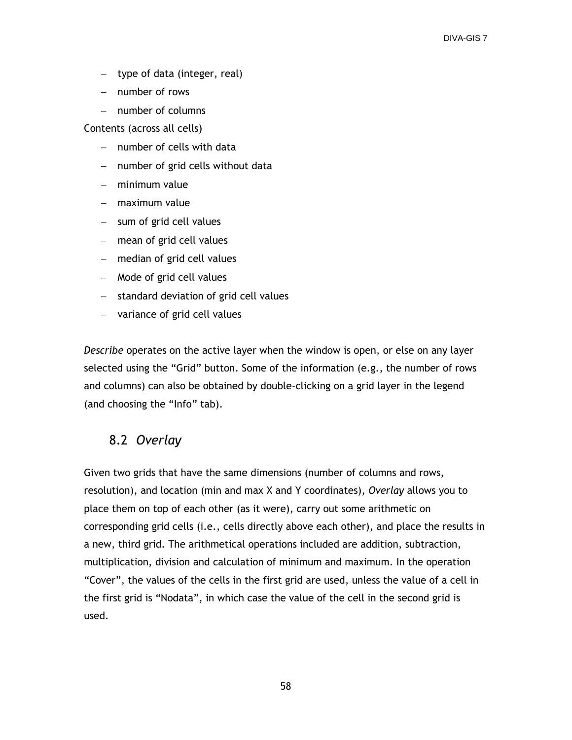- type of data (integer, real)
- number of rows
- number of columns

Contents (across all cells)

- number of cells with data
- number of grid cells without data
- minimum value
- maximum value
- sum of grid cell values
- mean of grid cell values
- median of grid cell values
- Mode of grid cell values
- standard deviation of grid cell values
- variance of grid cell values

*Describe* operates on the active layer when the window is open, or else on any layer selected using the "Grid" button. Some of the information (e.g., the number of rows and columns) can also be obtained by double-clicking on a grid layer in the legend (and choosing the "Info" tab).

## 8.2 *Overlay*

Given two grids that have the same dimensions (number of columns and rows, resolution), and location (min and max X and Y coordinates), *Overlay* allows you to place them on top of each other (as it were), carry out some arithmetic on corresponding grid cells (i.e., cells directly above each other), and place the results in a new, third grid. The arithmetical operations included are addition, subtraction, multiplication, division and calculation of minimum and maximum. In the operation "Cover", the values of the cells in the first grid are used, unless the value of a cell in the first grid is "Nodata", in which case the value of the cell in the second grid is used.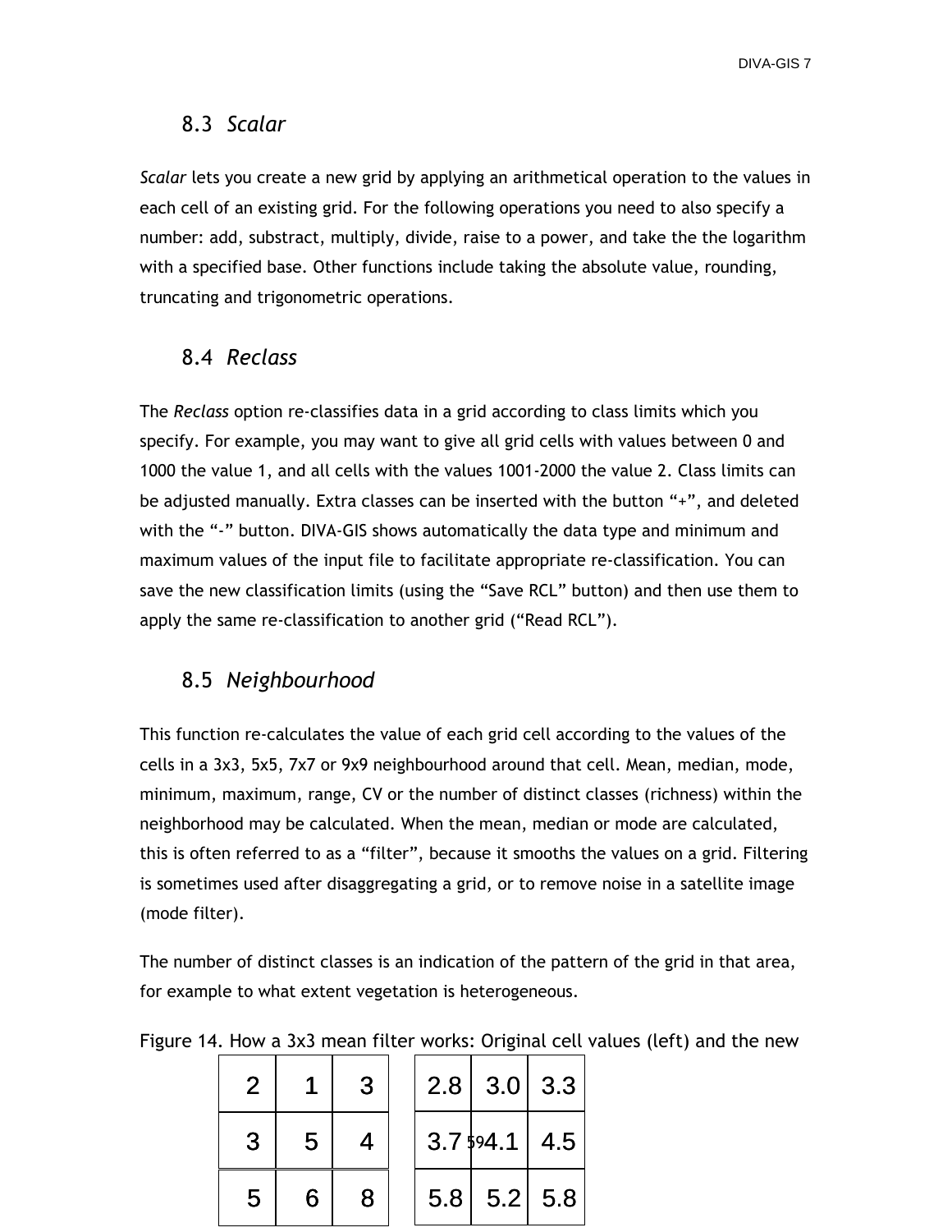## 8.3 *Scalar*

*Scalar* lets you create a new grid by applying an arithmetical operation to the values in each cell of an existing grid. For the following operations you need to also specify a number: add, substract, multiply, divide, raise to a power, and take the the logarithm with a specified base. Other functions include taking the absolute value, rounding, truncating and trigonometric operations.

## 8.4 *Reclass*

The *Reclass* option re-classifies data in a grid according to class limits which you specify. For example, you may want to give all grid cells with values between 0 and 1000 the value 1, and all cells with the values 1001-2000 the value 2. Class limits can be adjusted manually. Extra classes can be inserted with the button "+", and deleted with the "-" button. DIVA-GIS shows automatically the data type and minimum and maximum values of the input file to facilitate appropriate re-classification. You can save the new classification limits (using the "Save RCL" button) and then use them to apply the same re-classification to another grid ("Read RCL").

## 8.5 *Neighbourhood*

This function re-calculates the value of each grid cell according to the values of the cells in a 3x3, 5x5, 7x7 or 9x9 neighbourhood around that cell. Mean, median, mode, minimum, maximum, range, CV or the number of distinct classes (richness) within the neighborhood may be calculated. When the mean, median or mode are calculated, this is often referred to as a "filter", because it smooths the values on a grid. Filtering is sometimes used after disaggregating a grid, or to remove noise in a satellite image (mode filter).

The number of distinct classes is an indication of the pattern of the grid in that area, for example to what extent vegetation is heterogeneous.

Figure 14. How a 3x3 mean filter works: Original cell values (left) and the new

| 2 | 1 | 3 |
|---|---|---|
| 3 | 5 | 4 |
| 5 | 6 | 8 |

| 2.8 | 3.0 | 3.3 |
|---|---|---|
| 3.7 | 4.1 | 4.5 |
| 5.8 | 5.2 | 5.8 |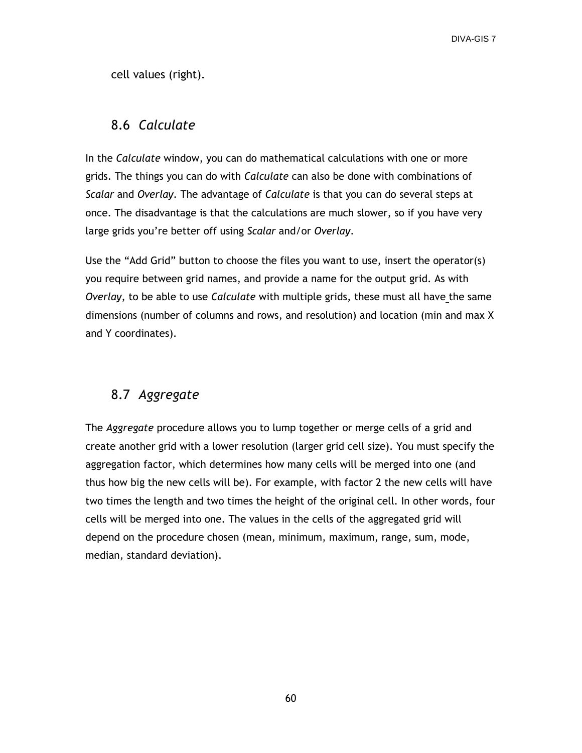cell values (right).

## 8.6 *Calculate*

In the *Calculate* window, you can do mathematical calculations with one or more grids. The things you can do with *Calculate* can also be done with combinations of *Scalar* and *Overlay*. The advantage of *Calculate* is that you can do several steps at once. The disadvantage is that the calculations are much slower, so if you have very large grids you're better off using *Scalar* and/or *Overlay*.

Use the "Add Grid" button to choose the files you want to use, insert the operator(s) you require between grid names, and provide a name for the output grid. As with *Overlay*, to be able to use *Calculate* with multiple grids, these must all have the same dimensions (number of columns and rows, and resolution) and location (min and max X and Y coordinates).

## 8.7 *Aggregate*

The *Aggregate* procedure allows you to lump together or merge cells of a grid and create another grid with a lower resolution (larger grid cell size). You must specify the aggregation factor, which determines how many cells will be merged into one (and thus how big the new cells will be). For example, with factor 2 the new cells will have two times the length and two times the height of the original cell. In other words, four cells will be merged into one. The values in the cells of the aggregated grid will depend on the procedure chosen (mean, minimum, maximum, range, sum, mode, median, standard deviation).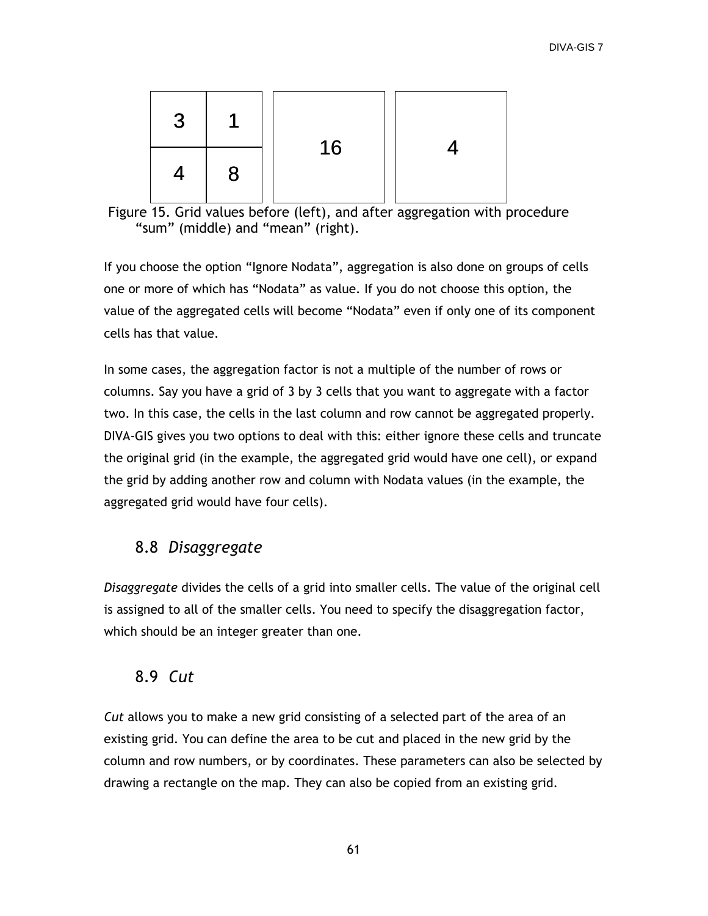| 3 | 1 |
|---|---|
| 4 | 8 |

| 16 |
|---|

| 4 |
|---|

Figure 15. Grid values before (left), and after aggregation with procedure "sum" (middle) and "mean" (right).

If you choose the option "Ignore Nodata", aggregation is also done on groups of cells one or more of which has "Nodata" as value. If you do not choose this option, the value of the aggregated cells will become "Nodata" even if only one of its component cells has that value.

In some cases, the aggregation factor is not a multiple of the number of rows or columns. Say you have a grid of 3 by 3 cells that you want to aggregate with a factor two. In this case, the cells in the last column and row cannot be aggregated properly. DIVA-GIS gives you two options to deal with this: either ignore these cells and truncate the original grid (in the example, the aggregated grid would have one cell), or expand the grid by adding another row and column with Nodata values (in the example, the aggregated grid would have four cells).

## 8.8 *Disaggregate*

*Disaggregate* divides the cells of a grid into smaller cells. The value of the original cell is assigned to all of the smaller cells. You need to specify the disaggregation factor, which should be an integer greater than one.

## 8.9 *Cut*

*Cut* allows you to make a new grid consisting of a selected part of the area of an existing grid. You can define the area to be cut and placed in the new grid by the column and row numbers, or by coordinates. These parameters can also be selected by drawing a rectangle on the map. They can also be copied from an existing grid.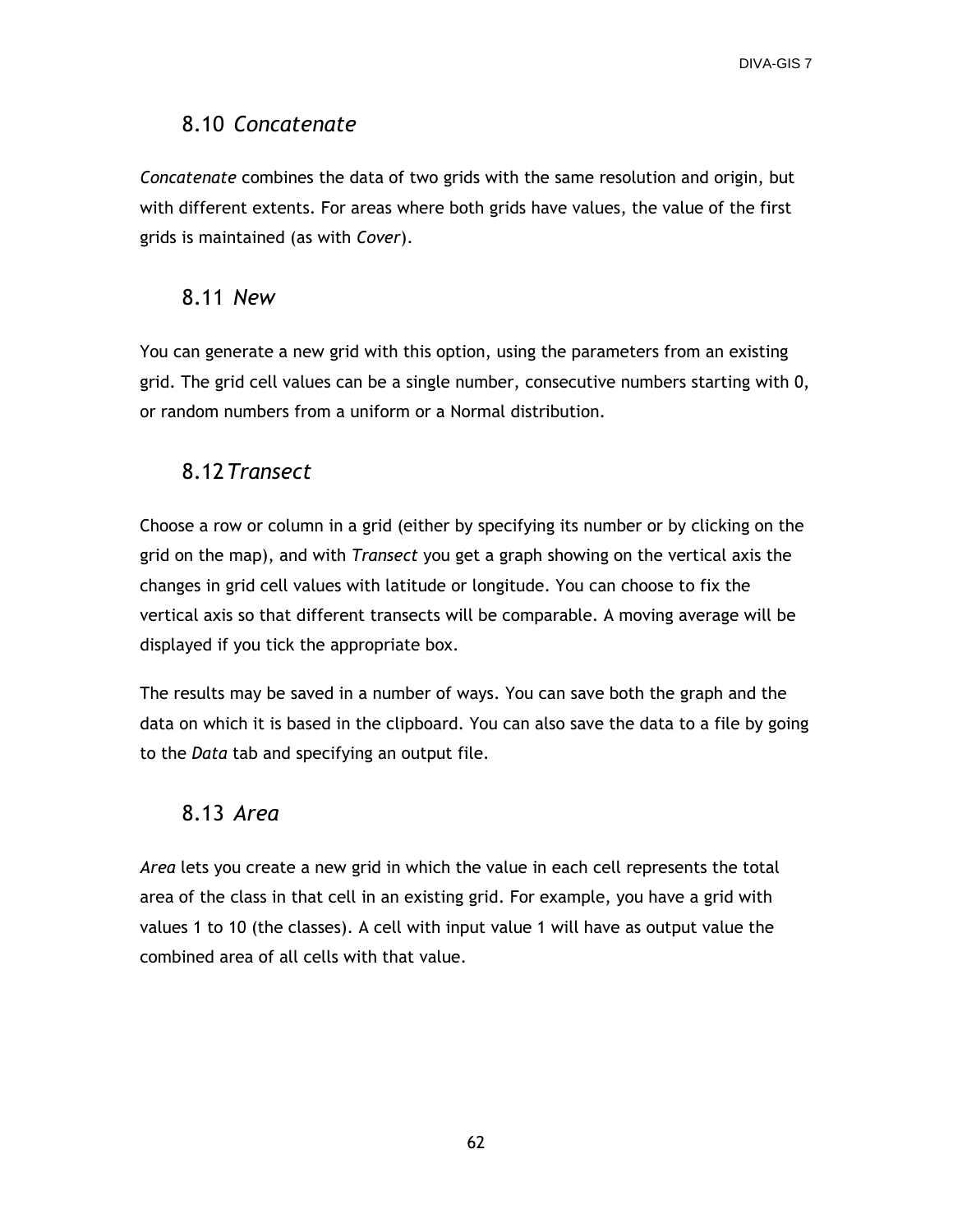## 8.10 *Concatenate*

*Concatenate* combines the data of two grids with the same resolution and origin, but with different extents. For areas where both grids have values, the value of the first grids is maintained (as with *Cover*).

## 8.11 *New*

You can generate a new grid with this option, using the parameters from an existing grid. The grid cell values can be a single number, consecutive numbers starting with 0, or random numbers from a uniform or a Normal distribution.

## 8.12 *Transect*

Choose a row or column in a grid (either by specifying its number or by clicking on the grid on the map), and with *Transect* you get a graph showing on the vertical axis the changes in grid cell values with latitude or longitude. You can choose to fix the vertical axis so that different transects will be comparable. A moving average will be displayed if you tick the appropriate box.

The results may be saved in a number of ways. You can save both the graph and the data on which it is based in the clipboard. You can also save the data to a file by going to the *Data* tab and specifying an output file.

## 8.13 *Area*

*Area* lets you create a new grid in which the value in each cell represents the total area of the class in that cell in an existing grid. For example, you have a grid with values 1 to 10 (the classes). A cell with input value 1 will have as output value the combined area of all cells with that value.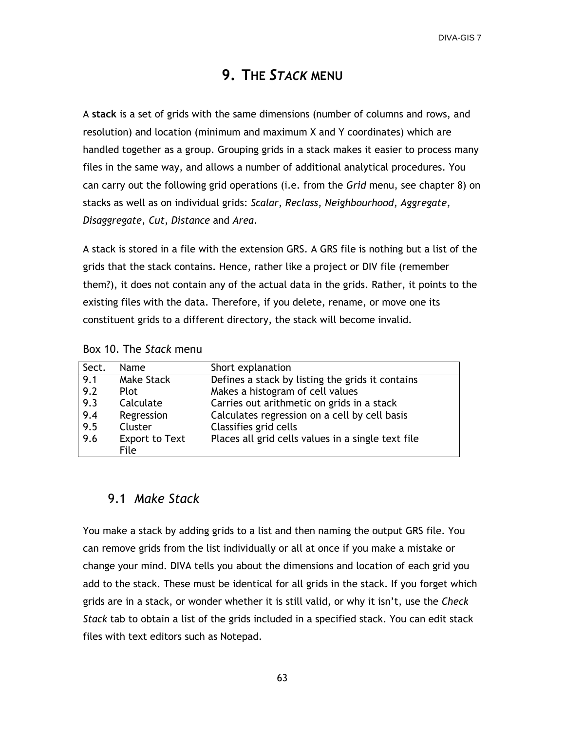# 9. The *Stack* menu

A **stack** is a set of grids with the same dimensions (number of columns and rows, and resolution) and location (minimum and maximum X and Y coordinates) which are handled together as a group. Grouping grids in a stack makes it easier to process many files in the same way, and allows a number of additional analytical procedures. You can carry out the following grid operations (i.e. from the *Grid* menu, see chapter 8) on stacks as well as on individual grids: *Scalar*, *Reclass*, *Neighbourhood, Aggregate*, *Disaggregate, Cut, Distance* and *Area*.

A stack is stored in a file with the extension GRS. A GRS file is nothing but a list of the grids that the stack contains. Hence, rather like a project or DIV file (remember them?), it does not contain any of the actual data in the grids. Rather, it points to the existing files with the data. Therefore, if you delete, rename, or move one its constituent grids to a different directory, the stack will become invalid.

Box 10. The *Stack* menu

| Sect. | Name | Short explanation |
|---|---|---|
| 9.1 | Make Stack | Defines a stack by listing the grids it contains |
| 9.2 | Plot | Makes a histogram of cell values |
| 9.3 | Calculate | Carries out arithmetic on grids in a stack |
| 9.4 | Regression | Calculates regression on a cell by cell basis |
| 9.5 | Cluster | Classifies grid cells |
| 9.6 | Export to Text File | Places all grid cells values in a single text file |

## 9.1 *Make Stack*

You make a stack by adding grids to a list and then naming the output GRS file. You can remove grids from the list individually or all at once if you make a mistake or change your mind. DIVA tells you about the dimensions and location of each grid you add to the stack. These must be identical for all grids in the stack. If you forget which grids are in a stack, or wonder whether it is still valid, or why it isn't, use the *Check Stack* tab to obtain a list of the grids included in a specified stack. You can edit stack files with text editors such as Notepad.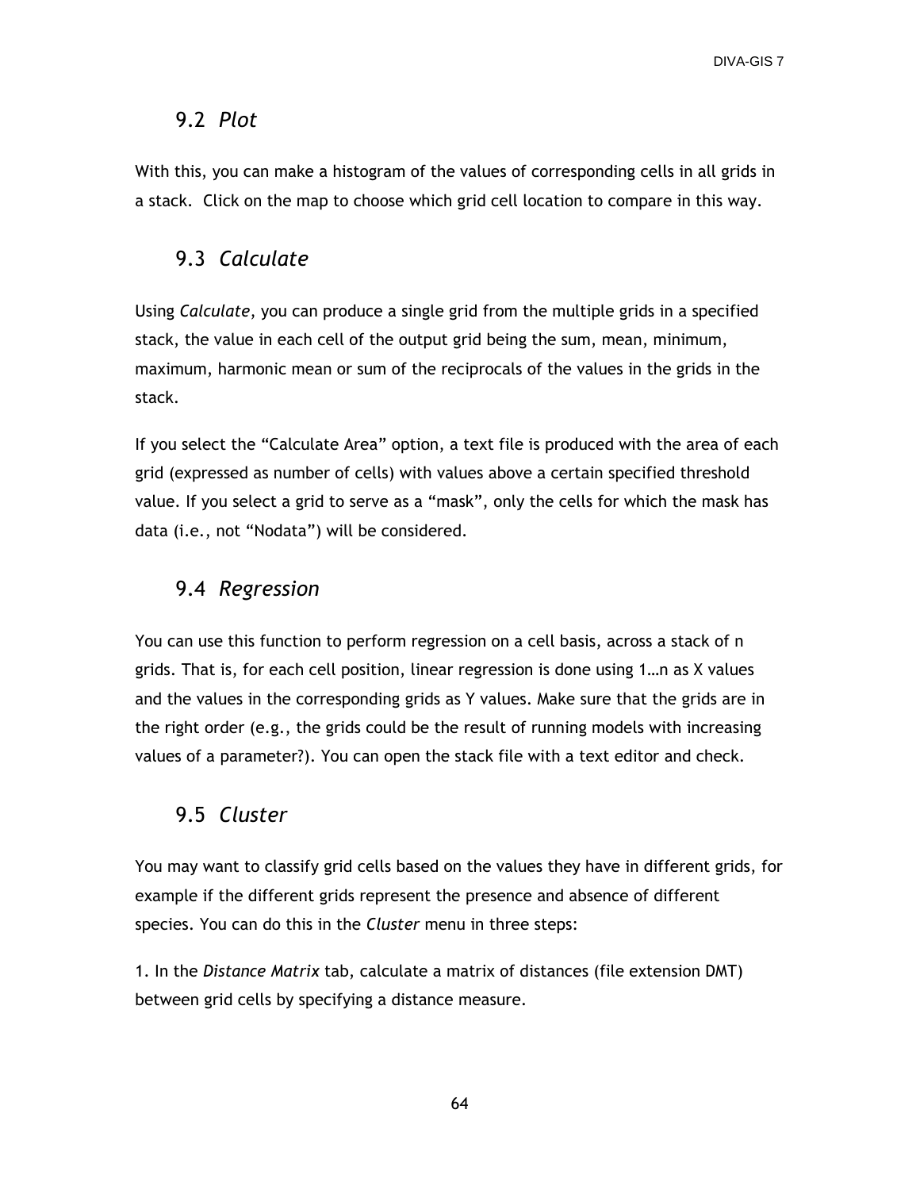## 9.2 *Plot*

With this, you can make a histogram of the values of corresponding cells in all grids in a stack. Click on the map to choose which grid cell location to compare in this way.

## 9.3 *Calculate*

Using *Calculate*, you can produce a single grid from the multiple grids in a specified stack, the value in each cell of the output grid being the sum, mean, minimum, maximum, harmonic mean or sum of the reciprocals of the values in the grids in the stack.

If you select the "Calculate Area" option, a text file is produced with the area of each grid (expressed as number of cells) with values above a certain specified threshold value. If you select a grid to serve as a "mask", only the cells for which the mask has data (i.e., not "Nodata") will be considered.

## 9.4 *Regression*

You can use this function to perform regression on a cell basis, across a stack of n grids. That is, for each cell position, linear regression is done using 1…n as X values and the values in the corresponding grids as Y values. Make sure that the grids are in the right order (e.g., the grids could be the result of running models with increasing values of a parameter?). You can open the stack file with a text editor and check.

## 9.5 *Cluster*

You may want to classify grid cells based on the values they have in different grids, for example if the different grids represent the presence and absence of different species. You can do this in the *Cluster* menu in three steps:

1. In the *Distance Matrix* tab, calculate a matrix of distances (file extension DMT) between grid cells by specifying a distance measure.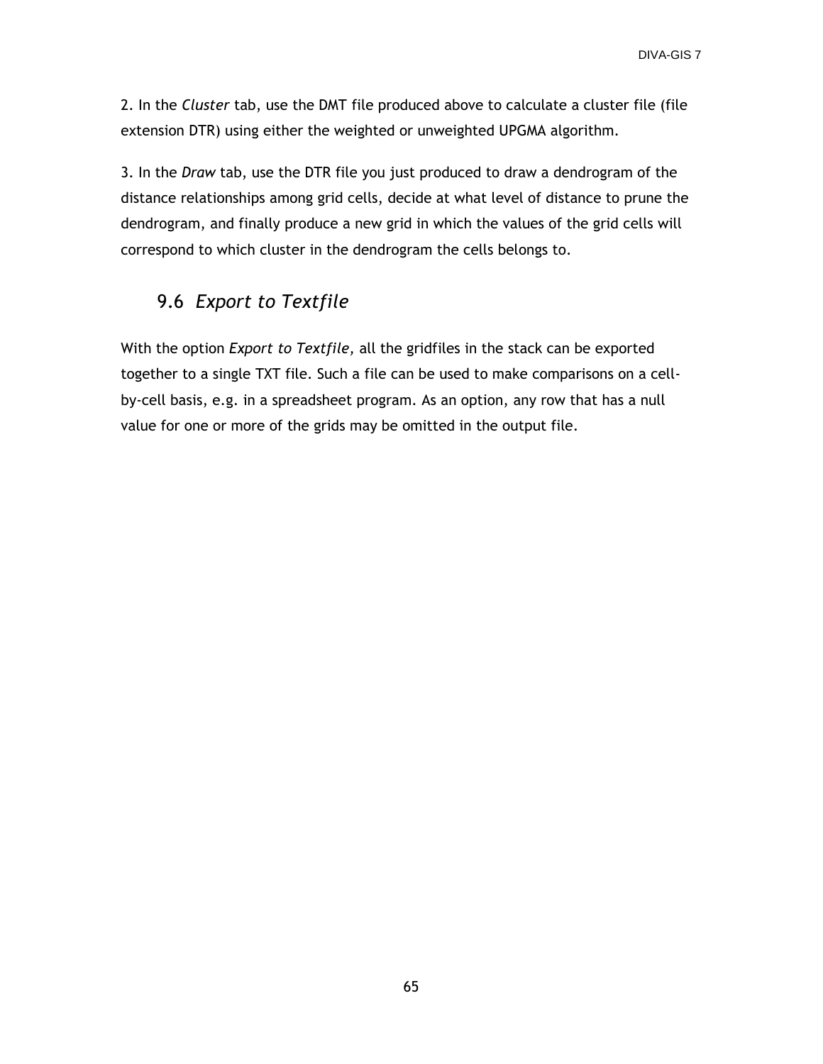2. In the *Cluster* tab, use the DMT file produced above to calculate a cluster file (file extension DTR) using either the weighted or unweighted UPGMA algorithm.

3. In the *Draw* tab, use the DTR file you just produced to draw a dendrogram of the distance relationships among grid cells, decide at what level of distance to prune the dendrogram, and finally produce a new grid in which the values of the grid cells will correspond to which cluster in the dendrogram the cells belongs to.

## 9.6 *Export to Textfile*

With the option *Export to Textfile,* all the gridfiles in the stack can be exported together to a single TXT file. Such a file can be used to make comparisons on a cell-by-cell basis, e.g. in a spreadsheet program. As an option, any row that has a null value for one or more of the grids may be omitted in the output file.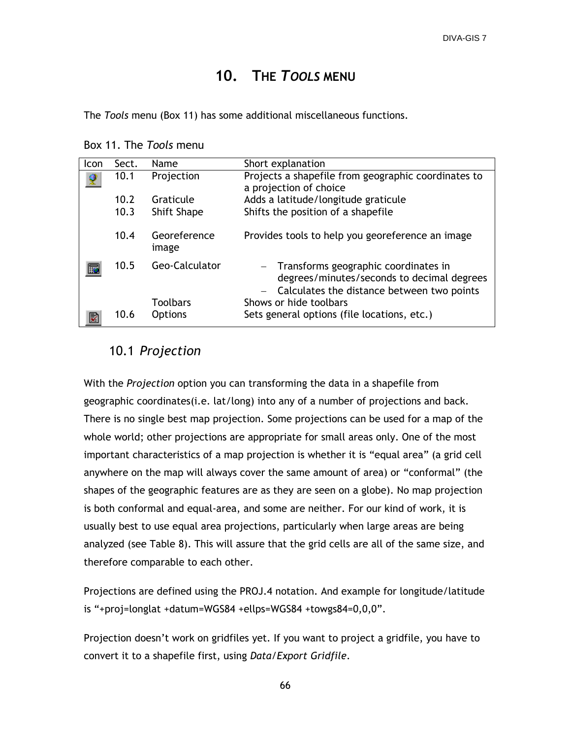# 10. THE *TOOLS* MENU

The *Tools* menu (Box 11) has some additional miscellaneous functions.

Box 11. The *Tools* menu

| Icon | Sect. | Name | Short explanation |
|---|---|---|---|
| | 10.1 | Projection | Projects a shapefile from geographic coordinates to a projection of choice |
| | 10.2 | Graticule | Adds a latitude/longitude graticule |
| | 10.3 | Shift Shape | Shifts the position of a shapefile |
| | 10.4 | Georeference image | Provides tools to help you georeference an image |
| | 10.5 | Geo-Calculator | – Transforms geographic coordinates in degrees/minutes/seconds to decimal degrees<br>– Calculates the distance between two points |
| | | Toolbars | Shows or hide toolbars |
| | 10.6 | Options | Sets general options (file locations, etc.) |

## 10.1 *Projection*

With the *Projection* option you can transforming the data in a shapefile from geographic coordinates(i.e. lat/long) into any of a number of projections and back. There is no single best map projection. Some projections can be used for a map of the whole world; other projections are appropriate for small areas only. One of the most important characteristics of a map projection is whether it is "equal area" (a grid cell anywhere on the map will always cover the same amount of area) or "conformal" (the shapes of the geographic features are as they are seen on a globe). No map projection is both conformal and equal-area, and some are neither. For our kind of work, it is usually best to use equal area projections, particularly when large areas are being analyzed (see Table 8). This will assure that the grid cells are all of the same size, and therefore comparable to each other.

Projections are defined using the PROJ.4 notation. And example for longitude/latitude is "+proj=longlat +datum=WGS84 +ellps=WGS84 +towgs84=0,0,0".

Projection doesn't work on gridfiles yet. If you want to project a gridfile, you have to convert it to a shapefile first, using *Data/Export Gridfile*.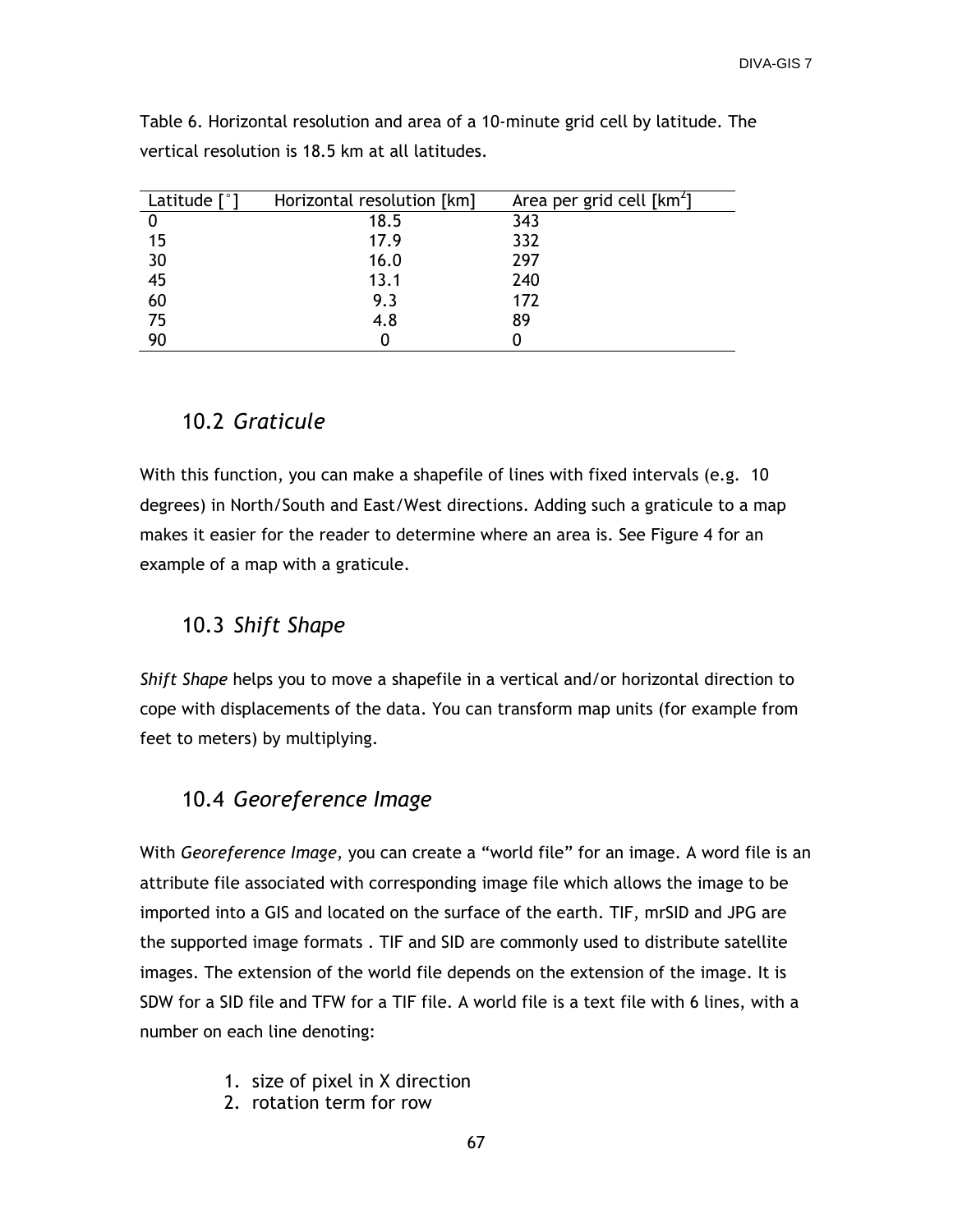Table 6. Horizontal resolution and area of a 10-minute grid cell by latitude. The vertical resolution is 18.5 km at all latitudes.

| Latitude [°] | Horizontal resolution [km] | Area per grid cell [km$^2$] |
|---|---|---|
| 0 | 18.5 | 343 |
| 15 | 17.9 | 332 |
| 30 | 16.0 | 297 |
| 45 | 13.1 | 240 |
| 60 | 9.3 | 172 |
| 75 | 4.8 | 89 |
| 90 | 0 | 0 |

## 10.2 *Graticule*

With this function, you can make a shapefile of lines with fixed intervals (e.g. 10 degrees) in North/South and East/West directions. Adding such a graticule to a map makes it easier for the reader to determine where an area is. See Figure 4 for an example of a map with a graticule.

## 10.3 *Shift Shape*

*Shift Shape* helps you to move a shapefile in a vertical and/or horizontal direction to cope with displacements of the data. You can transform map units (for example from feet to meters) by multiplying.

## 10.4 *Georeference Image*

With *Georeference Image,* you can create a "world file" for an image. A word file is an attribute file associated with corresponding image file which allows the image to be imported into a GIS and located on the surface of the earth. TIF, mrSID and JPG are the supported image formats . TIF and SID are commonly used to distribute satellite images. The extension of the world file depends on the extension of the image. It is SDW for a SID file and TFW for a TIF file. A world file is a text file with 6 lines, with a number on each line denoting:

1. size of pixel in X direction
2. rotation term for row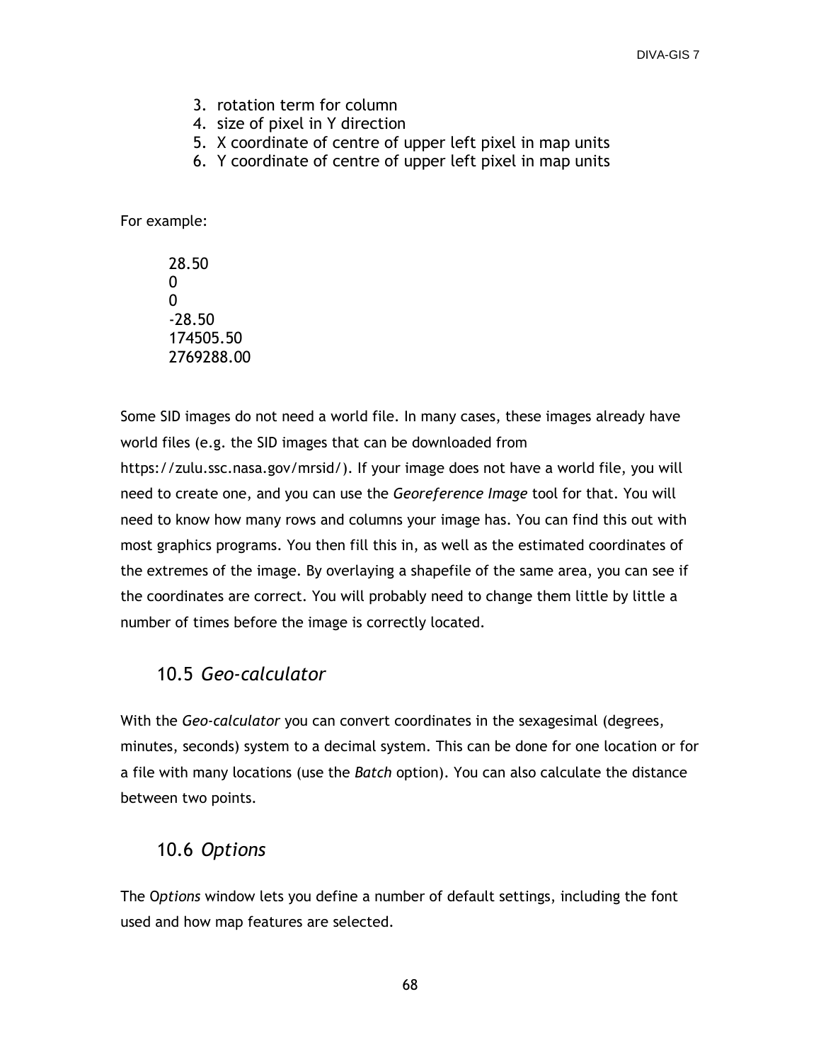3. rotation term for column
4. size of pixel in Y direction
5. X coordinate of centre of upper left pixel in map units
6. Y coordinate of centre of upper left pixel in map units

For example:

```
28.50
0
0
-28.50
174505.50
2769288.00
```

Some SID images do not need a world file. In many cases, these images already have world files (e.g. the SID images that can be downloaded from https://zulu.ssc.nasa.gov/mrsid/). If your image does not have a world file, you will need to create one, and you can use the *Georeference Image* tool for that. You will need to know how many rows and columns your image has. You can find this out with most graphics programs. You then fill this in, as well as the estimated coordinates of the extremes of the image. By overlaying a shapefile of the same area, you can see if the coordinates are correct. You will probably need to change them little by little a number of times before the image is correctly located.

## 10.5 *Geo-calculator*

With the *Geo-calculator* you can convert coordinates in the sexagesimal (degrees, minutes, seconds) system to a decimal system. This can be done for one location or for a file with many locations (use the *Batch* option). You can also calculate the distance between two points.

## 10.6 *Options*

The O*ptions* window lets you define a number of default settings, including the font used and how map features are selected.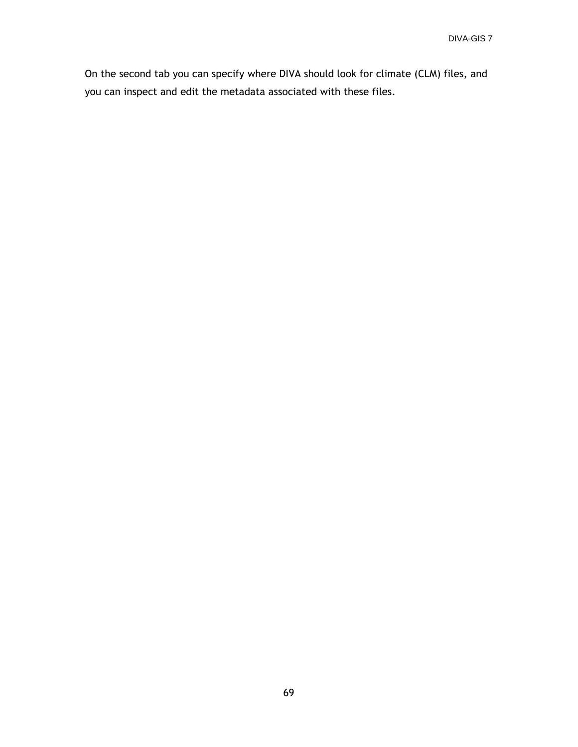On the second tab you can specify where DIVA should look for climate (CLM) files, and you can inspect and edit the metadata associated with these files.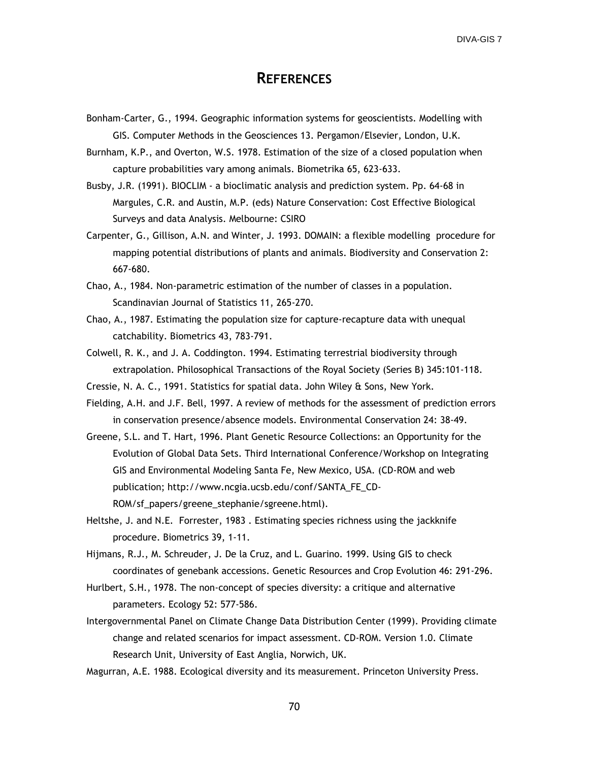# REFERENCES

Bonham-Carter, G., 1994. Geographic information systems for geoscientists. Modelling with GIS. Computer Methods in the Geosciences 13. Pergamon/Elsevier, London, U.K.

Burnham, K.P., and Overton, W.S. 1978. Estimation of the size of a closed population when capture probabilities vary among animals. Biometrika 65, 623-633.

Busby, J.R. (1991). BIOCLIM - a bioclimatic analysis and prediction system. Pp. 64-68 in Margules, C.R. and Austin, M.P. (eds) Nature Conservation: Cost Effective Biological Surveys and data Analysis. Melbourne: CSIRO

Carpenter, G., Gillison, A.N. and Winter, J. 1993. DOMAIN: a flexible modelling procedure for mapping potential distributions of plants and animals. Biodiversity and Conservation 2: 667-680.

Chao, A., 1984. Non-parametric estimation of the number of classes in a population. Scandinavian Journal of Statistics 11, 265-270.

Chao, A., 1987. Estimating the population size for capture-recapture data with unequal catchability. Biometrics 43, 783-791.

Colwell, R. K., and J. A. Coddington. 1994. Estimating terrestrial biodiversity through extrapolation. Philosophical Transactions of the Royal Society (Series B) 345:101-118.

Cressie, N. A. C., 1991. Statistics for spatial data. John Wiley & Sons, New York.

Fielding, A.H. and J.F. Bell, 1997. A review of methods for the assessment of prediction errors in conservation presence/absence models. Environmental Conservation 24: 38-49.

Greene, S.L. and T. Hart, 1996. Plant Genetic Resource Collections: an Opportunity for the Evolution of Global Data Sets. Third International Conference/Workshop on Integrating GIS and Environmental Modeling Santa Fe, New Mexico, USA. (CD-ROM and web publication; http://www.ncgia.ucsb.edu/conf/SANTA_FE_CD-ROM/sf_papers/greene_stephanie/sgreene.html).

Heltshe, J. and N.E. Forrester, 1983 . Estimating species richness using the jackknife procedure. Biometrics 39, 1-11.

Hijmans, R.J., M. Schreuder, J. De la Cruz, and L. Guarino. 1999. Using GIS to check coordinates of genebank accessions. Genetic Resources and Crop Evolution 46: 291-296.

Hurlbert, S.H., 1978. The non-concept of species diversity: a critique and alternative parameters. Ecology 52: 577-586.

Intergovernmental Panel on Climate Change Data Distribution Center (1999). Providing climate change and related scenarios for impact assessment. CD-ROM. Version 1.0. Climate Research Unit, University of East Anglia, Norwich, UK.

Magurran, A.E. 1988. Ecological diversity and its measurement. Princeton University Press.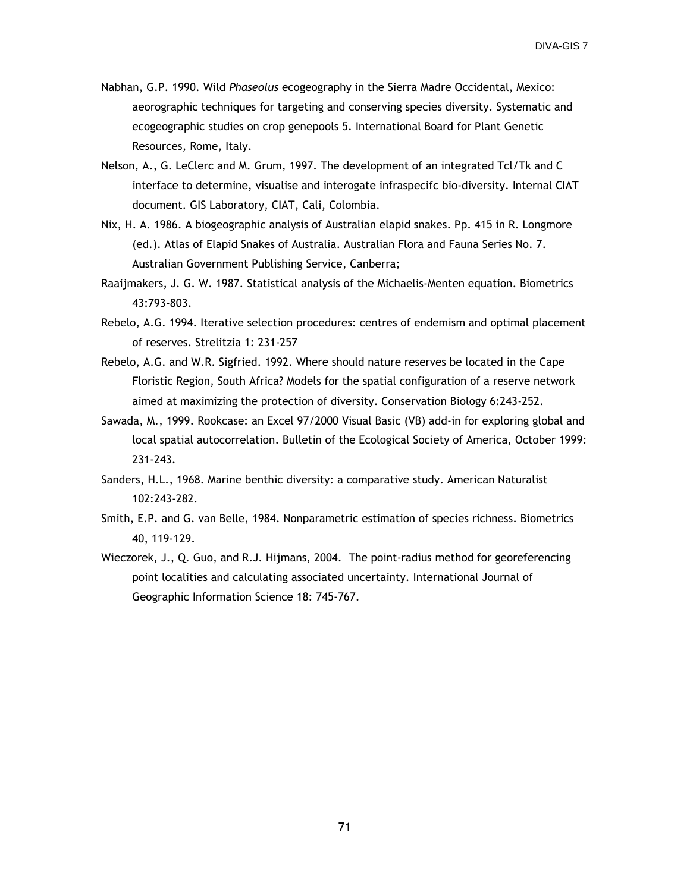Nabhan, G.P. 1990. Wild *Phaseolus* ecogeography in the Sierra Madre Occidental, Mexico: aerographic techniques for targeting and conserving species diversity. Systematic and ecogeographic studies on crop genepools 5. International Board for Plant Genetic Resources, Rome, Italy.

Nelson, A., G. LeClerc and M. Grum, 1997. The development of an integrated Tcl/Tk and C interface to determine, visualise and interogate infraspecifc bio-diversity. Internal CIAT document. GIS Laboratory, CIAT, Cali, Colombia.

Nix, H. A. 1986. A biogeographic analysis of Australian elapid snakes. Pp. 415 in R. Longmore (ed.). Atlas of Elapid Snakes of Australia. Australian Flora and Fauna Series No. 7. Australian Government Publishing Service, Canberra;

Raaijmakers, J. G. W. 1987. Statistical analysis of the Michaelis-Menten equation. Biometrics 43:793-803.

Rebelo, A.G. 1994. Iterative selection procedures: centres of endemism and optimal placement of reserves. Strelitzia 1: 231-257

Rebelo, A.G. and W.R. Sigfried. 1992. Where should nature reserves be located in the Cape Floristic Region, South Africa? Models for the spatial configuration of a reserve network aimed at maximizing the protection of diversity. Conservation Biology 6:243-252.

Sawada, M., 1999. Rookcase: an Excel 97/2000 Visual Basic (VB) add-in for exploring global and local spatial autocorrelation. Bulletin of the Ecological Society of America, October 1999: 231-243.

Sanders, H.L., 1968. Marine benthic diversity: a comparative study. American Naturalist 102:243-282.

Smith, E.P. and G. van Belle, 1984. Nonparametric estimation of species richness. Biometrics 40, 119-129.

Wieczorek, J., Q. Guo, and R.J. Hijmans, 2004. The point-radius method for georeferencing point localities and calculating associated uncertainty. International Journal of Geographic Information Science 18: 745-767.